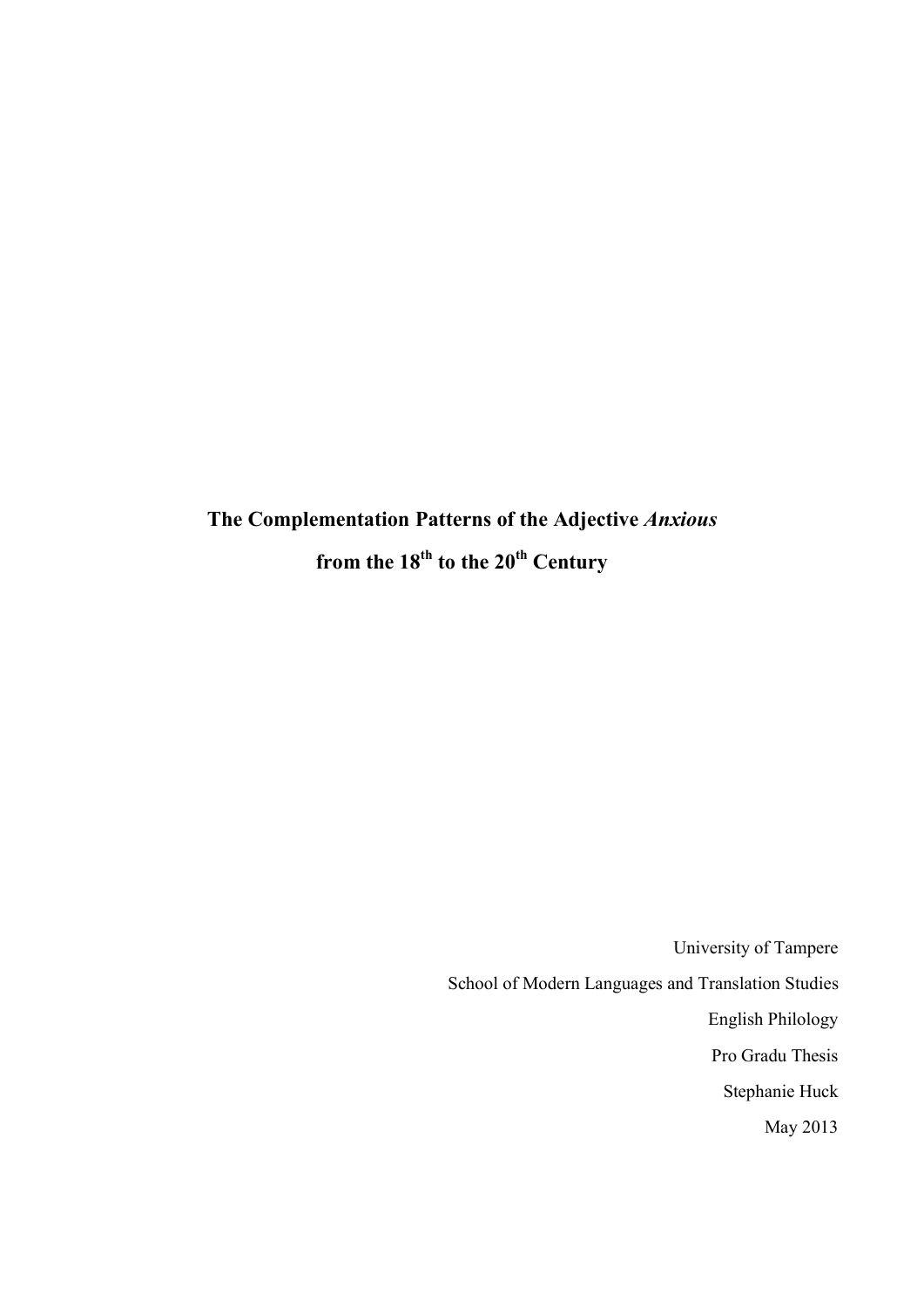# The Complementation Patterns of the Adjective *Anxious* from the 18th to the 20th Century

University of Tampere

School of Modern Languages and Translation Studies

English Philology

Pro Gradu Thesis

Stephanie Huck

May 2013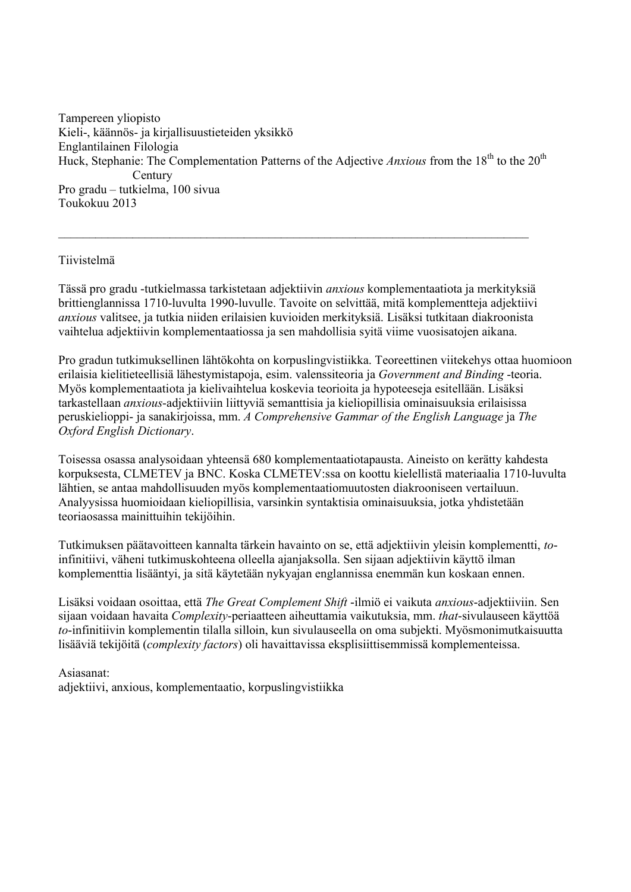Tampereen yliopisto
Kieli-, käännös- ja kirjallisuustieteiden yksikkö
Englantilainen Filologia
Huck, Stephanie: The Complementation Patterns of the Adjective *Anxious* from the 18th to the 20th Century
Pro gradu – tutkielma, 100 sivua
Toukokuu 2013

---

Tiivistelmä

Tässä pro gradu -tutkielmassa tarkistetaan adjektiivin *anxious* komplementaatiota ja merkityksiä brittienglannissa 1710-luvulta 1990-luvulle. Tavoite on selvittää, mitä komplementteja adjektiivi *anxious* valitsee, ja tutkia niiden erilaisien kuvioiden merkityksiä. Lisäksi tutkitaan diakroonista vaihtelua adjektiivin komplementaatiossa ja sen mahdollisia syitä viime vuosisatojen aikana.

Pro gradun tutkimuksellinen lähtökohta on korpuslingvistiikka. Teoreettinen viitekehys ottaa huomioon erilaisia kielitieteellisiä lähestymistapoja, esim. valenssiteoria ja *Government and Binding* -teoria. Myös komplementaatiota ja kielivaihtelua koskevia teorioita ja hypoteeseja esitellään. Lisäksi tarkastellaan *anxious*-adjektiiviin liittyviä semanttisia ja kieliopillisia ominaisuuksia erilaisissa peruskielioppi- ja sanakirjoissa, mm. *A Comprehensive Gammar of the English Language* ja *The Oxford English Dictionary*.

Toisessa osassa analysoidaan yhteensä 680 komplementaatiotapausta. Aineisto on kerätty kahdesta korpuksesta, CLMETEV ja BNC. Koska CLMETEV:ssa on koottu kielellistä materiaalia 1710-luvulta lähtien, se antaa mahdollisuuden myös komplementaatiomuutosten diakrooniseen vertailuun. Analyysissa huomioidaan kieliopillisia, varsinkin syntaktisia ominaisuuksia, jotka yhdistetään teoriaosassa mainittuihin tekijöihin.

Tutkimuksen päätavoitteen kannalta tärkein havainto on se, että adjektiivin yleisin komplementti, *to*-infinitiivi, väheni tutkimuskohteena olleella ajanjaksolla. Sen sijaan adjektiivin käyttö ilman komplementtia lisääntyi, ja sitä käytetään nykyajan englannissa enemmän kun koskaan ennen.

Lisäksi voidaan osoittaa, että *The Great Complement Shift* -ilmiö ei vaikuta *anxious*-adjektiiviin. Sen sijaan voidaan havaita *Complexity*-periaatteen aiheuttamia vaikutuksia, mm. *that*-sivulauseen käyttöä *to*-infinitiivin komplementin tilalla silloin, kun sivulauseella on oma subjekti. Myösmonimutkaisuutta lisääviä tekijöitä (*complexity factors*) oli havaittavissa eksplisiittisemmissä komplementeissa.

Asiasanat:
adjektiivi, anxious, komplementaatio, korpuslingvistiikka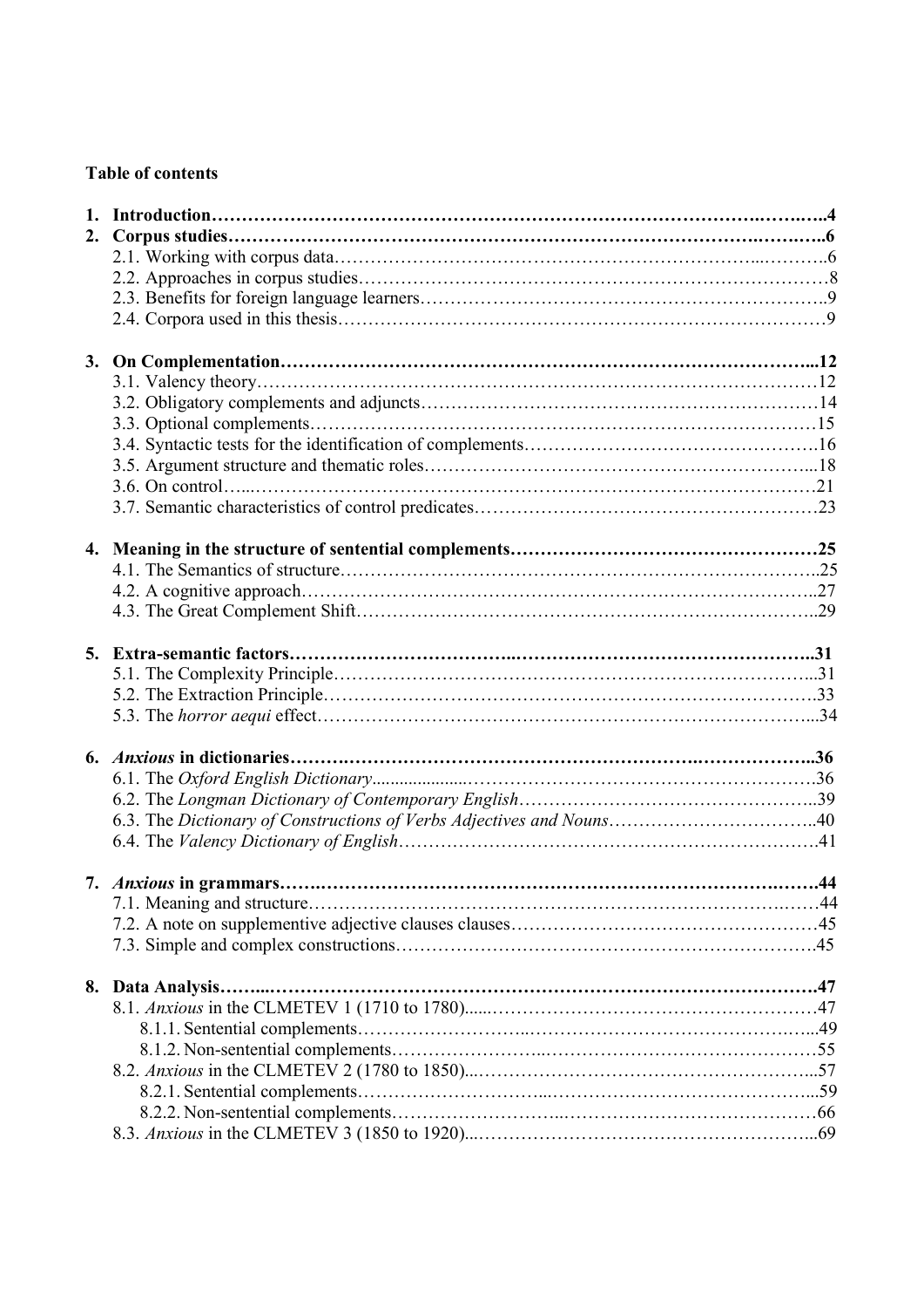**Table of contents**

1. **Introduction……………………………………………………………………………………4**
2. **Corpus studies…………………………………………………………………………………6**
   - 2.1. Working with corpus data……………………………………………………………………6
   - 2.2. Approaches in corpus studies………………………………………………………………8
   - 2.3. Benefits for foreign language learners………………………………………………………9
   - 2.4. Corpora used in this thesis…………………………………………………………………9
3. **On Complementation…………………………………………………………………………12**
   - 3.1. Valency theory………………………………………………………………………………12
   - 3.2. Obligatory complements and adjuncts………………………………………………………14
   - 3.3. Optional complements………………………………………………………………………15
   - 3.4. Syntactic tests for the identification of complements………………………………………16
   - 3.5. Argument structure and thematic roles………………………………………………………18
   - 3.6. On control……………………………………………………………………………………21
   - 3.7. Semantic characteristics of control predicates………………………………………………23
4. **Meaning in the structure of sentential complements……………………………………………25**
   - 4.1. The Semantics of structure……………………………………………………………………25
   - 4.2. A cognitive approach…………………………………………………………………………27
   - 4.3. The Great Complement Shift…………………………………………………………………29
5. **Extra-semantic factors…………………………………………………………………………31**
   - 5.1. The Complexity Principle……………………………………………………………………31
   - 5.2. The Extraction Principle………………………………………………………………………33
   - 5.3. The *horror aequi* effect………………………………………………………………………34
6. ***Anxious* in dictionaries…………………………………………………………………………36**
   - 6.1. The *Oxford English Dictionary*………………………………………………………………36
   - 6.2. The *Longman Dictionary of Contemporary English*…………………………………………39
   - 6.3. The *Dictionary of Constructions of Verbs Adjectives and Nouns*……………………………40
   - 6.4. The *Valency Dictionary of English*…………………………………………………………41
7. ***Anxious* in grammars…………………………………………………………………………44**
   - 7.1. Meaning and structure…………………………………………………………………………44
   - 7.2. A note on supplementive adjective clauses clauses…………………………………………45
   - 7.3. Simple and complex constructions……………………………………………………………45
8. **Data Analysis……………………………………………………………………………………47**
   - 8.1. *Anxious* in the CLMETEV 1 (1710 to 1780)…………………………………………………47
     - 8.1.1. Sentential complements…………………………………………………………………49
     - 8.1.2. Non-sentential complements……………………………………………………………55
   - 8.2. *Anxious* in the CLMETEV 2 (1780 to 1850)…………………………………………………57
     - 8.2.1. Sentential complements…………………………………………………………………59
     - 8.2.2. Non-sentential complements……………………………………………………………66
   - 8.3. *Anxious* in the CLMETEV 3 (1850 to 1920)…………………………………………………69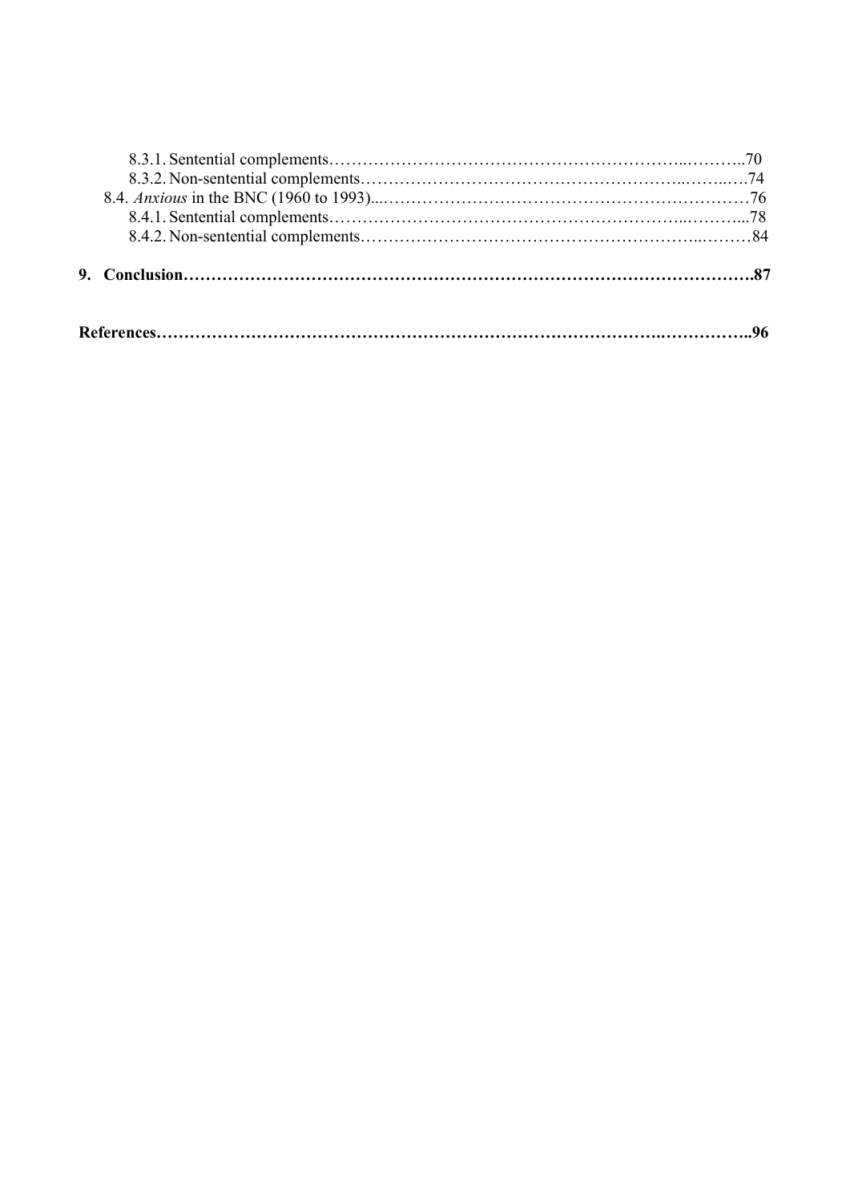8.3.1. Sentential complements……………………………………………………………..………..70

8.3.2. Non-sentential complements………………………………………………………..……..….74

8.4. *Anxious* in the BNC (1960 to 1993)...……………………………………………………………76

8.4.1. Sentential complements……………………………………………………………..………...78

8.4.2. Non-sentential complements……………………………………………………...………84

**9. Conclusion……………………………………………………………………………………….87**

**References…………………………………………………………………………..……………..96**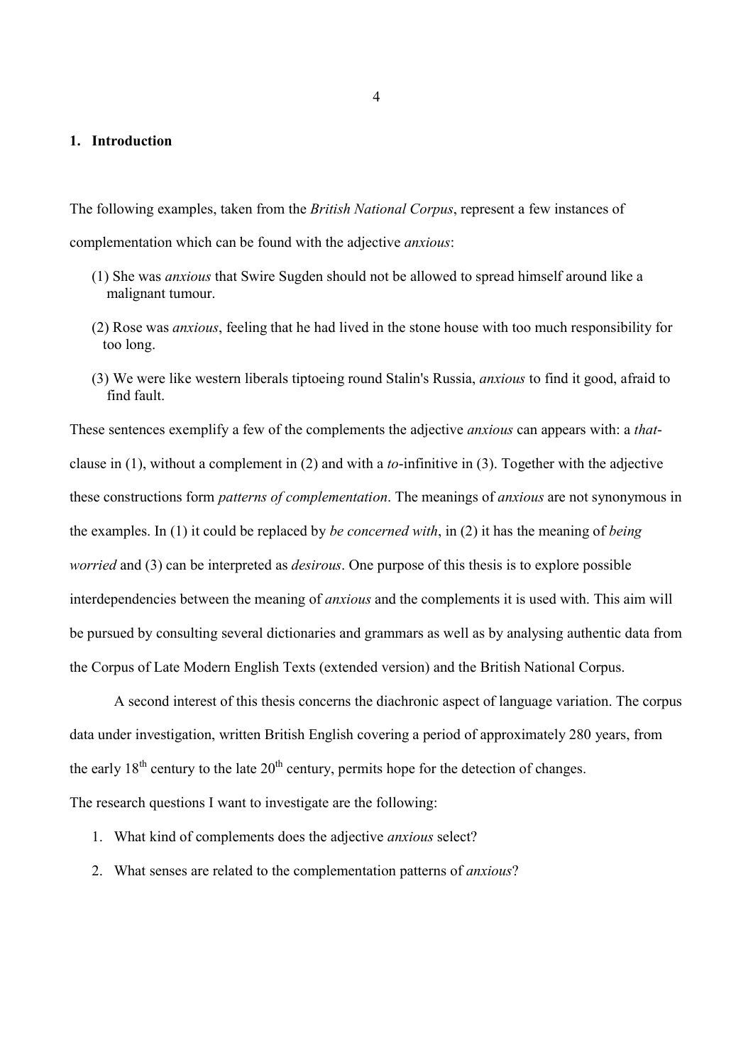## 1. Introduction

The following examples, taken from the *British National Corpus*, represent a few instances of complementation which can be found with the adjective *anxious*:

(1) She was *anxious* that Swire Sugden should not be allowed to spread himself around like a malignant tumour.

(2) Rose was *anxious*, feeling that he had lived in the stone house with too much responsibility for too long.

(3) We were like western liberals tiptoeing round Stalin's Russia, *anxious* to find it good, afraid to find fault.

These sentences exemplify a few of the complements the adjective *anxious* can appears with: a *that*-clause in (1), without a complement in (2) and with a *to*-infinitive in (3). Together with the adjective these constructions form *patterns of complementation*. The meanings of *anxious* are not synonymous in the examples. In (1) it could be replaced by *be concerned with*, in (2) it has the meaning of *being worried* and (3) can be interpreted as *desirous*. One purpose of this thesis is to explore possible interdependencies between the meaning of *anxious* and the complements it is used with. This aim will be pursued by consulting several dictionaries and grammars as well as by analysing authentic data from the Corpus of Late Modern English Texts (extended version) and the British National Corpus.

A second interest of this thesis concerns the diachronic aspect of language variation. The corpus data under investigation, written British English covering a period of approximately 280 years, from the early 18$^{th}$ century to the late 20$^{th}$ century, permits hope for the detection of changes.
The research questions I want to investigate are the following:

1. What kind of complements does the adjective *anxious* select?
2. What senses are related to the complementation patterns of *anxious*?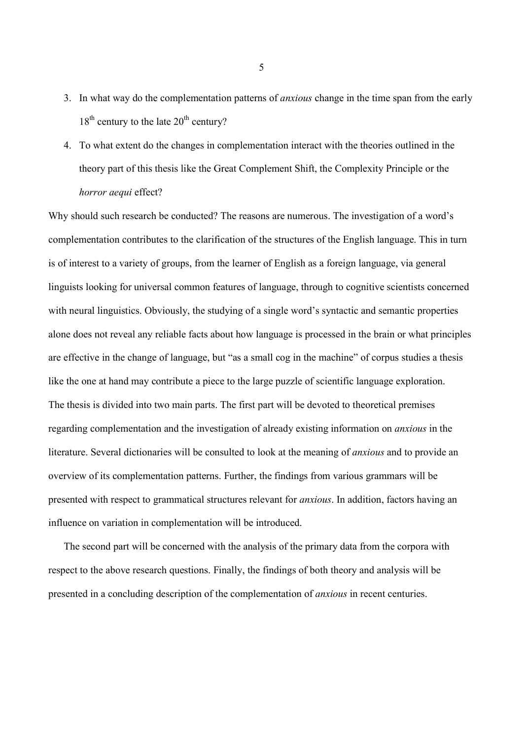3. In what way do the complementation patterns of *anxious* change in the time span from the early $18^{th}$ century to the late $20^{th}$ century?
4. To what extent do the changes in complementation interact with the theories outlined in the theory part of this thesis like the Great Complement Shift, the Complexity Principle or the *horror aequi* effect?

Why should such research be conducted? The reasons are numerous. The investigation of a word's complementation contributes to the clarification of the structures of the English language. This in turn is of interest to a variety of groups, from the learner of English as a foreign language, via general linguists looking for universal common features of language, through to cognitive scientists concerned with neural linguistics. Obviously, the studying of a single word's syntactic and semantic properties alone does not reveal any reliable facts about how language is processed in the brain or what principles are effective in the change of language, but "as a small cog in the machine" of corpus studies a thesis like the one at hand may contribute a piece to the large puzzle of scientific language exploration.

The thesis is divided into two main parts. The first part will be devoted to theoretical premises regarding complementation and the investigation of already existing information on *anxious* in the literature. Several dictionaries will be consulted to look at the meaning of *anxious* and to provide an overview of its complementation patterns. Further, the findings from various grammars will be presented with respect to grammatical structures relevant for *anxious*. In addition, factors having an influence on variation in complementation will be introduced.

The second part will be concerned with the analysis of the primary data from the corpora with respect to the above research questions. Finally, the findings of both theory and analysis will be presented in a concluding description of the complementation of *anxious* in recent centuries.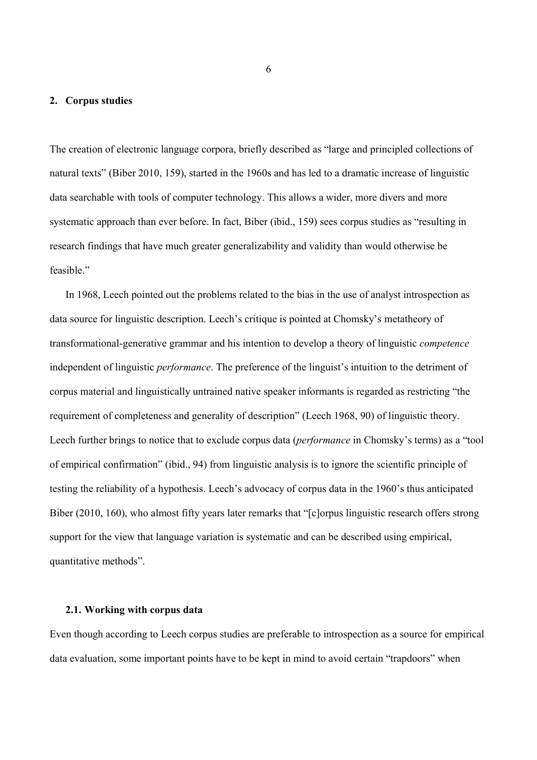## 2. Corpus studies

The creation of electronic language corpora, briefly described as "large and principled collections of natural texts" (Biber 2010, 159), started in the 1960s and has led to a dramatic increase of linguistic data searchable with tools of computer technology. This allows a wider, more divers and more systematic approach than ever before. In fact, Biber (ibid., 159) sees corpus studies as "resulting in research findings that have much greater generalizability and validity than would otherwise be feasible."

In 1968, Leech pointed out the problems related to the bias in the use of analyst introspection as data source for linguistic description. Leech's critique is pointed at Chomsky's metatheory of transformational-generative grammar and his intention to develop a theory of linguistic *competence* independent of linguistic *performance*. The preference of the linguist's intuition to the detriment of corpus material and linguistically untrained native speaker informants is regarded as restricting "the requirement of completeness and generality of description" (Leech 1968, 90) of linguistic theory. Leech further brings to notice that to exclude corpus data (*performance* in Chomsky's terms) as a "tool of empirical confirmation" (ibid., 94) from linguistic analysis is to ignore the scientific principle of testing the reliability of a hypothesis. Leech's advocacy of corpus data in the 1960's thus anticipated Biber (2010, 160), who almost fifty years later remarks that "[c]orpus linguistic research offers strong support for the view that language variation is systematic and can be described using empirical, quantitative methods".

### 2.1. Working with corpus data

Even though according to Leech corpus studies are preferable to introspection as a source for empirical data evaluation, some important points have to be kept in mind to avoid certain "trapdoors" when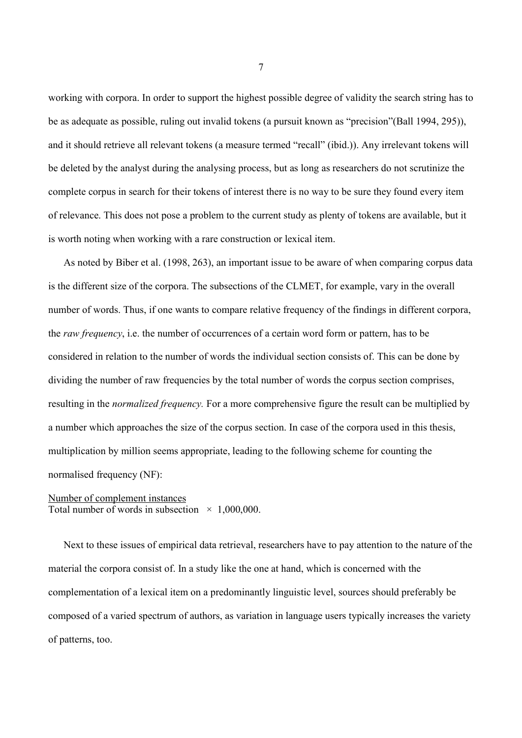working with corpora. In order to support the highest possible degree of validity the search string has to be as adequate as possible, ruling out invalid tokens (a pursuit known as "precision"(Ball 1994, 295)), and it should retrieve all relevant tokens (a measure termed "recall" (ibid.)). Any irrelevant tokens will be deleted by the analyst during the analysing process, but as long as researchers do not scrutinize the complete corpus in search for their tokens of interest there is no way to be sure they found every item of relevance. This does not pose a problem to the current study as plenty of tokens are available, but it is worth noting when working with a rare construction or lexical item.

As noted by Biber et al. (1998, 263), an important issue to be aware of when comparing corpus data is the different size of the corpora. The subsections of the CLMET, for example, vary in the overall number of words. Thus, if one wants to compare relative frequency of the findings in different corpora, the *raw frequency*, i.e. the number of occurrences of a certain word form or pattern, has to be considered in relation to the number of words the individual section consists of. This can be done by dividing the number of raw frequencies by the total number of words the corpus section comprises, resulting in the *normalized frequency.* For a more comprehensive figure the result can be multiplied by a number which approaches the size of the corpus section. In case of the corpora used in this thesis, multiplication by million seems appropriate, leading to the following scheme for counting the normalised frequency (NF):

$$\frac{\text{Number of complement instances}}{\text{Total number of words in subsection}} \times 1{,}000{,}000.$$

Next to these issues of empirical data retrieval, researchers have to pay attention to the nature of the material the corpora consist of. In a study like the one at hand, which is concerned with the complementation of a lexical item on a predominantly linguistic level, sources should preferably be composed of a varied spectrum of authors, as variation in language users typically increases the variety of patterns, too.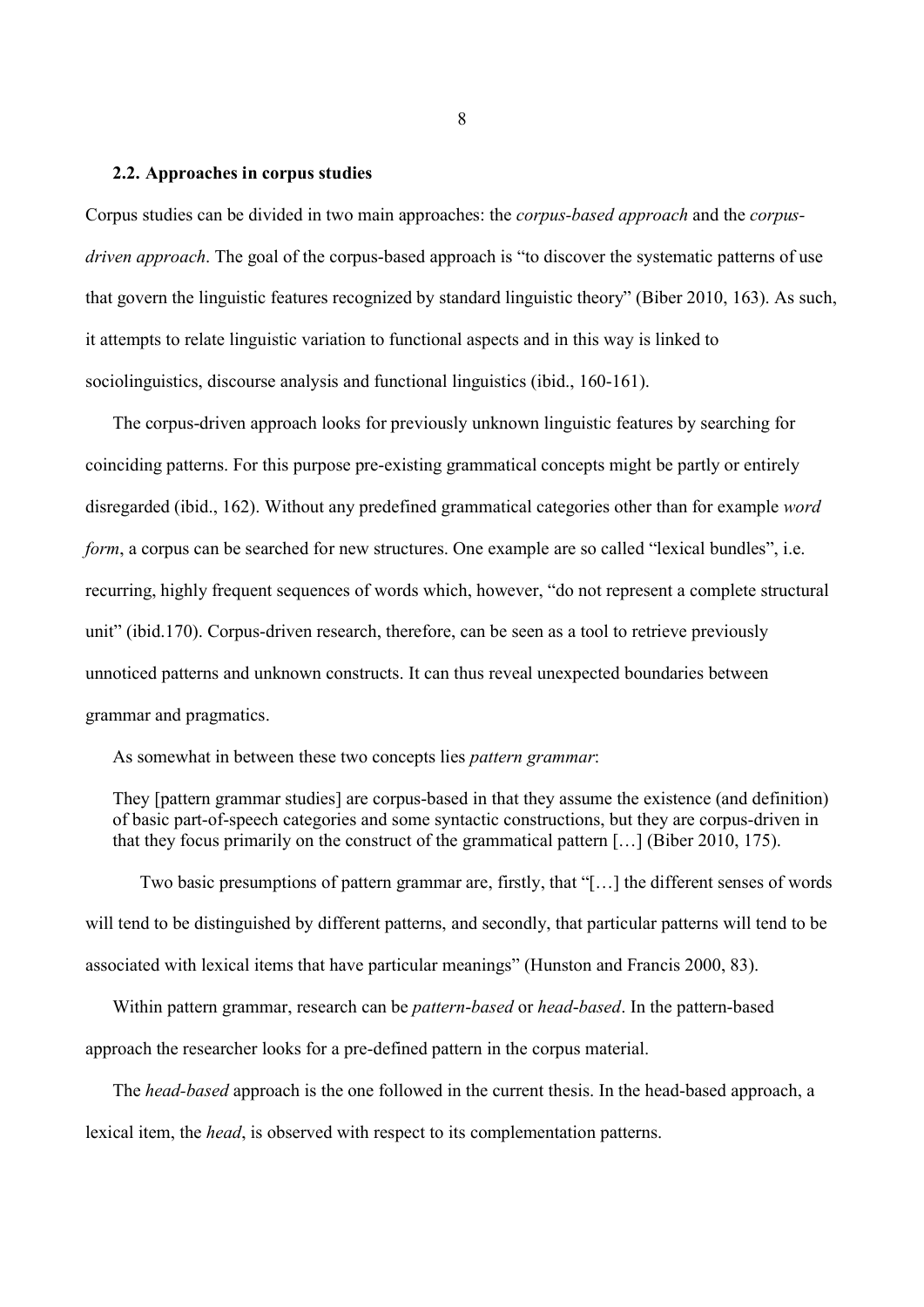### 2.2. Approaches in corpus studies

Corpus studies can be divided in two main approaches: the *corpus-based approach* and the *corpus-driven approach*. The goal of the corpus-based approach is "to discover the systematic patterns of use that govern the linguistic features recognized by standard linguistic theory" (Biber 2010, 163). As such, it attempts to relate linguistic variation to functional aspects and in this way is linked to sociolinguistics, discourse analysis and functional linguistics (ibid., 160-161).

The corpus-driven approach looks for previously unknown linguistic features by searching for coinciding patterns. For this purpose pre-existing grammatical concepts might be partly or entirely disregarded (ibid., 162). Without any predefined grammatical categories other than for example *word form*, a corpus can be searched for new structures. One example are so called "lexical bundles", i.e. recurring, highly frequent sequences of words which, however, "do not represent a complete structural unit" (ibid.170). Corpus-driven research, therefore, can be seen as a tool to retrieve previously unnoticed patterns and unknown constructs. It can thus reveal unexpected boundaries between grammar and pragmatics.

As somewhat in between these two concepts lies *pattern grammar*:

> They [pattern grammar studies] are corpus-based in that they assume the existence (and definition) of basic part-of-speech categories and some syntactic constructions, but they are corpus-driven in that they focus primarily on the construct of the grammatical pattern […] (Biber 2010, 175).

Two basic presumptions of pattern grammar are, firstly, that "[…] the different senses of words will tend to be distinguished by different patterns, and secondly, that particular patterns will tend to be associated with lexical items that have particular meanings" (Hunston and Francis 2000, 83).

Within pattern grammar, research can be *pattern-based* or *head-based*. In the pattern-based approach the researcher looks for a pre-defined pattern in the corpus material.

The *head-based* approach is the one followed in the current thesis. In the head-based approach, a lexical item, the *head*, is observed with respect to its complementation patterns.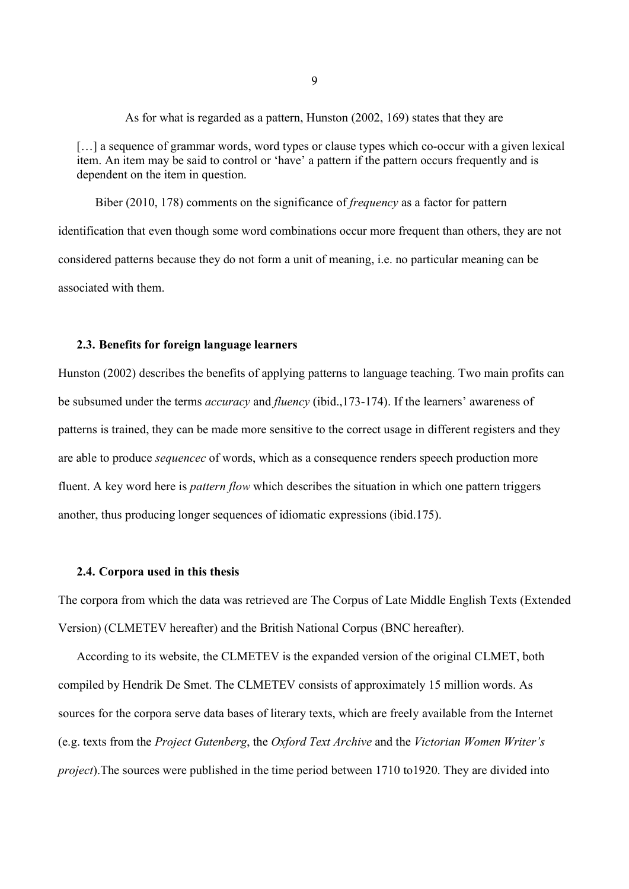As for what is regarded as a pattern, Hunston (2002, 169) states that they are

> […] a sequence of grammar words, word types or clause types which co-occur with a given lexical item. An item may be said to control or 'have' a pattern if the pattern occurs frequently and is dependent on the item in question.

Biber (2010, 178) comments on the significance of *frequency* as a factor for pattern identification that even though some word combinations occur more frequent than others, they are not considered patterns because they do not form a unit of meaning, i.e. no particular meaning can be associated with them.

### 2.3. Benefits for foreign language learners

Hunston (2002) describes the benefits of applying patterns to language teaching. Two main profits can be subsumed under the terms *accuracy* and *fluency* (ibid.,173-174). If the learners' awareness of patterns is trained, they can be made more sensitive to the correct usage in different registers and they are able to produce *sequencec* of words, which as a consequence renders speech production more fluent. A key word here is *pattern flow* which describes the situation in which one pattern triggers another, thus producing longer sequences of idiomatic expressions (ibid.175).

### 2.4. Corpora used in this thesis

The corpora from which the data was retrieved are The Corpus of Late Middle English Texts (Extended Version) (CLMETEV hereafter) and the British National Corpus (BNC hereafter).

According to its website, the CLMETEV is the expanded version of the original CLMET, both compiled by Hendrik De Smet. The CLMETEV consists of approximately 15 million words. As sources for the corpora serve data bases of literary texts, which are freely available from the Internet (e.g. texts from the *Project Gutenberg*, the *Oxford Text Archive* and the *Victorian Women Writer's project*).The sources were published in the time period between 1710 to1920. They are divided into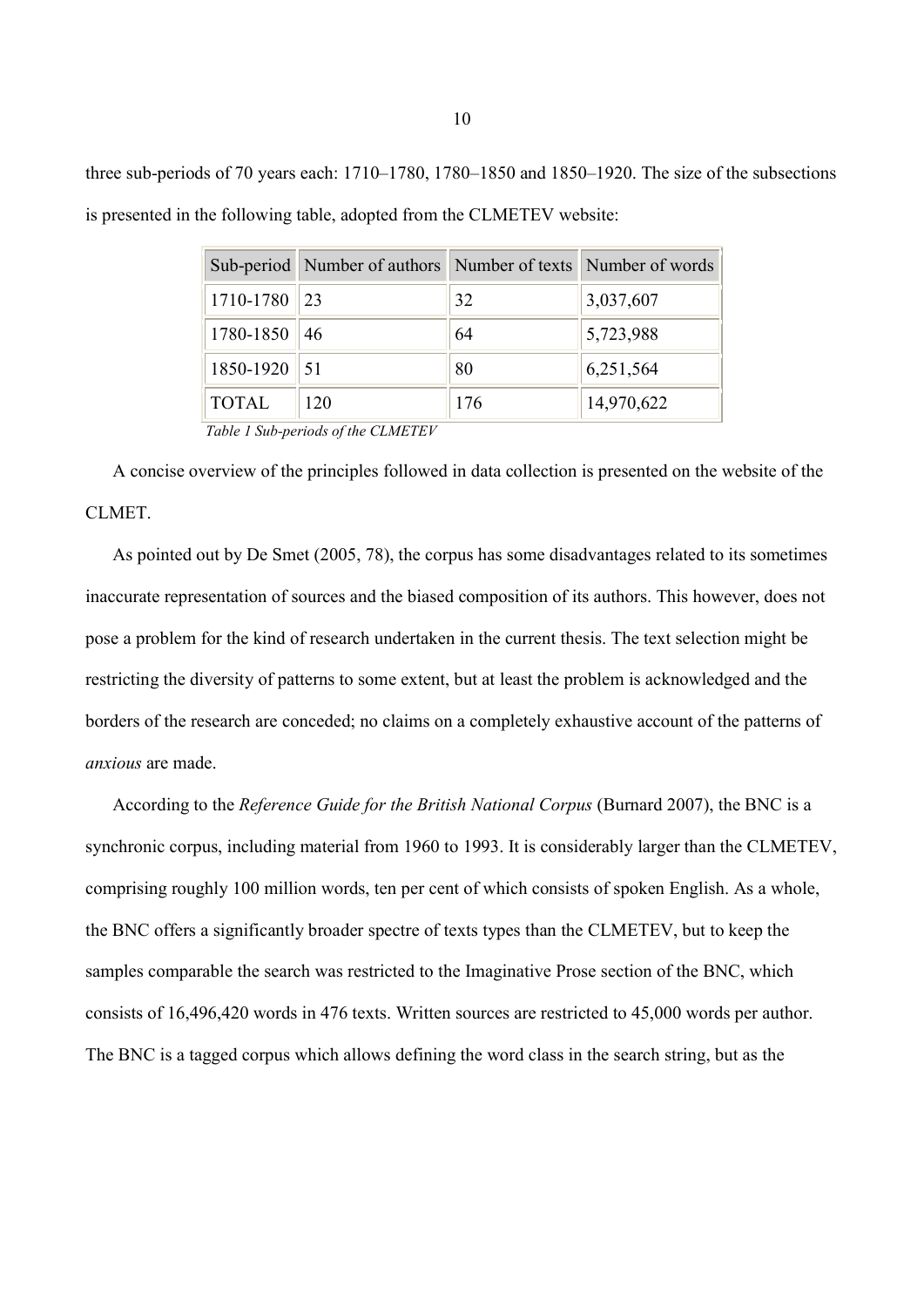three sub-periods of 70 years each: 1710–1780, 1780–1850 and 1850–1920. The size of the subsections is presented in the following table, adopted from the CLMETEV website:

| Sub-period | Number of authors | Number of texts | Number of words |
|---|---|---|---|
| 1710-1780 | 23 | 32 | 3,037,607 |
| 1780-1850 | 46 | 64 | 5,723,988 |
| 1850-1920 | 51 | 80 | 6,251,564 |
| TOTAL | 120 | 176 | 14,970,622 |

*Table 1 Sub-periods of the CLMETEV*

A concise overview of the principles followed in data collection is presented on the website of the CLMET.

As pointed out by De Smet (2005, 78), the corpus has some disadvantages related to its sometimes inaccurate representation of sources and the biased composition of its authors. This however, does not pose a problem for the kind of research undertaken in the current thesis. The text selection might be restricting the diversity of patterns to some extent, but at least the problem is acknowledged and the borders of the research are conceded; no claims on a completely exhaustive account of the patterns of *anxious* are made.

According to the *Reference Guide for the British National Corpus* (Burnard 2007), the BNC is a synchronic corpus, including material from 1960 to 1993. It is considerably larger than the CLMETEV, comprising roughly 100 million words, ten per cent of which consists of spoken English. As a whole, the BNC offers a significantly broader spectre of texts types than the CLMETEV, but to keep the samples comparable the search was restricted to the Imaginative Prose section of the BNC, which consists of 16,496,420 words in 476 texts. Written sources are restricted to 45,000 words per author. The BNC is a tagged corpus which allows defining the word class in the search string, but as the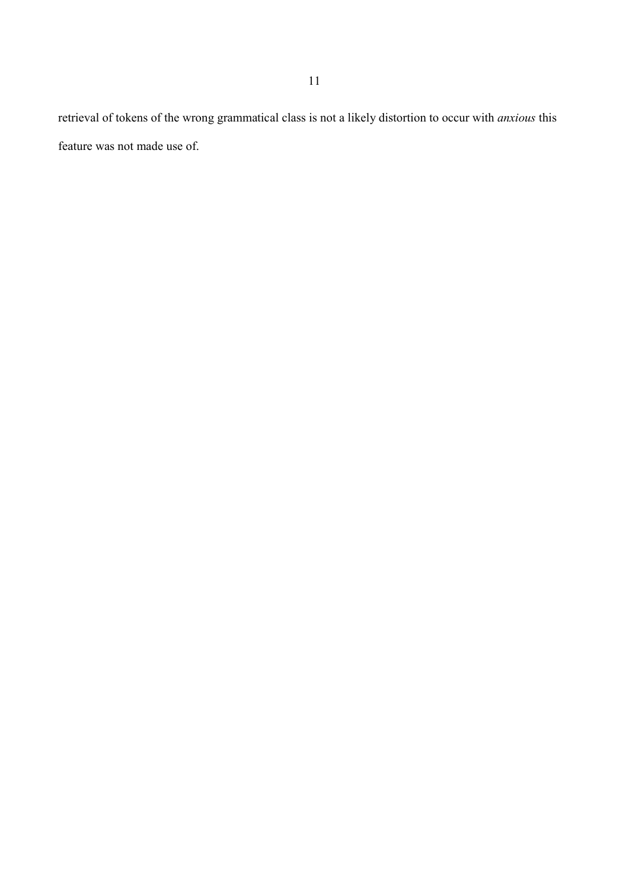retrieval of tokens of the wrong grammatical class is not a likely distortion to occur with *anxious* this feature was not made use of.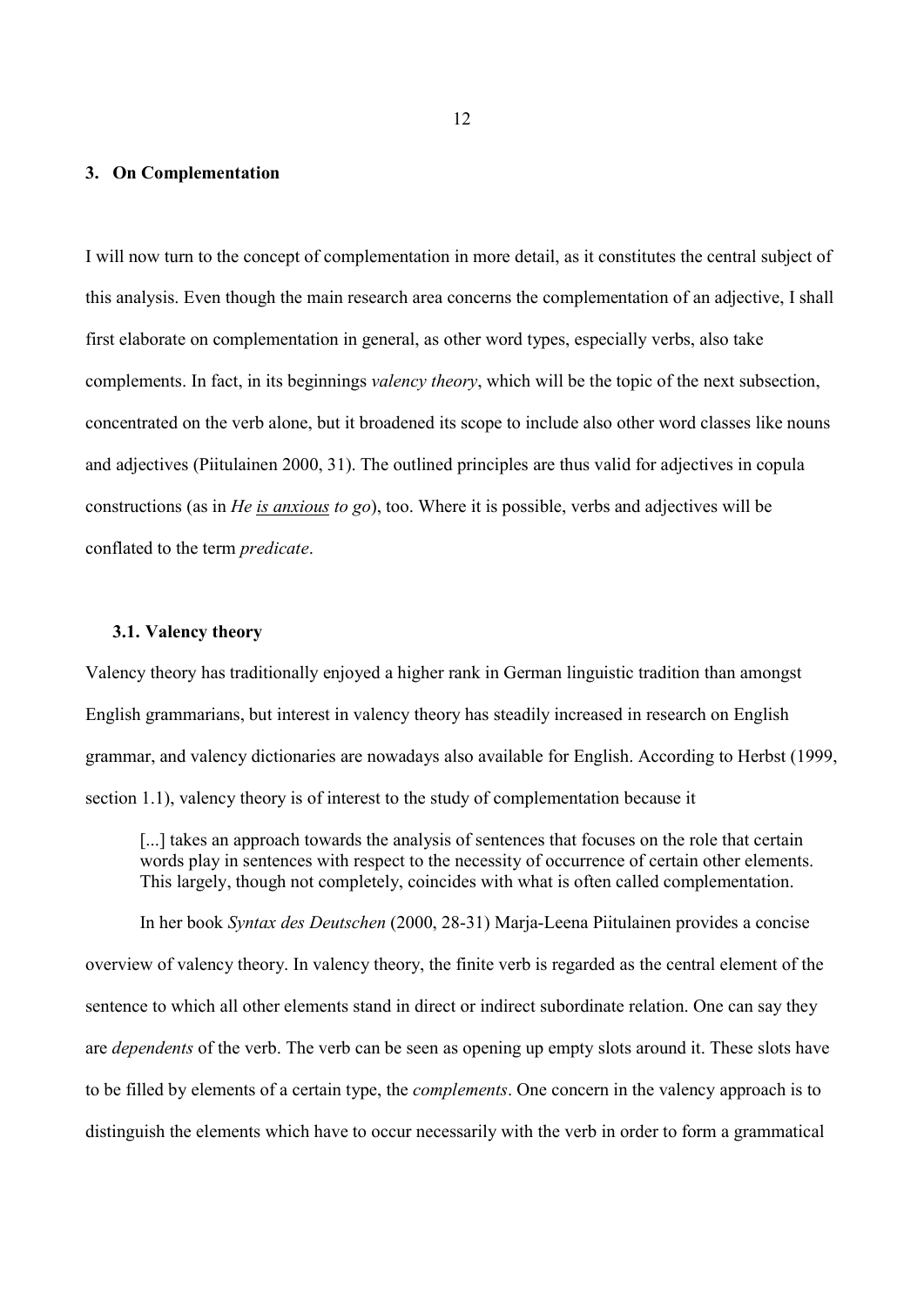## 3. On Complementation

I will now turn to the concept of complementation in more detail, as it constitutes the central subject of this analysis. Even though the main research area concerns the complementation of an adjective, I shall first elaborate on complementation in general, as other word types, especially verbs, also take complements. In fact, in its beginnings *valency theory*, which will be the topic of the next subsection, concentrated on the verb alone, but it broadened its scope to include also other word classes like nouns and adjectives (Piitulainen 2000, 31). The outlined principles are thus valid for adjectives in copula constructions (as in *He <u>is anxious</u> to go*), too. Where it is possible, verbs and adjectives will be conflated to the term *predicate*.

### 3.1. Valency theory

Valency theory has traditionally enjoyed a higher rank in German linguistic tradition than amongst English grammarians, but interest in valency theory has steadily increased in research on English grammar, and valency dictionaries are nowadays also available for English. According to Herbst (1999, section 1.1), valency theory is of interest to the study of complementation because it

> [...] takes an approach towards the analysis of sentences that focuses on the role that certain words play in sentences with respect to the necessity of occurrence of certain other elements. This largely, though not completely, coincides with what is often called complementation.

In her book *Syntax des Deutschen* (2000, 28-31) Marja-Leena Piitulainen provides a concise overview of valency theory. In valency theory, the finite verb is regarded as the central element of the sentence to which all other elements stand in direct or indirect subordinate relation. One can say they are *dependents* of the verb. The verb can be seen as opening up empty slots around it. These slots have to be filled by elements of a certain type, the *complements*. One concern in the valency approach is to distinguish the elements which have to occur necessarily with the verb in order to form a grammatical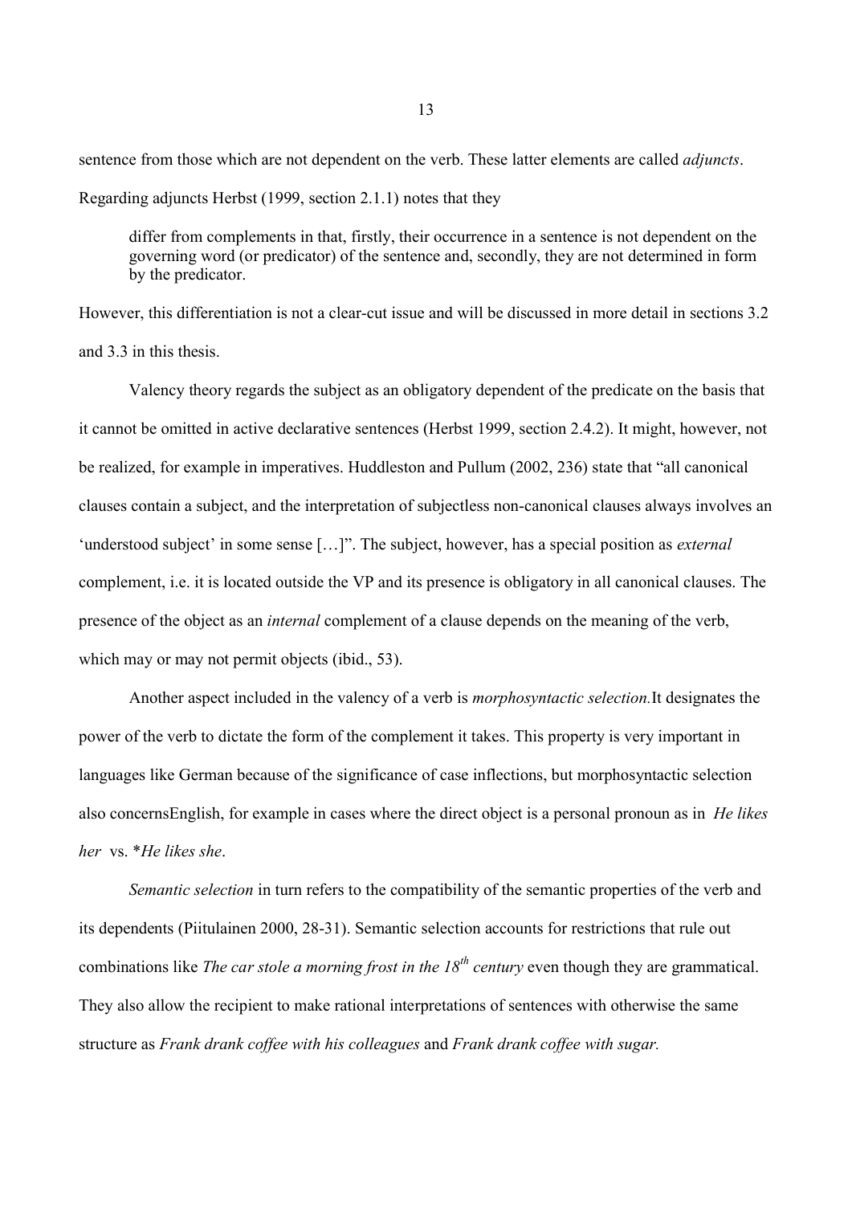sentence from those which are not dependent on the verb. These latter elements are called *adjuncts*. Regarding adjuncts Herbst (1999, section 2.1.1) notes that they

> differ from complements in that, firstly, their occurrence in a sentence is not dependent on the governing word (or predicator) of the sentence and, secondly, they are not determined in form by the predicator.

However, this differentiation is not a clear-cut issue and will be discussed in more detail in sections 3.2 and 3.3 in this thesis.

Valency theory regards the subject as an obligatory dependent of the predicate on the basis that it cannot be omitted in active declarative sentences (Herbst 1999, section 2.4.2). It might, however, not be realized, for example in imperatives. Huddleston and Pullum (2002, 236) state that "all canonical clauses contain a subject, and the interpretation of subjectless non-canonical clauses always involves an 'understood subject' in some sense […]". The subject, however, has a special position as *external* complement, i.e. it is located outside the VP and its presence is obligatory in all canonical clauses. The presence of the object as an *internal* complement of a clause depends on the meaning of the verb, which may or may not permit objects (ibid., 53).

Another aspect included in the valency of a verb is *morphosyntactic selection.*It designates the power of the verb to dictate the form of the complement it takes. This property is very important in languages like German because of the significance of case inflections, but morphosyntactic selection also concernsEnglish, for example in cases where the direct object is a personal pronoun as in *He likes her* vs. **He likes she*.

*Semantic selection* in turn refers to the compatibility of the semantic properties of the verb and its dependents (Piitulainen 2000, 28-31). Semantic selection accounts for restrictions that rule out combinations like *The car stole a morning frost in the 18th century* even though they are grammatical. They also allow the recipient to make rational interpretations of sentences with otherwise the same structure as *Frank drank coffee with his colleagues* and *Frank drank coffee with sugar.*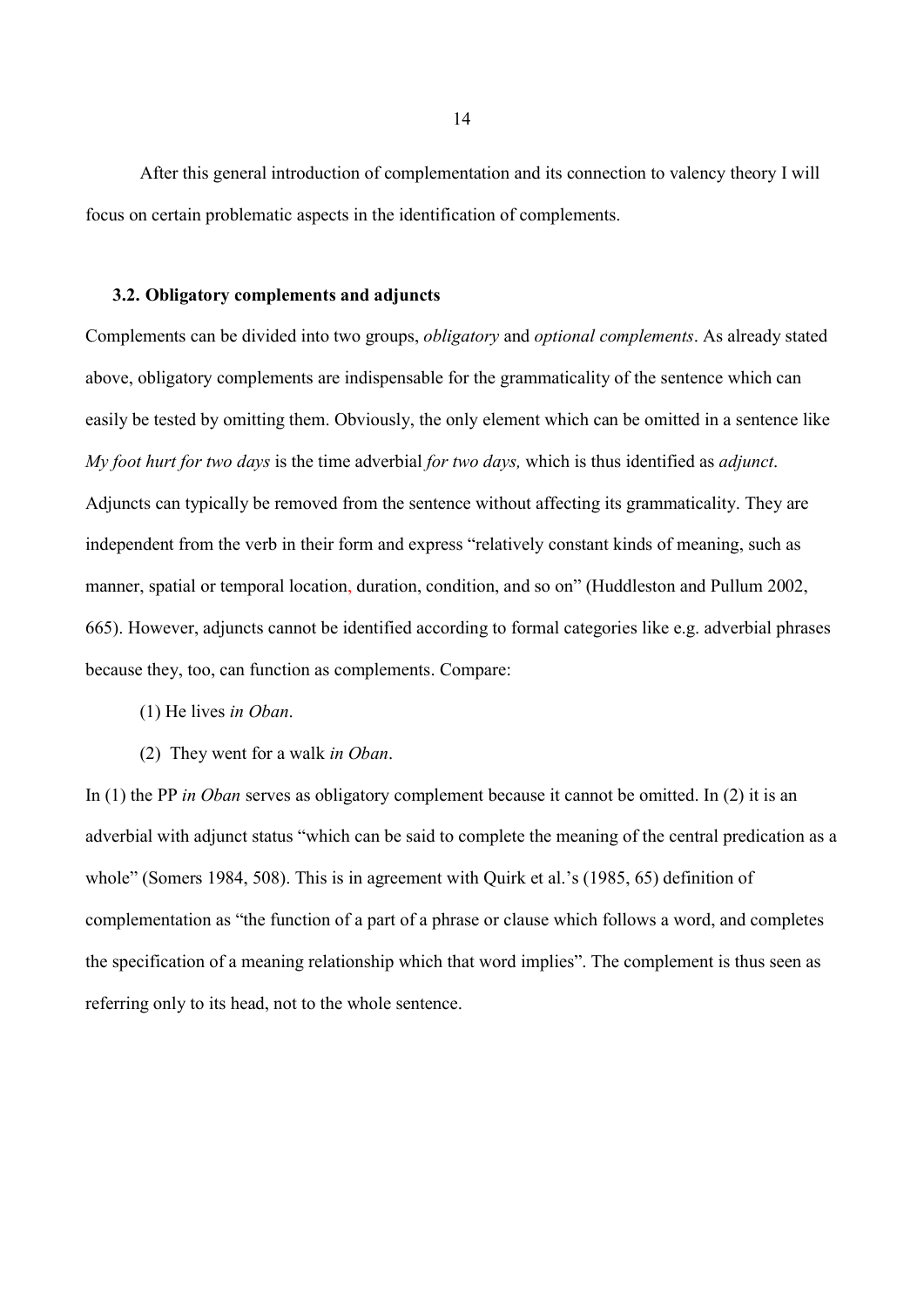After this general introduction of complementation and its connection to valency theory I will focus on certain problematic aspects in the identification of complements.

### 3.2. Obligatory complements and adjuncts

Complements can be divided into two groups, *obligatory* and *optional complements*. As already stated above, obligatory complements are indispensable for the grammaticality of the sentence which can easily be tested by omitting them. Obviously, the only element which can be omitted in a sentence like *My foot hurt for two days* is the time adverbial *for two days,* which is thus identified as *adjunct*. Adjuncts can typically be removed from the sentence without affecting its grammaticality. They are independent from the verb in their form and express "relatively constant kinds of meaning, such as manner, spatial or temporal location, duration, condition, and so on" (Huddleston and Pullum 2002, 665). However, adjuncts cannot be identified according to formal categories like e.g. adverbial phrases because they, too, can function as complements. Compare:

(1) He lives *in Oban*.

(2) They went for a walk *in Oban*.

In (1) the PP *in Oban* serves as obligatory complement because it cannot be omitted. In (2) it is an adverbial with adjunct status "which can be said to complete the meaning of the central predication as a whole" (Somers 1984, 508). This is in agreement with Quirk et al.'s (1985, 65) definition of complementation as "the function of a part of a phrase or clause which follows a word, and completes the specification of a meaning relationship which that word implies". The complement is thus seen as referring only to its head, not to the whole sentence.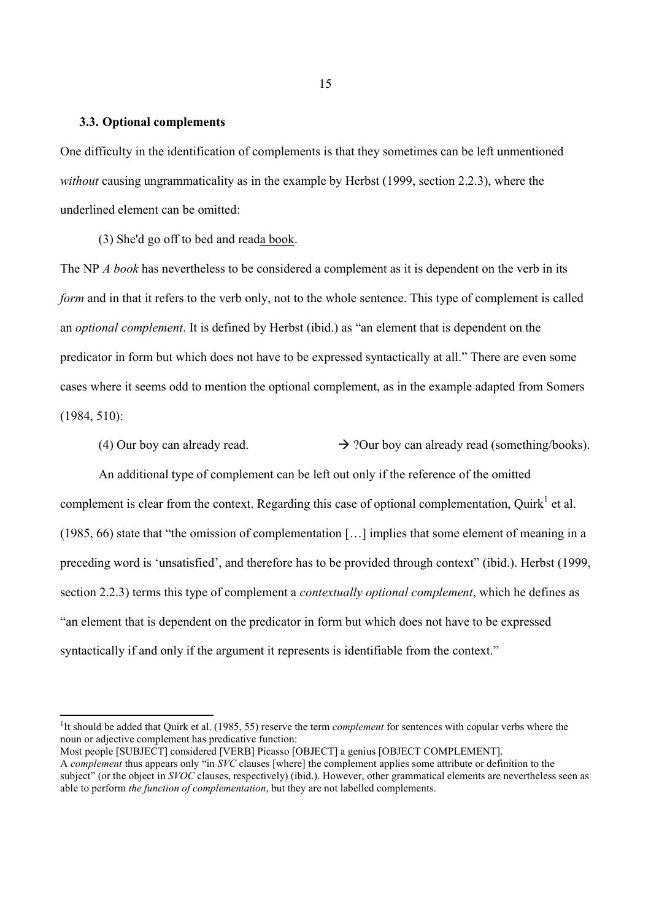### 3.3. Optional complements

One difficulty in the identification of complements is that they sometimes can be left unmentioned *without* causing ungrammaticality as in the example by Herbst (1999, section 2.2.3), where the underlined element can be omitted:

(3) She'd go off to bed and read<u>a book</u>.

The NP *A book* has nevertheless to be considered a complement as it is dependent on the verb in its *form* and in that it refers to the verb only, not to the whole sentence. This type of complement is called an *optional complement*. It is defined by Herbst (ibid.) as "an element that is dependent on the predicator in form but which does not have to be expressed syntactically at all." There are even some cases where it seems odd to mention the optional complement, as in the example adapted from Somers (1984, 510):

(4) Our boy can already read. → ?Our boy can already read (something/books).

An additional type of complement can be left out only if the reference of the omitted complement is clear from the context. Regarding this case of optional complementation, Quirk[1] et al. (1985, 66) state that "the omission of complementation […] implies that some element of meaning in a preceding word is 'unsatisfied', and therefore has to be provided through context" (ibid.). Herbst (1999, section 2.2.3) terms this type of complement a *contextually optional complement*, which he defines as "an element that is dependent on the predicator in form but which does not have to be expressed syntactically if and only if the argument it represents is identifiable from the context."

---

[1]It should be added that Quirk et al. (1985, 55) reserve the term *complement* for sentences with copular verbs where the noun or adjective complement has predicative function:
Most people [SUBJECT] considered [VERB] Picasso [OBJECT] a genius [OBJECT COMPLEMENT].
A *complement* thus appears only "in *SVC* clauses [where] the complement applies some attribute or definition to the subject" (or the object in *SVOC* clauses, respectively) (ibid.). However, other grammatical elements are nevertheless seen as able to perform *the function of complementation*, but they are not labelled complements.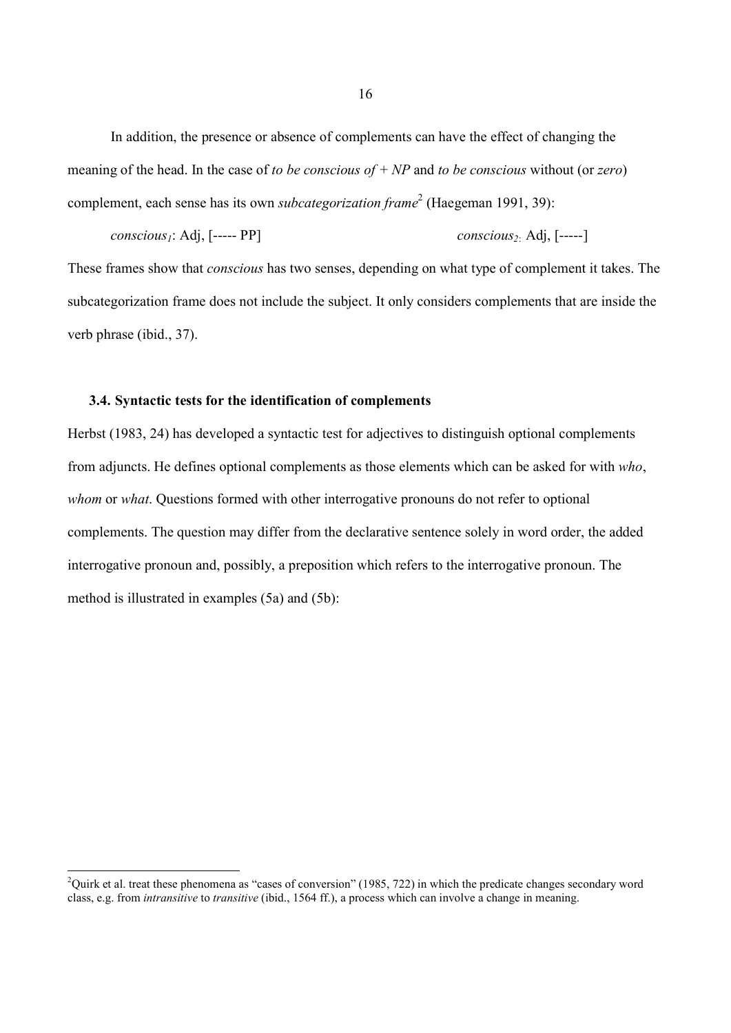In addition, the presence or absence of complements can have the effect of changing the meaning of the head. In the case of *to be conscious of + NP* and *to be conscious* without (or *zero*) complement, each sense has its own *subcategorization frame*[2] (Haegeman 1991, 39):

*conscious*$_1$: Adj, [----- PP]                                        *conscious*$_2$: Adj, [-----]

These frames show that *conscious* has two senses, depending on what type of complement it takes. The subcategorization frame does not include the subject. It only considers complements that are inside the verb phrase (ibid., 37).

### 3.4. Syntactic tests for the identification of complements

Herbst (1983, 24) has developed a syntactic test for adjectives to distinguish optional complements from adjuncts. He defines optional complements as those elements which can be asked for with *who*, *whom* or *what*. Questions formed with other interrogative pronouns do not refer to optional complements. The question may differ from the declarative sentence solely in word order, the added interrogative pronoun and, possibly, a preposition which refers to the interrogative pronoun. The method is illustrated in examples (5a) and (5b):

---

[2] Quirk et al. treat these phenomena as "cases of conversion" (1985, 722) in which the predicate changes secondary word class, e.g. from *intransitive* to *transitive* (ibid., 1564 ff.), a process which can involve a change in meaning.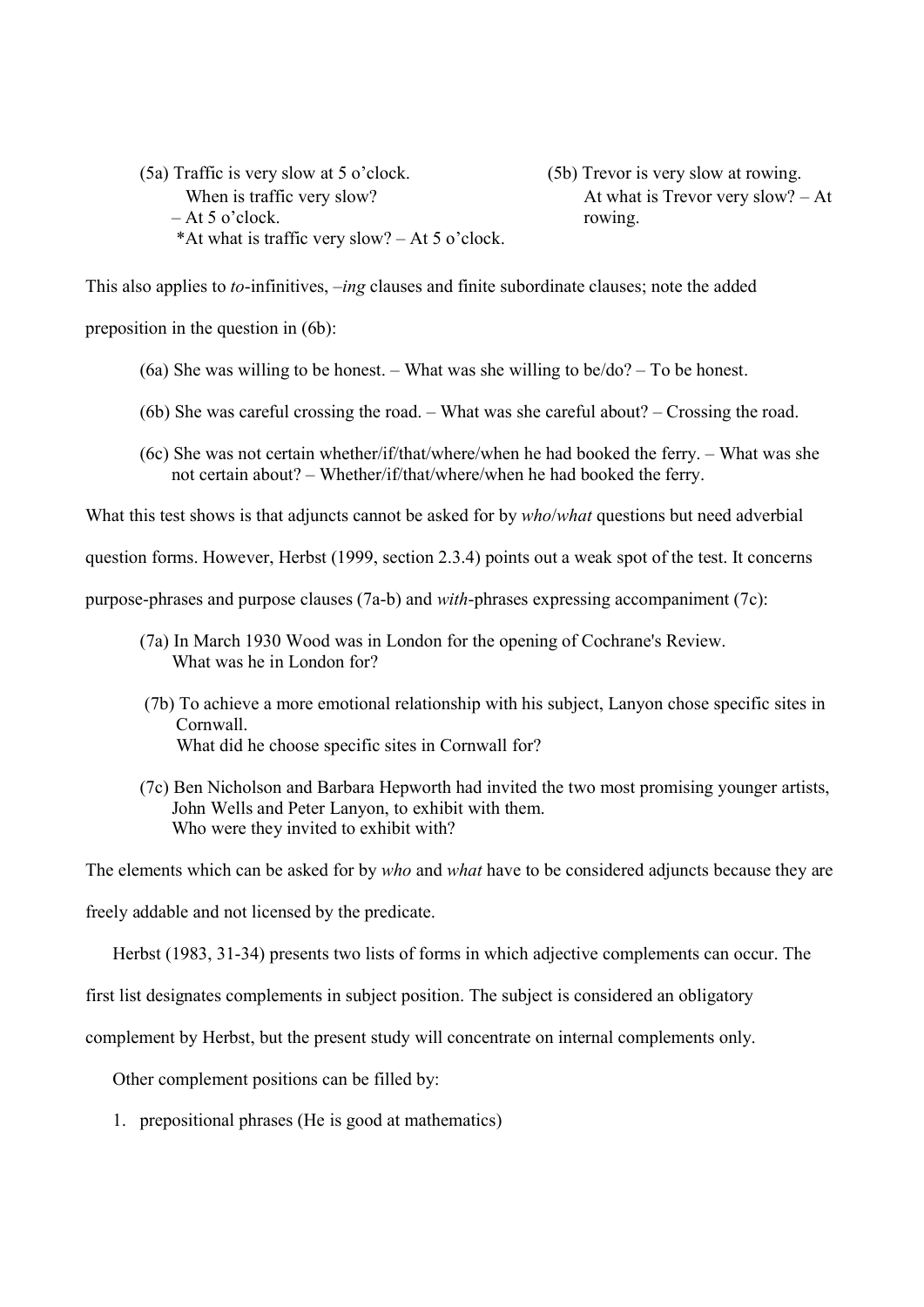(5a) Traffic is very slow at 5 o'clock.
When is traffic very slow?
– At 5 o'clock.
*At what is traffic very slow? – At 5 o'clock.

(5b) Trevor is very slow at rowing.
At what is Trevor very slow? – At rowing.

This also applies to *to*-infinitives, *–ing* clauses and finite subordinate clauses; note the added preposition in the question in (6b):

(6a) She was willing to be honest. – What was she willing to be/do? – To be honest.

(6b) She was careful crossing the road. – What was she careful about? – Crossing the road.

(6c) She was not certain whether/if/that/where/when he had booked the ferry. – What was she not certain about? – Whether/if/that/where/when he had booked the ferry.

What this test shows is that adjuncts cannot be asked for by *who*/*what* questions but need adverbial question forms. However, Herbst (1999, section 2.3.4) points out a weak spot of the test. It concerns purpose-phrases and purpose clauses (7a-b) and *with*-phrases expressing accompaniment (7c):

(7a) In March 1930 Wood was in London for the opening of Cochrane's Review.
What was he in London for?

(7b) To achieve a more emotional relationship with his subject, Lanyon chose specific sites in Cornwall.
What did he choose specific sites in Cornwall for?

(7c) Ben Nicholson and Barbara Hepworth had invited the two most promising younger artists, John Wells and Peter Lanyon, to exhibit with them.
Who were they invited to exhibit with?

The elements which can be asked for by *who* and *what* have to be considered adjuncts because they are freely addable and not licensed by the predicate.

Herbst (1983, 31-34) presents two lists of forms in which adjective complements can occur. The first list designates complements in subject position. The subject is considered an obligatory complement by Herbst, but the present study will concentrate on internal complements only.

Other complement positions can be filled by:

1. prepositional phrases (He is good at mathematics)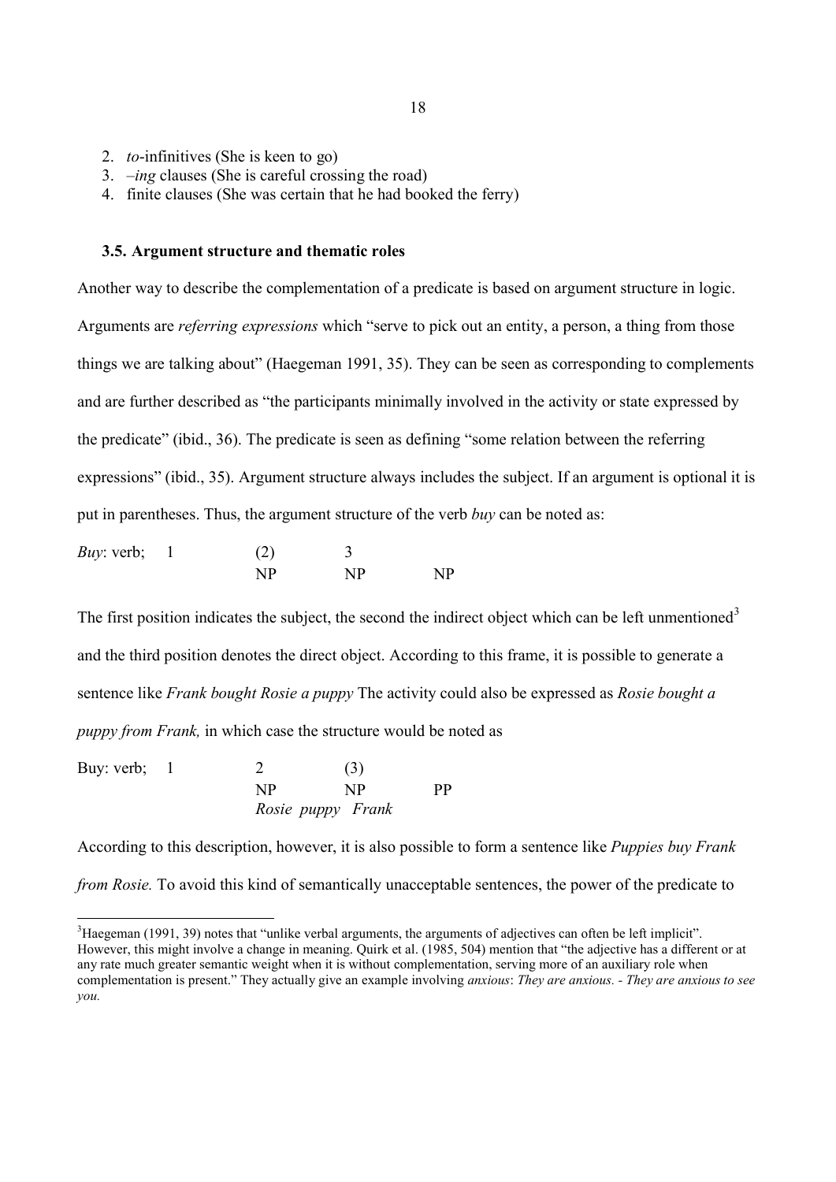2. *to*-infinitives (She is keen to go)
3. *–ing* clauses (She is careful crossing the road)
4. finite clauses (She was certain that he had booked the ferry)

### 3.5. Argument structure and thematic roles

Another way to describe the complementation of a predicate is based on argument structure in logic. Arguments are *referring expressions* which "serve to pick out an entity, a person, a thing from those things we are talking about" (Haegeman 1991, 35). They can be seen as corresponding to complements and are further described as "the participants minimally involved in the activity or state expressed by the predicate" (ibid., 36). The predicate is seen as defining "some relation between the referring expressions" (ibid., 35). Argument structure always includes the subject. If an argument is optional it is put in parentheses. Thus, the argument structure of the verb *buy* can be noted as:

| | | | | |
|---|---|---|---|---|
| *Buy*: verb; | 1 | (2) | 3 | |
| | | NP | NP | NP |

The first position indicates the subject, the second the indirect object which can be left unmentioned[3] and the third position denotes the direct object. According to this frame, it is possible to generate a sentence like *Frank bought Rosie a puppy* The activity could also be expressed as *Rosie bought a puppy from Frank,* in which case the structure would be noted as

| | | | | |
|---|---|---|---|---|
| Buy: verb; | 1 | 2 | (3) | |
| | | NP | NP | PP |
| | | *Rosie* | *puppy* | *Frank* |

According to this description, however, it is also possible to form a sentence like *Puppies buy Frank from Rosie.* To avoid this kind of semantically unacceptable sentences, the power of the predicate to

[3]Haegeman (1991, 39) notes that "unlike verbal arguments, the arguments of adjectives can often be left implicit". However, this might involve a change in meaning. Quirk et al. (1985, 504) mention that "the adjective has a different or at any rate much greater semantic weight when it is without complementation, serving more of an auxiliary role when complementation is present." They actually give an example involving *anxious*: *They are anxious. - They are anxious to see you.*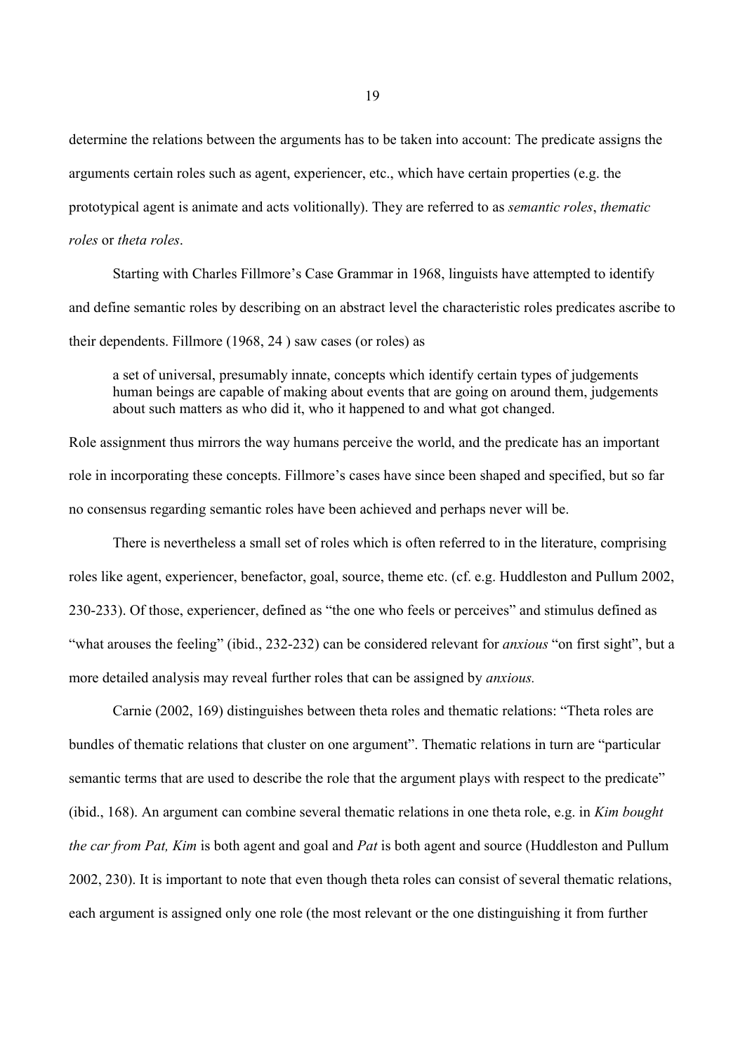determine the relations between the arguments has to be taken into account: The predicate assigns the arguments certain roles such as agent, experiencer, etc., which have certain properties (e.g. the prototypical agent is animate and acts volitionally). They are referred to as *semantic roles*, *thematic roles* or *theta roles*.

Starting with Charles Fillmore's Case Grammar in 1968, linguists have attempted to identify and define semantic roles by describing on an abstract level the characteristic roles predicates ascribe to their dependents. Fillmore (1968, 24 ) saw cases (or roles) as

> a set of universal, presumably innate, concepts which identify certain types of judgements human beings are capable of making about events that are going on around them, judgements about such matters as who did it, who it happened to and what got changed.

Role assignment thus mirrors the way humans perceive the world, and the predicate has an important role in incorporating these concepts. Fillmore's cases have since been shaped and specified, but so far no consensus regarding semantic roles have been achieved and perhaps never will be.

There is nevertheless a small set of roles which is often referred to in the literature, comprising roles like agent, experiencer, benefactor, goal, source, theme etc. (cf. e.g. Huddleston and Pullum 2002, 230-233). Of those, experiencer, defined as "the one who feels or perceives" and stimulus defined as "what arouses the feeling" (ibid., 232-232) can be considered relevant for *anxious* "on first sight", but a more detailed analysis may reveal further roles that can be assigned by *anxious.*

Carnie (2002, 169) distinguishes between theta roles and thematic relations: "Theta roles are bundles of thematic relations that cluster on one argument". Thematic relations in turn are "particular semantic terms that are used to describe the role that the argument plays with respect to the predicate" (ibid., 168). An argument can combine several thematic relations in one theta role, e.g. in *Kim bought the car from Pat, Kim* is both agent and goal and *Pat* is both agent and source (Huddleston and Pullum 2002, 230). It is important to note that even though theta roles can consist of several thematic relations, each argument is assigned only one role (the most relevant or the one distinguishing it from further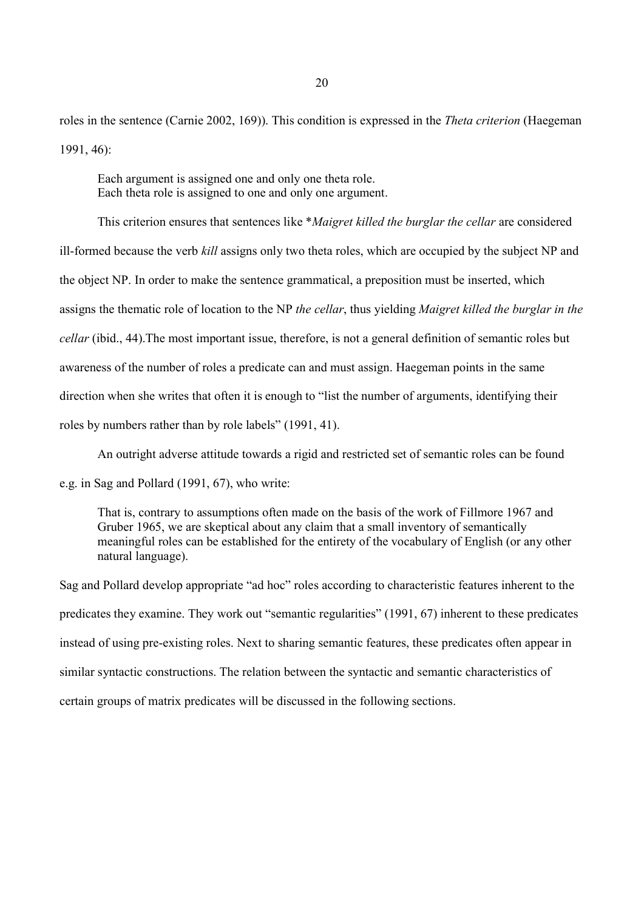roles in the sentence (Carnie 2002, 169)). This condition is expressed in the *Theta criterion* (Haegeman 1991, 46):

> Each argument is assigned one and only one theta role.
> Each theta role is assigned to one and only one argument.

This criterion ensures that sentences like **Maigret killed the burglar the cellar* are considered ill-formed because the verb *kill* assigns only two theta roles, which are occupied by the subject NP and the object NP. In order to make the sentence grammatical, a preposition must be inserted, which assigns the thematic role of location to the NP *the cellar*, thus yielding *Maigret killed the burglar in the cellar* (ibid., 44).The most important issue, therefore, is not a general definition of semantic roles but awareness of the number of roles a predicate can and must assign. Haegeman points in the same direction when she writes that often it is enough to "list the number of arguments, identifying their roles by numbers rather than by role labels" (1991, 41).

An outright adverse attitude towards a rigid and restricted set of semantic roles can be found e.g. in Sag and Pollard (1991, 67), who write:

> That is, contrary to assumptions often made on the basis of the work of Fillmore 1967 and Gruber 1965, we are skeptical about any claim that a small inventory of semantically meaningful roles can be established for the entirety of the vocabulary of English (or any other natural language).

Sag and Pollard develop appropriate "ad hoc" roles according to characteristic features inherent to the predicates they examine. They work out "semantic regularities" (1991, 67) inherent to these predicates instead of using pre-existing roles. Next to sharing semantic features, these predicates often appear in similar syntactic constructions. The relation between the syntactic and semantic characteristics of certain groups of matrix predicates will be discussed in the following sections.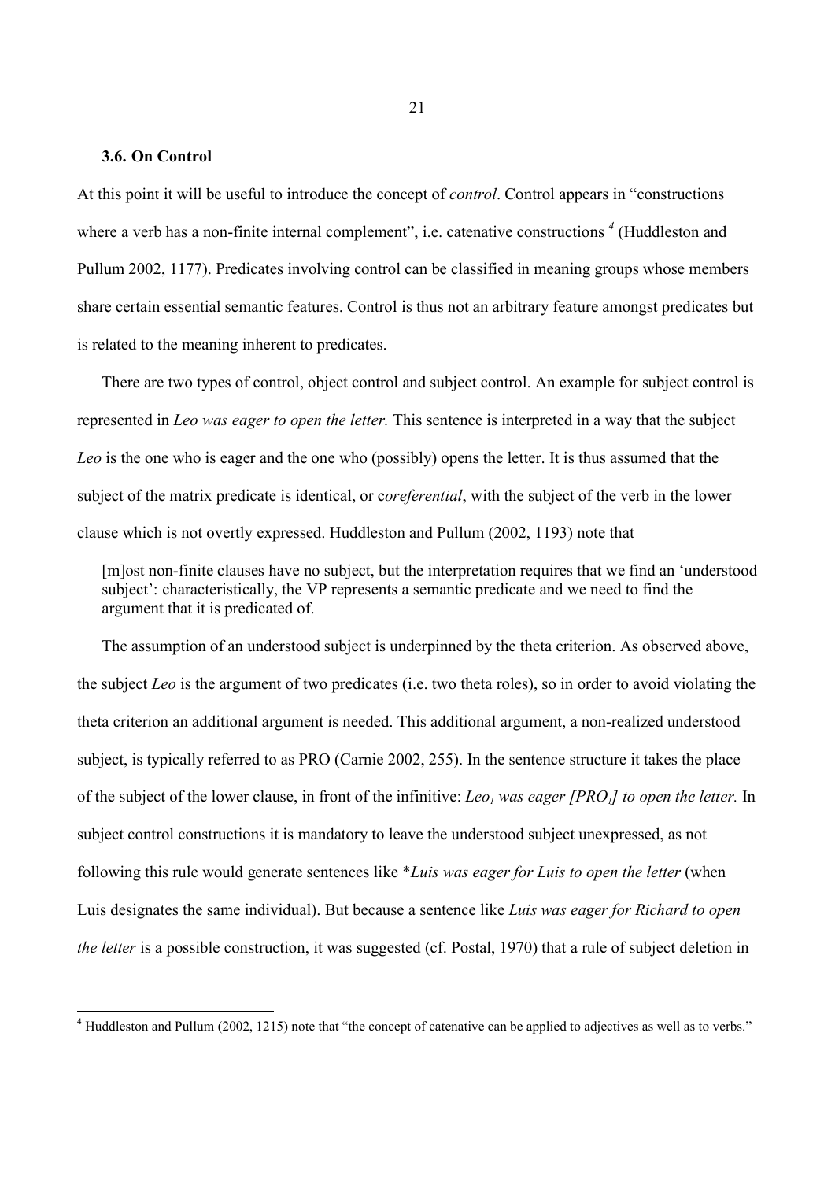### 3.6. On Control

At this point it will be useful to introduce the concept of *control*. Control appears in "constructions where a verb has a non-finite internal complement", i.e. catenative constructions [4] (Huddleston and Pullum 2002, 1177). Predicates involving control can be classified in meaning groups whose members share certain essential semantic features. Control is thus not an arbitrary feature amongst predicates but is related to the meaning inherent to predicates.

There are two types of control, object control and subject control. An example for subject control is represented in *Leo was eager <u>to open</u> the letter.* This sentence is interpreted in a way that the subject *Leo* is the one who is eager and the one who (possibly) opens the letter. It is thus assumed that the subject of the matrix predicate is identical, or c*oreferential*, with the subject of the verb in the lower clause which is not overtly expressed. Huddleston and Pullum (2002, 1193) note that

> [m]ost non-finite clauses have no subject, but the interpretation requires that we find an 'understood subject': characteristically, the VP represents a semantic predicate and we need to find the argument that it is predicated of.

The assumption of an understood subject is underpinned by the theta criterion. As observed above, the subject *Leo* is the argument of two predicates (i.e. two theta roles), so in order to avoid violating the theta criterion an additional argument is needed. This additional argument, a non-realized understood subject, is typically referred to as PRO (Carnie 2002, 255). In the sentence structure it takes the place of the subject of the lower clause, in front of the infinitive: *Leo$_1$ was eager [PRO$_1$] to open the letter.* In subject control constructions it is mandatory to leave the understood subject unexpressed, as not following this rule would generate sentences like \**Luis was eager for Luis to open the letter* (when Luis designates the same individual). But because a sentence like *Luis was eager for Richard to open the letter* is a possible construction, it was suggested (cf. Postal, 1970) that a rule of subject deletion in

---

[4] Huddleston and Pullum (2002, 1215) note that "the concept of catenative can be applied to adjectives as well as to verbs."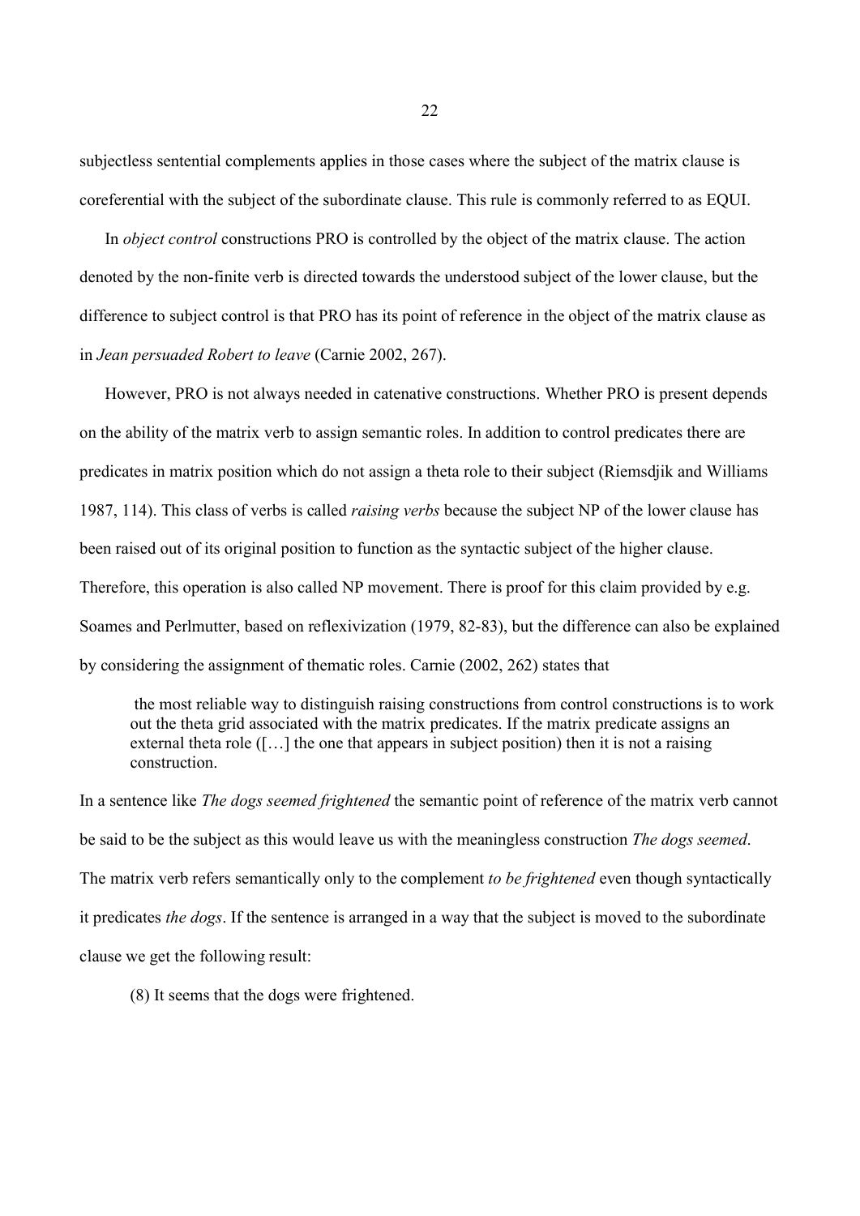subjectless sentential complements applies in those cases where the subject of the matrix clause is coreferential with the subject of the subordinate clause. This rule is commonly referred to as EQUI.

In *object control* constructions PRO is controlled by the object of the matrix clause. The action denoted by the non-finite verb is directed towards the understood subject of the lower clause, but the difference to subject control is that PRO has its point of reference in the object of the matrix clause as in *Jean persuaded Robert to leave* (Carnie 2002, 267).

However, PRO is not always needed in catenative constructions. Whether PRO is present depends on the ability of the matrix verb to assign semantic roles. In addition to control predicates there are predicates in matrix position which do not assign a theta role to their subject (Riemsdjik and Williams 1987, 114). This class of verbs is called *raising verbs* because the subject NP of the lower clause has been raised out of its original position to function as the syntactic subject of the higher clause. Therefore, this operation is also called NP movement. There is proof for this claim provided by e.g. Soames and Perlmutter, based on reflexivization (1979, 82-83), but the difference can also be explained by considering the assignment of thematic roles. Carnie (2002, 262) states that

> the most reliable way to distinguish raising constructions from control constructions is to work out the theta grid associated with the matrix predicates. If the matrix predicate assigns an external theta role ([…] the one that appears in subject position) then it is not a raising construction.

In a sentence like *The dogs seemed frightened* the semantic point of reference of the matrix verb cannot be said to be the subject as this would leave us with the meaningless construction *The dogs seemed*. The matrix verb refers semantically only to the complement *to be frightened* even though syntactically it predicates *the dogs*. If the sentence is arranged in a way that the subject is moved to the subordinate clause we get the following result:

(8) It seems that the dogs were frightened.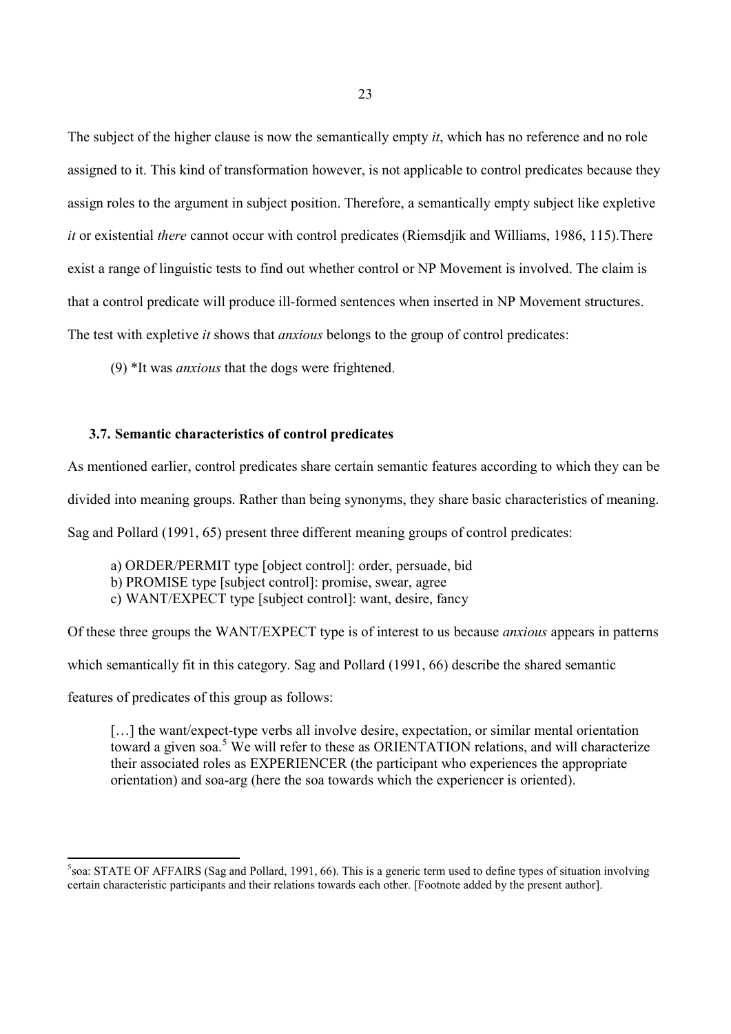The subject of the higher clause is now the semantically empty *it*, which has no reference and no role assigned to it. This kind of transformation however, is not applicable to control predicates because they assign roles to the argument in subject position. Therefore, a semantically empty subject like expletive *it* or existential *there* cannot occur with control predicates (Riemsdjik and Williams, 1986, 115).There exist a range of linguistic tests to find out whether control or NP Movement is involved. The claim is that a control predicate will produce ill-formed sentences when inserted in NP Movement structures. The test with expletive *it* shows that *anxious* belongs to the group of control predicates:

(9) *It was *anxious* that the dogs were frightened.

### 3.7. Semantic characteristics of control predicates

As mentioned earlier, control predicates share certain semantic features according to which they can be divided into meaning groups. Rather than being synonyms, they share basic characteristics of meaning. Sag and Pollard (1991, 65) present three different meaning groups of control predicates:

a) ORDER/PERMIT type [object control]: order, persuade, bid
b) PROMISE type [subject control]: promise, swear, agree
c) WANT/EXPECT type [subject control]: want, desire, fancy

Of these three groups the WANT/EXPECT type is of interest to us because *anxious* appears in patterns which semantically fit in this category. Sag and Pollard (1991, 66) describe the shared semantic features of predicates of this group as follows:

> […] the want/expect-type verbs all involve desire, expectation, or similar mental orientation toward a given soa.[5] We will refer to these as ORIENTATION relations, and will characterize their associated roles as EXPERIENCER (the participant who experiences the appropriate orientation) and soa-arg (here the soa towards which the experiencer is oriented).

---

[5]soa: STATE OF AFFAIRS (Sag and Pollard, 1991, 66). This is a generic term used to define types of situation involving certain characteristic participants and their relations towards each other. [Footnote added by the present author].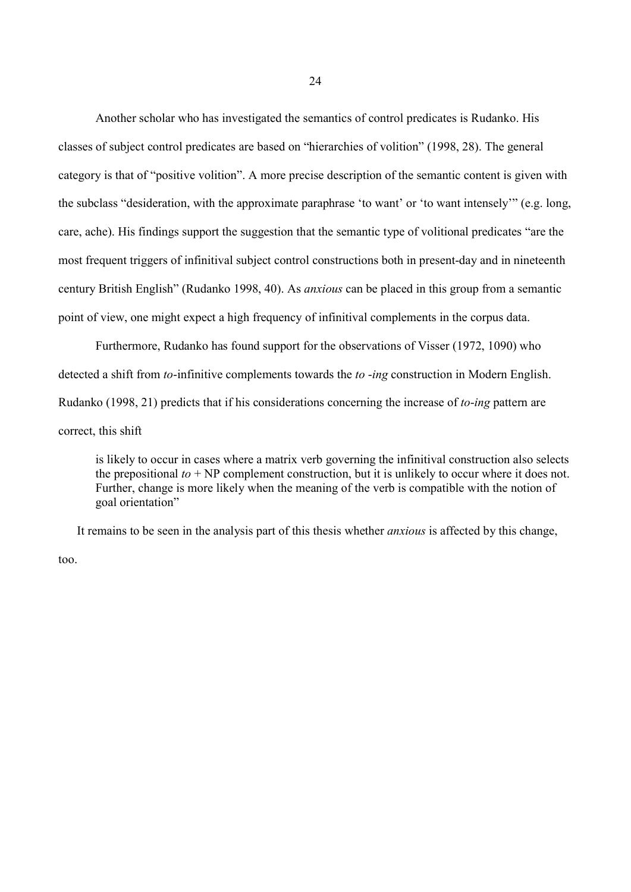Another scholar who has investigated the semantics of control predicates is Rudanko. His classes of subject control predicates are based on "hierarchies of volition" (1998, 28). The general category is that of "positive volition". A more precise description of the semantic content is given with the subclass "desideration, with the approximate paraphrase 'to want' or 'to want intensely'" (e.g. long, care, ache). His findings support the suggestion that the semantic type of volitional predicates "are the most frequent triggers of infinitival subject control constructions both in present-day and in nineteenth century British English" (Rudanko 1998, 40). As *anxious* can be placed in this group from a semantic point of view, one might expect a high frequency of infinitival complements in the corpus data.

Furthermore, Rudanko has found support for the observations of Visser (1972, 1090) who detected a shift from *to*-infinitive complements towards the *to -ing* construction in Modern English. Rudanko (1998, 21) predicts that if his considerations concerning the increase of *to-ing* pattern are correct, this shift

> is likely to occur in cases where a matrix verb governing the infinitival construction also selects the prepositional *to* + NP complement construction, but it is unlikely to occur where it does not. Further, change is more likely when the meaning of the verb is compatible with the notion of goal orientation"

It remains to be seen in the analysis part of this thesis whether *anxious* is affected by this change, too.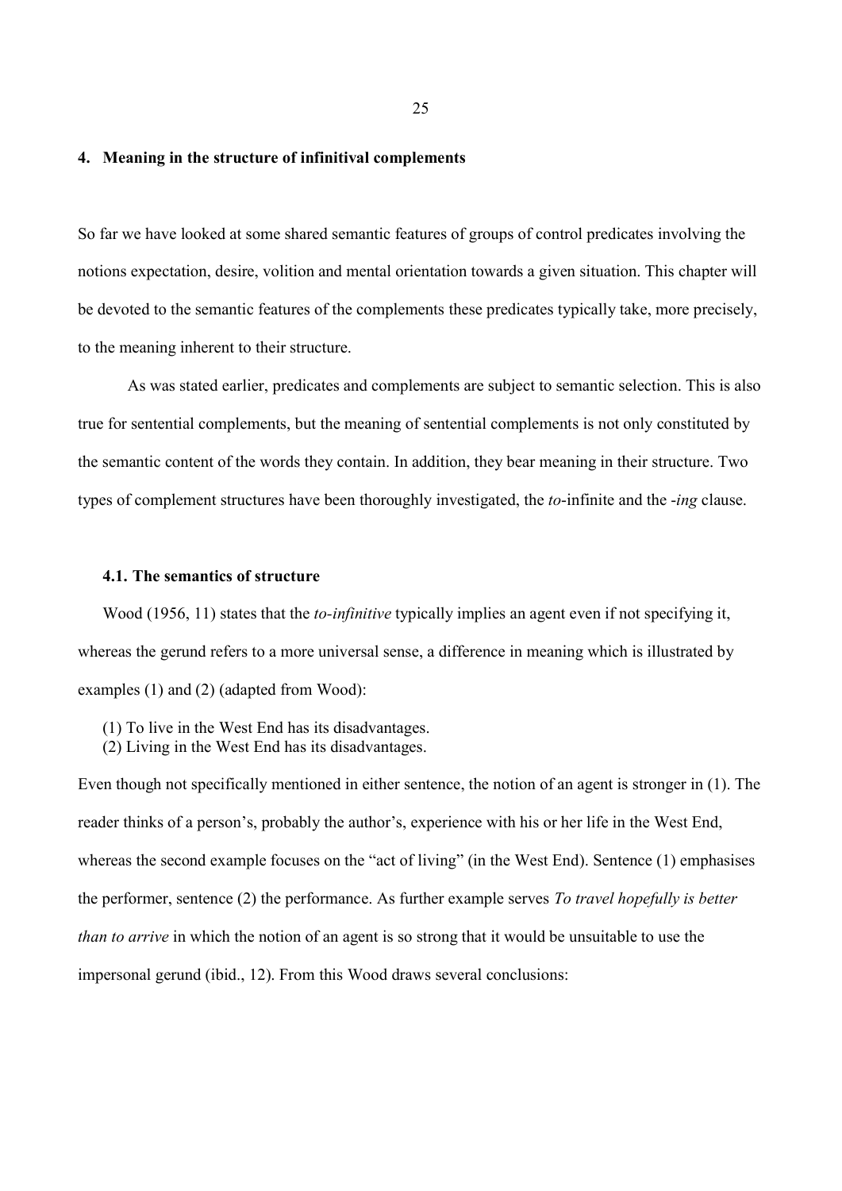## 4. Meaning in the structure of infinitival complements

So far we have looked at some shared semantic features of groups of control predicates involving the notions expectation, desire, volition and mental orientation towards a given situation. This chapter will be devoted to the semantic features of the complements these predicates typically take, more precisely, to the meaning inherent to their structure.

As was stated earlier, predicates and complements are subject to semantic selection. This is also true for sentential complements, but the meaning of sentential complements is not only constituted by the semantic content of the words they contain. In addition, they bear meaning in their structure. Two types of complement structures have been thoroughly investigated, the *to*-infinite and the *-ing* clause.

### 4.1. The semantics of structure

Wood (1956, 11) states that the *to-infinitive* typically implies an agent even if not specifying it, whereas the gerund refers to a more universal sense, a difference in meaning which is illustrated by examples (1) and (2) (adapted from Wood):

(1) To live in the West End has its disadvantages.
(2) Living in the West End has its disadvantages.

Even though not specifically mentioned in either sentence, the notion of an agent is stronger in (1). The reader thinks of a person's, probably the author's, experience with his or her life in the West End, whereas the second example focuses on the "act of living" (in the West End). Sentence (1) emphasises the performer, sentence (2) the performance. As further example serves *To travel hopefully is better than to arrive* in which the notion of an agent is so strong that it would be unsuitable to use the impersonal gerund (ibid., 12). From this Wood draws several conclusions: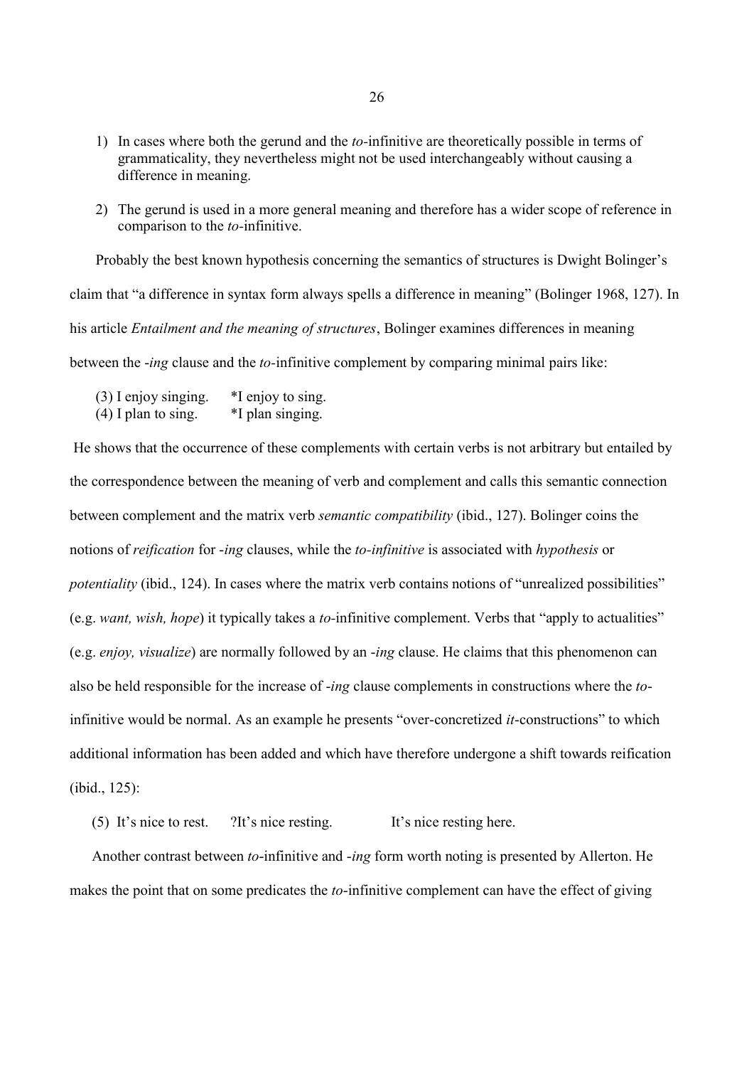1) In cases where both the gerund and the *to*-infinitive are theoretically possible in terms of grammaticality, they nevertheless might not be used interchangeably without causing a difference in meaning.

2) The gerund is used in a more general meaning and therefore has a wider scope of reference in comparison to the *to*-infinitive.

Probably the best known hypothesis concerning the semantics of structures is Dwight Bolinger's claim that "a difference in syntax form always spells a difference in meaning" (Bolinger 1968, 127). In his article *Entailment and the meaning of structures*, Bolinger examines differences in meaning between the *-ing* clause and the *to*-infinitive complement by comparing minimal pairs like:

(3) I enjoy singing. &nbsp;&nbsp;&nbsp; *I enjoy to sing.
(4) I plan to sing. &nbsp;&nbsp;&nbsp; *I plan singing.

He shows that the occurrence of these complements with certain verbs is not arbitrary but entailed by the correspondence between the meaning of verb and complement and calls this semantic connection between complement and the matrix verb *semantic compatibility* (ibid., 127). Bolinger coins the notions of *reification* for *-ing* clauses, while the *to-infinitive* is associated with *hypothesis* or *potentiality* (ibid., 124). In cases where the matrix verb contains notions of "unrealized possibilities" (e.g. *want, wish, hope*) it typically takes a *to*-infinitive complement. Verbs that "apply to actualities" (e.g. *enjoy, visualize*) are normally followed by an *-ing* clause. He claims that this phenomenon can also be held responsible for the increase of *-ing* clause complements in constructions where the *to*-infinitive would be normal. As an example he presents "over-concretized *it*-constructions" to which additional information has been added and which have therefore undergone a shift towards reification (ibid., 125):

(5) It's nice to rest. &nbsp;&nbsp;&nbsp; ?It's nice resting. &nbsp;&nbsp;&nbsp; It's nice resting here.

Another contrast between *to*-infinitive and *-ing* form worth noting is presented by Allerton. He makes the point that on some predicates the *to*-infinitive complement can have the effect of giving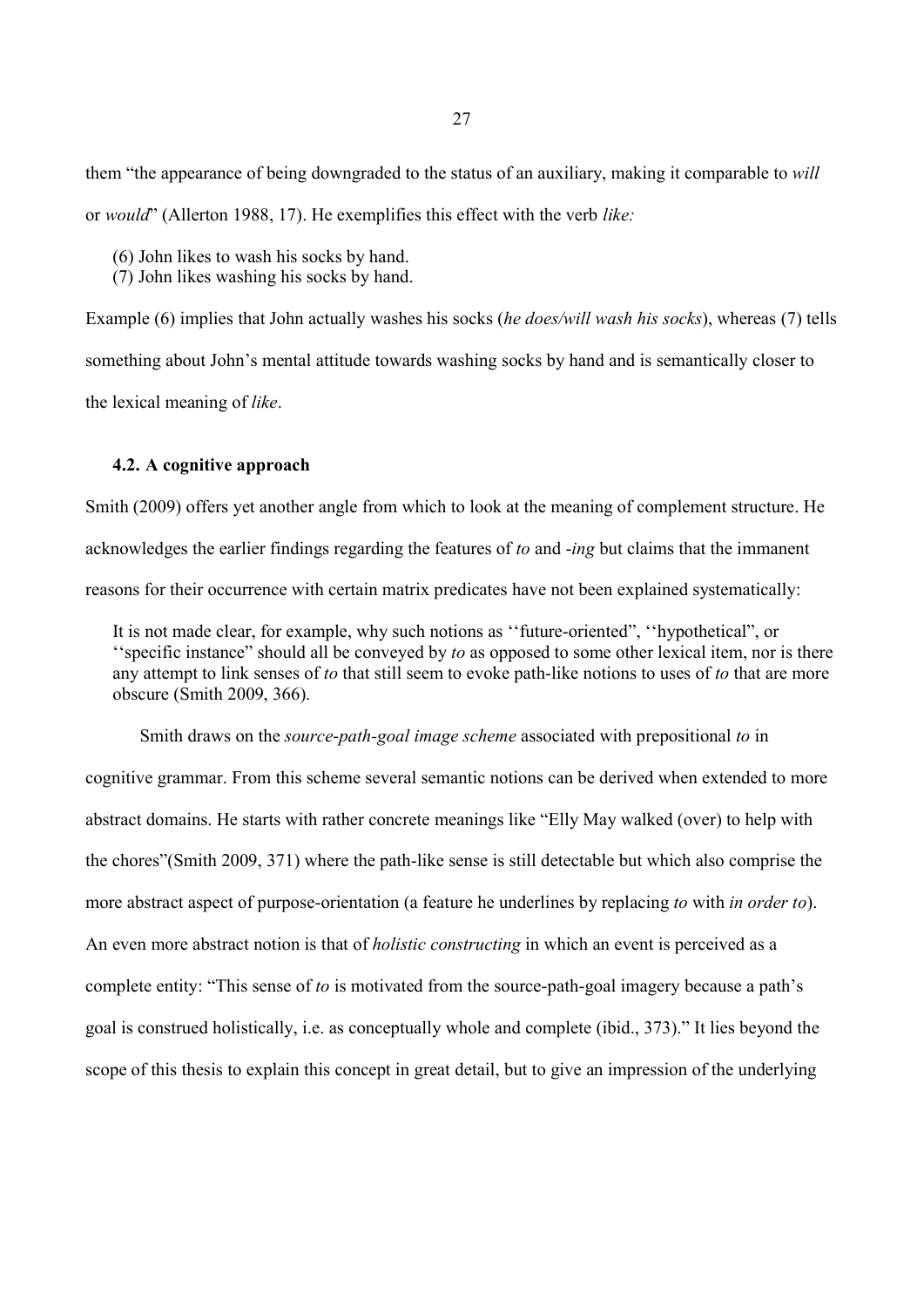them "the appearance of being downgraded to the status of an auxiliary, making it comparable to *will* or *would*" (Allerton 1988, 17). He exemplifies this effect with the verb *like:*

(6) John likes to wash his socks by hand.
(7) John likes washing his socks by hand.

Example (6) implies that John actually washes his socks (*he does/will wash his socks*), whereas (7) tells something about John's mental attitude towards washing socks by hand and is semantically closer to the lexical meaning of *like*.

### 4.2. A cognitive approach

Smith (2009) offers yet another angle from which to look at the meaning of complement structure. He acknowledges the earlier findings regarding the features of *to* and *-ing* but claims that the immanent reasons for their occurrence with certain matrix predicates have not been explained systematically:

> It is not made clear, for example, why such notions as ''future-oriented", ''hypothetical", or ''specific instance" should all be conveyed by *to* as opposed to some other lexical item, nor is there any attempt to link senses of *to* that still seem to evoke path-like notions to uses of *to* that are more obscure (Smith 2009, 366).

Smith draws on the *source-path-goal image scheme* associated with prepositional *to* in cognitive grammar. From this scheme several semantic notions can be derived when extended to more abstract domains. He starts with rather concrete meanings like "Elly May walked (over) to help with the chores"(Smith 2009, 371) where the path-like sense is still detectable but which also comprise the more abstract aspect of purpose-orientation (a feature he underlines by replacing *to* with *in order to*). An even more abstract notion is that of *holistic constructing* in which an event is perceived as a complete entity: "This sense of *to* is motivated from the source-path-goal imagery because a path's goal is construed holistically, i.e. as conceptually whole and complete (ibid., 373)." It lies beyond the scope of this thesis to explain this concept in great detail, but to give an impression of the underlying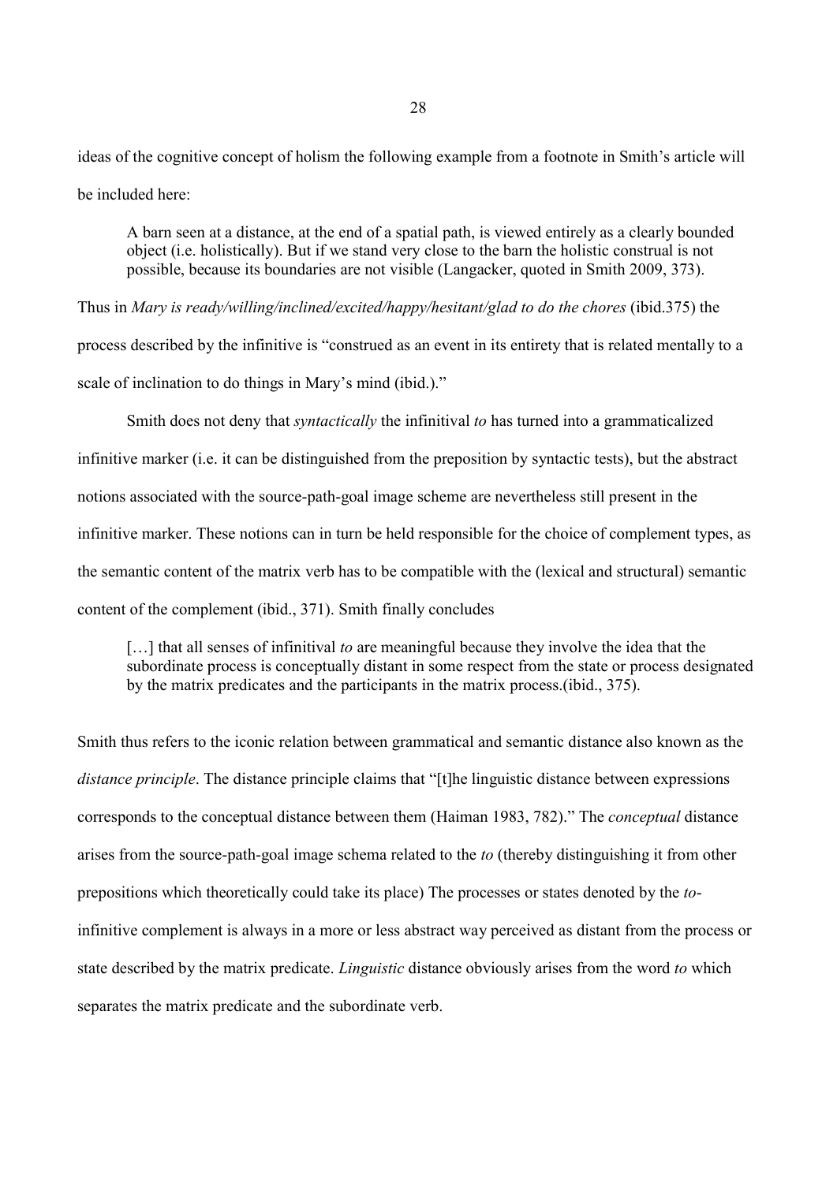ideas of the cognitive concept of holism the following example from a footnote in Smith's article will be included here:

> A barn seen at a distance, at the end of a spatial path, is viewed entirely as a clearly bounded object (i.e. holistically). But if we stand very close to the barn the holistic construal is not possible, because its boundaries are not visible (Langacker, quoted in Smith 2009, 373).

Thus in *Mary is ready/willing/inclined/excited/happy/hesitant/glad to do the chores* (ibid.375) the process described by the infinitive is "construed as an event in its entirety that is related mentally to a scale of inclination to do things in Mary's mind (ibid.)."

Smith does not deny that *syntactically* the infinitival *to* has turned into a grammaticalized infinitive marker (i.e. it can be distinguished from the preposition by syntactic tests), but the abstract notions associated with the source-path-goal image scheme are nevertheless still present in the infinitive marker. These notions can in turn be held responsible for the choice of complement types, as the semantic content of the matrix verb has to be compatible with the (lexical and structural) semantic content of the complement (ibid., 371). Smith finally concludes

> […] that all senses of infinitival *to* are meaningful because they involve the idea that the subordinate process is conceptually distant in some respect from the state or process designated by the matrix predicates and the participants in the matrix process.(ibid., 375).

Smith thus refers to the iconic relation between grammatical and semantic distance also known as the *distance principle*. The distance principle claims that "[t]he linguistic distance between expressions corresponds to the conceptual distance between them (Haiman 1983, 782)." The *conceptual* distance arises from the source-path-goal image schema related to the *to* (thereby distinguishing it from other prepositions which theoretically could take its place) The processes or states denoted by the *to*-infinitive complement is always in a more or less abstract way perceived as distant from the process or state described by the matrix predicate. *Linguistic* distance obviously arises from the word *to* which separates the matrix predicate and the subordinate verb.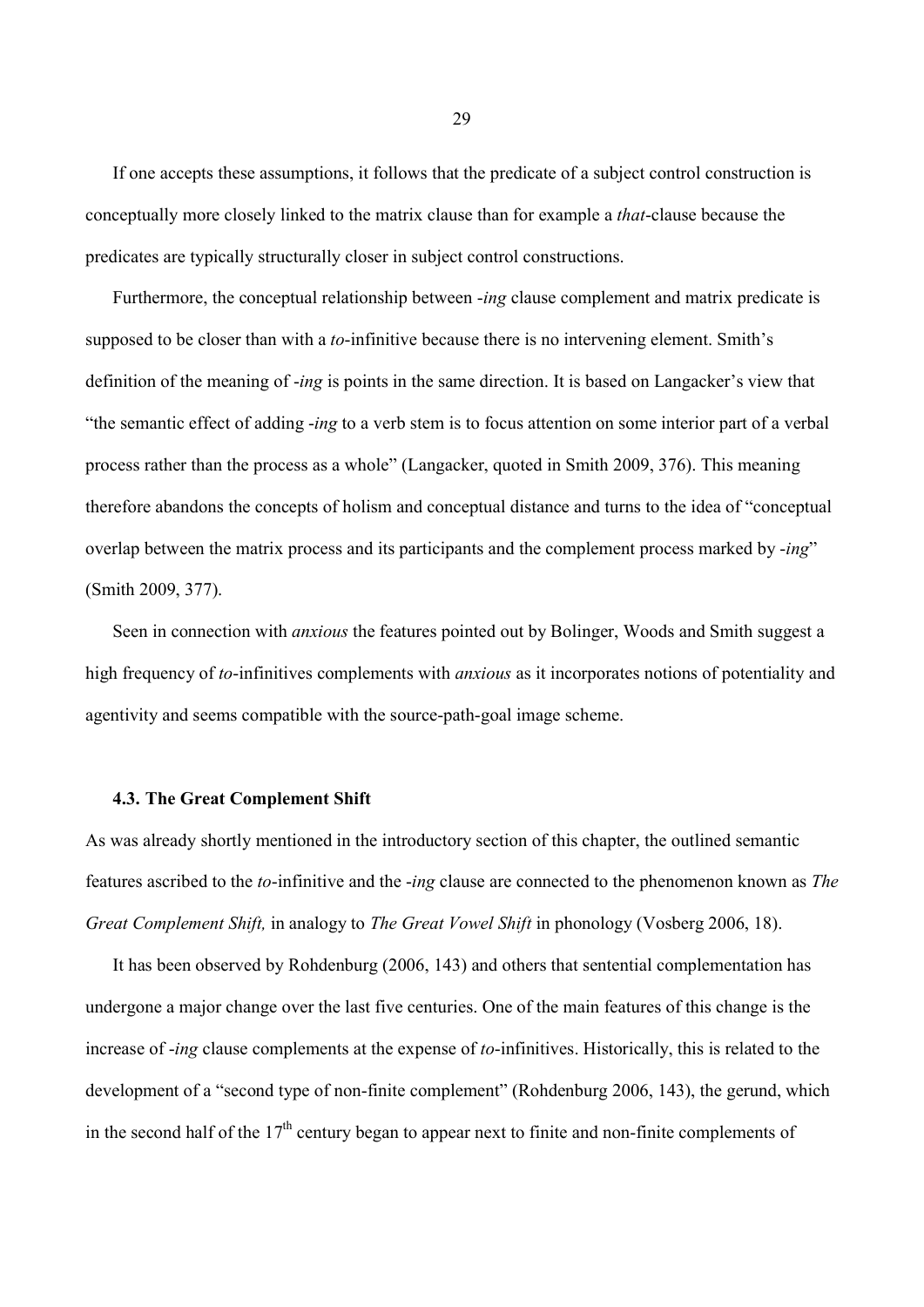If one accepts these assumptions, it follows that the predicate of a subject control construction is conceptually more closely linked to the matrix clause than for example a *that*-clause because the predicates are typically structurally closer in subject control constructions.

Furthermore, the conceptual relationship between *-ing* clause complement and matrix predicate is supposed to be closer than with a *to*-infinitive because there is no intervening element. Smith's definition of the meaning of *-ing* is points in the same direction. It is based on Langacker's view that "the semantic effect of adding *-ing* to a verb stem is to focus attention on some interior part of a verbal process rather than the process as a whole" (Langacker, quoted in Smith 2009, 376). This meaning therefore abandons the concepts of holism and conceptual distance and turns to the idea of "conceptual overlap between the matrix process and its participants and the complement process marked by *-ing*" (Smith 2009, 377).

Seen in connection with *anxious* the features pointed out by Bolinger, Woods and Smith suggest a high frequency of *to*-infinitives complements with *anxious* as it incorporates notions of potentiality and agentivity and seems compatible with the source-path-goal image scheme.

### 4.3. The Great Complement Shift

As was already shortly mentioned in the introductory section of this chapter, the outlined semantic features ascribed to the *to*-infinitive and the *-ing* clause are connected to the phenomenon known as *The Great Complement Shift,* in analogy to *The Great Vowel Shift* in phonology (Vosberg 2006, 18).

It has been observed by Rohdenburg (2006, 143) and others that sentential complementation has undergone a major change over the last five centuries. One of the main features of this change is the increase of *-ing* clause complements at the expense of *to*-infinitives. Historically, this is related to the development of a "second type of non-finite complement" (Rohdenburg 2006, 143), the gerund, which in the second half of the 17th century began to appear next to finite and non-finite complements of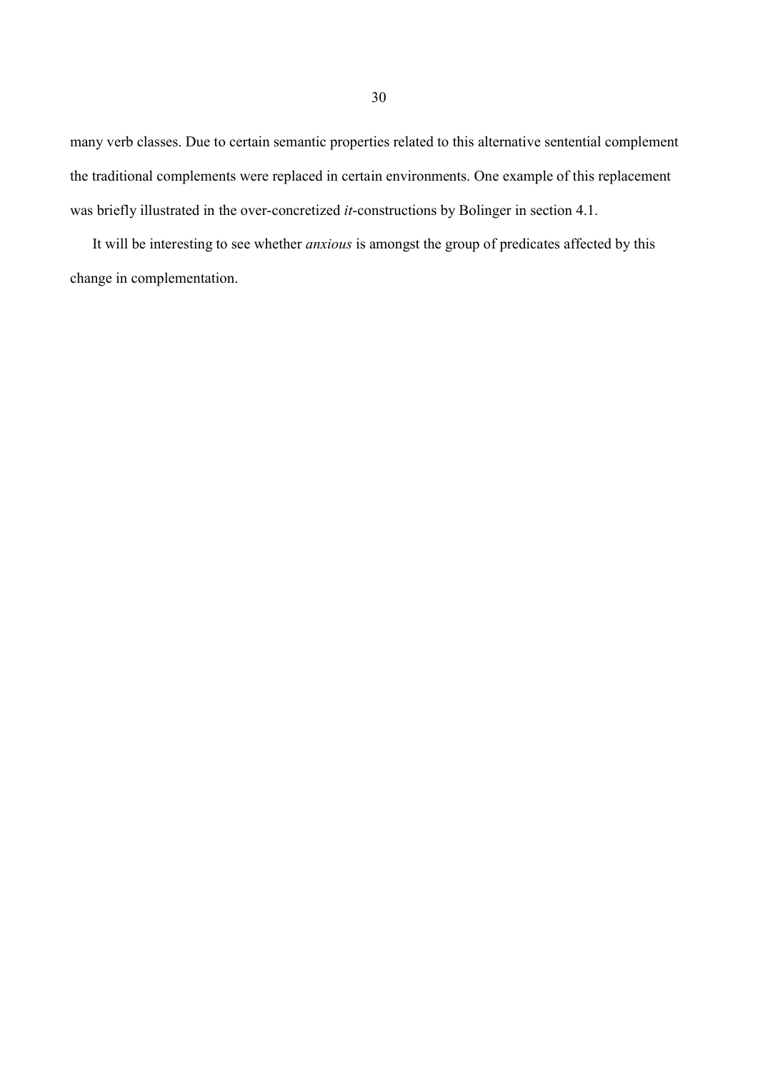many verb classes. Due to certain semantic properties related to this alternative sentential complement the traditional complements were replaced in certain environments. One example of this replacement was briefly illustrated in the over-concretized *it*-constructions by Bolinger in section 4.1.

It will be interesting to see whether *anxious* is amongst the group of predicates affected by this change in complementation.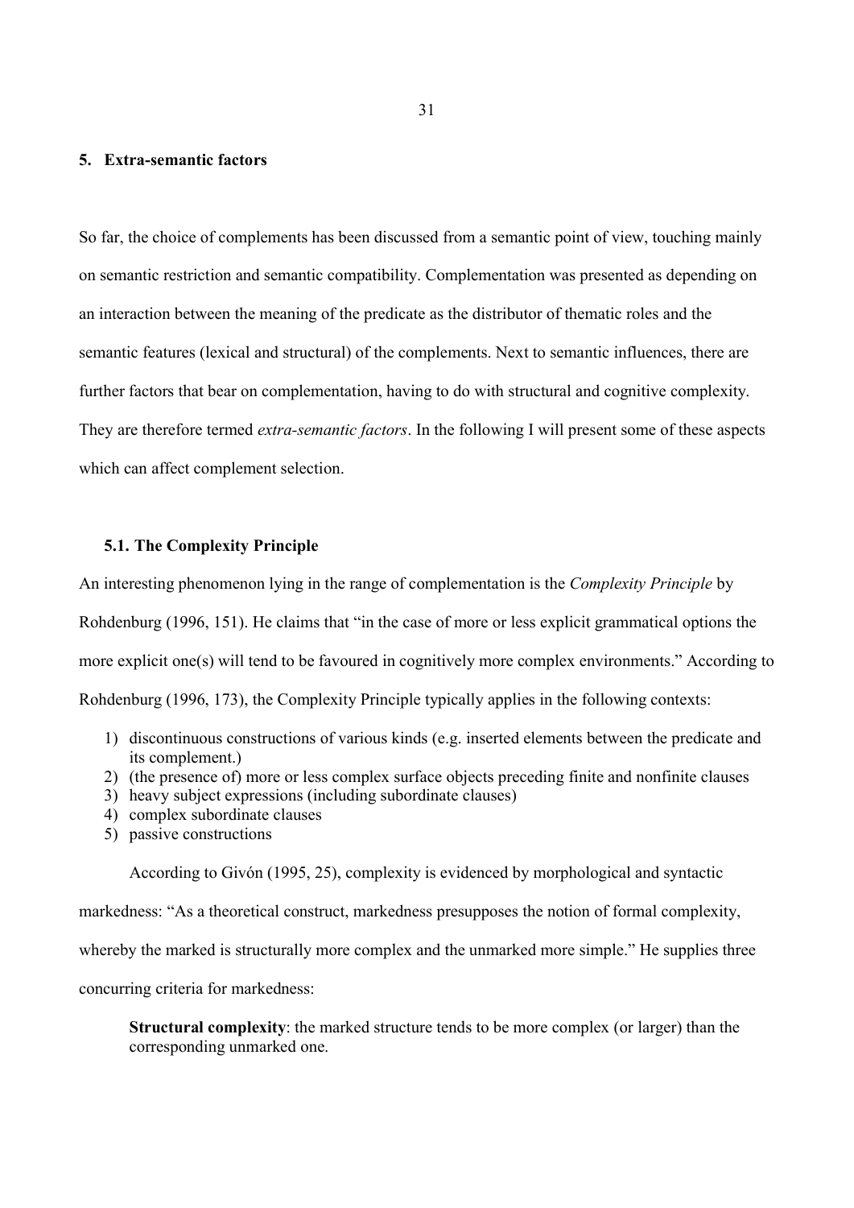## 5. Extra-semantic factors

So far, the choice of complements has been discussed from a semantic point of view, touching mainly on semantic restriction and semantic compatibility. Complementation was presented as depending on an interaction between the meaning of the predicate as the distributor of thematic roles and the semantic features (lexical and structural) of the complements. Next to semantic influences, there are further factors that bear on complementation, having to do with structural and cognitive complexity. They are therefore termed *extra-semantic factors*. In the following I will present some of these aspects which can affect complement selection.

### 5.1. The Complexity Principle

An interesting phenomenon lying in the range of complementation is the *Complexity Principle* by Rohdenburg (1996, 151). He claims that "in the case of more or less explicit grammatical options the more explicit one(s) will tend to be favoured in cognitively more complex environments." According to Rohdenburg (1996, 173), the Complexity Principle typically applies in the following contexts:

1) discontinuous constructions of various kinds (e.g. inserted elements between the predicate and its complement.)
2) (the presence of) more or less complex surface objects preceding finite and nonfinite clauses
3) heavy subject expressions (including subordinate clauses)
4) complex subordinate clauses
5) passive constructions

According to Givón (1995, 25), complexity is evidenced by morphological and syntactic markedness: "As a theoretical construct, markedness presupposes the notion of formal complexity, whereby the marked is structurally more complex and the unmarked more simple." He supplies three concurring criteria for markedness:

**Structural complexity**: the marked structure tends to be more complex (or larger) than the corresponding unmarked one.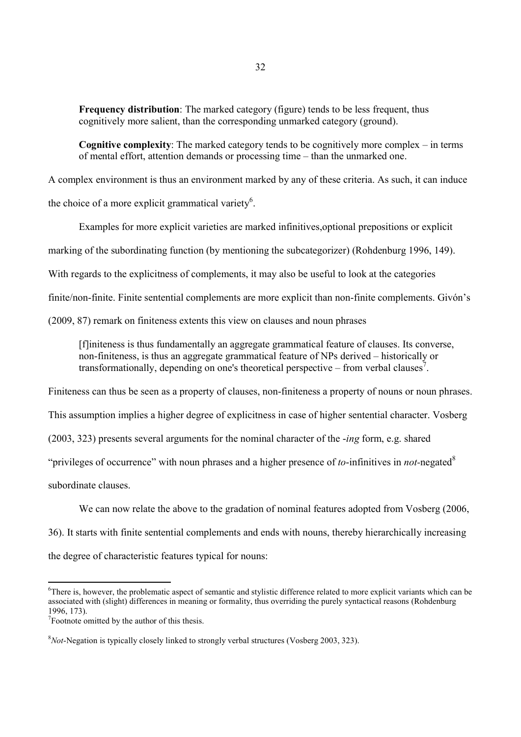**Frequency distribution**: The marked category (figure) tends to be less frequent, thus cognitively more salient, than the corresponding unmarked category (ground).

**Cognitive complexity**: The marked category tends to be cognitively more complex – in terms of mental effort, attention demands or processing time – than the unmarked one.

A complex environment is thus an environment marked by any of these criteria. As such, it can induce the choice of a more explicit grammatical variety[6].

Examples for more explicit varieties are marked infinitives,optional prepositions or explicit marking of the subordinating function (by mentioning the subcategorizer) (Rohdenburg 1996, 149). With regards to the explicitness of complements, it may also be useful to look at the categories finite/non-finite. Finite sentential complements are more explicit than non-finite complements. Givón's (2009, 87) remark on finiteness extents this view on clauses and noun phrases

> [f]initeness is thus fundamentally an aggregate grammatical feature of clauses. Its converse, non-finiteness, is thus an aggregate grammatical feature of NPs derived – historically or transformationally, depending on one's theoretical perspective – from verbal clauses[7].

Finiteness can thus be seen as a property of clauses, non-finiteness a property of nouns or noun phrases. This assumption implies a higher degree of explicitness in case of higher sentential character. Vosberg (2003, 323) presents several arguments for the nominal character of the *-ing* form, e.g. shared "privileges of occurrence" with noun phrases and a higher presence of *to*-infinitives in *not*-negated[8] subordinate clauses.

We can now relate the above to the gradation of nominal features adopted from Vosberg (2006, 36). It starts with finite sentential complements and ends with nouns, thereby hierarchically increasing the degree of characteristic features typical for nouns:

---

[6] There is, however, the problematic aspect of semantic and stylistic difference related to more explicit variants which can be associated with (slight) differences in meaning or formality, thus overriding the purely syntactical reasons (Rohdenburg 1996, 173).

[7] Footnote omitted by the author of this thesis.

[8] *Not*-Negation is typically closely linked to strongly verbal structures (Vosberg 2003, 323).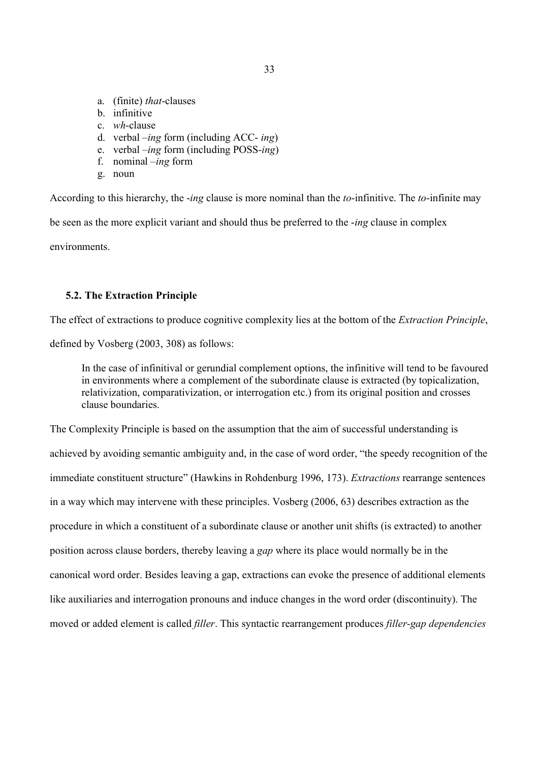a. (finite) *that*-clauses
b. infinitive
c. *wh*-clause
d. verbal *–ing* form (including ACC- *ing*)
e. verbal *–ing* form (including POSS-*ing*)
f. nominal *–ing* form
g. noun

According to this hierarchy, the *-ing* clause is more nominal than the *to*-infinitive. The *to*-infinite may be seen as the more explicit variant and should thus be preferred to the *-ing* clause in complex environments.

### 5.2. The Extraction Principle

The effect of extractions to produce cognitive complexity lies at the bottom of the *Extraction Principle*, defined by Vosberg (2003, 308) as follows:

> In the case of infinitival or gerundial complement options, the infinitive will tend to be favoured in environments where a complement of the subordinate clause is extracted (by topicalization, relativization, comparativization, or interrogation etc.) from its original position and crosses clause boundaries.

The Complexity Principle is based on the assumption that the aim of successful understanding is achieved by avoiding semantic ambiguity and, in the case of word order, "the speedy recognition of the immediate constituent structure" (Hawkins in Rohdenburg 1996, 173). *Extractions* rearrange sentences in a way which may intervene with these principles. Vosberg (2006, 63) describes extraction as the procedure in which a constituent of a subordinate clause or another unit shifts (is extracted) to another position across clause borders, thereby leaving a *gap* where its place would normally be in the canonical word order. Besides leaving a gap, extractions can evoke the presence of additional elements like auxiliaries and interrogation pronouns and induce changes in the word order (discontinuity). The moved or added element is called *filler*. This syntactic rearrangement produces *filler-gap dependencies*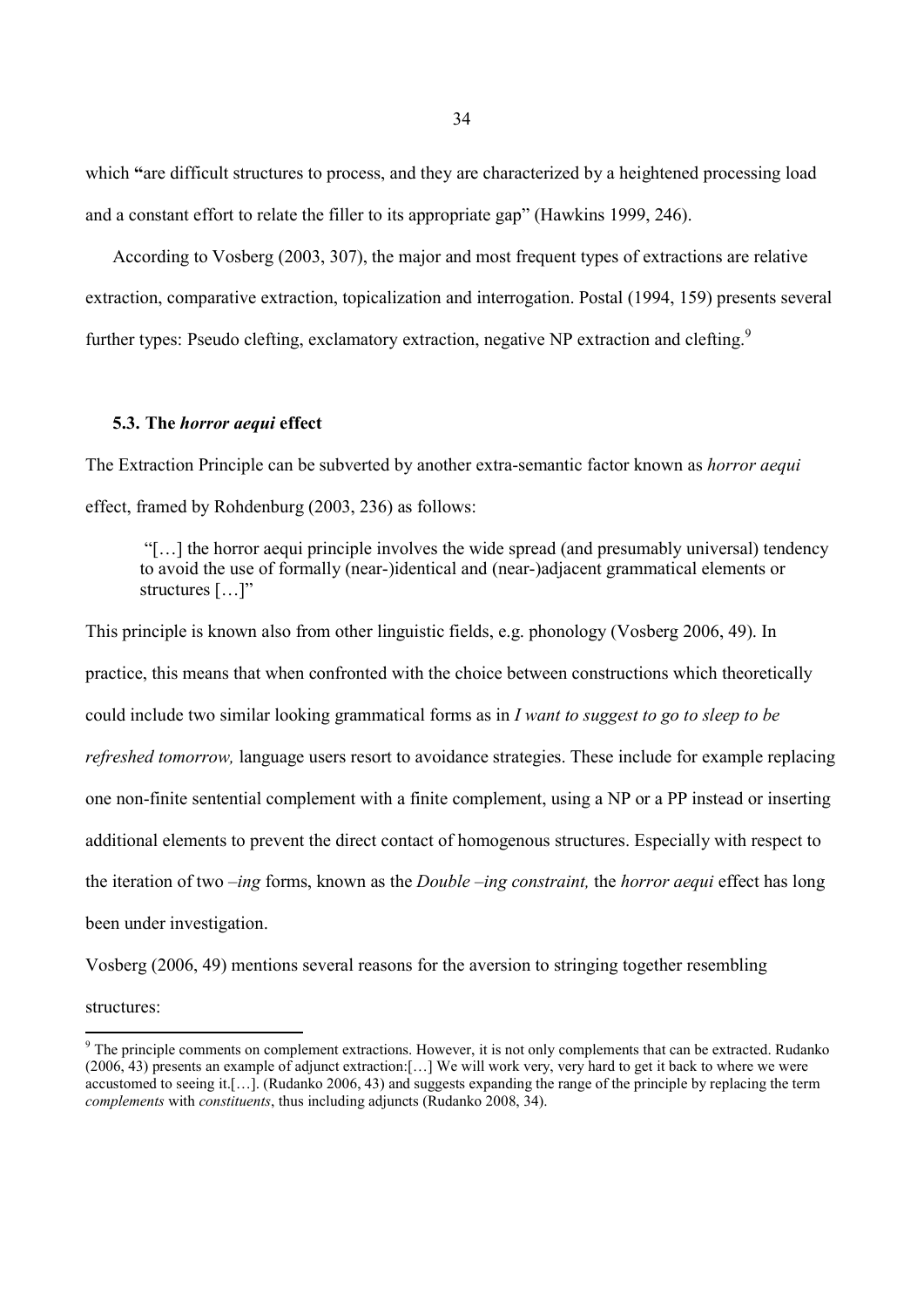which **"**are difficult structures to process, and they are characterized by a heightened processing load and a constant effort to relate the filler to its appropriate gap" (Hawkins 1999, 246).

According to Vosberg (2003, 307), the major and most frequent types of extractions are relative extraction, comparative extraction, topicalization and interrogation. Postal (1994, 159) presents several further types: Pseudo clefting, exclamatory extraction, negative NP extraction and clefting.[9]

### 5.3. The *horror aequi* effect

The Extraction Principle can be subverted by another extra-semantic factor known as *horror aequi* effect, framed by Rohdenburg (2003, 236) as follows:

> "[…] the horror aequi principle involves the wide spread (and presumably universal) tendency to avoid the use of formally (near-)identical and (near-)adjacent grammatical elements or structures […]"

This principle is known also from other linguistic fields, e.g. phonology (Vosberg 2006, 49). In practice, this means that when confronted with the choice between constructions which theoretically could include two similar looking grammatical forms as in *I want to suggest to go to sleep to be refreshed tomorrow,* language users resort to avoidance strategies. These include for example replacing one non-finite sentential complement with a finite complement, using a NP or a PP instead or inserting additional elements to prevent the direct contact of homogenous structures. Especially with respect to the iteration of two *–ing* forms, known as the *Double –ing constraint,* the *horror aequi* effect has long been under investigation.

Vosberg (2006, 49) mentions several reasons for the aversion to stringing together resembling structures:

---

[9] The principle comments on complement extractions. However, it is not only complements that can be extracted. Rudanko (2006, 43) presents an example of adjunct extraction:[…] We will work very, very hard to get it back to where we were accustomed to seeing it.[…]. (Rudanko 2006, 43) and suggests expanding the range of the principle by replacing the term *complements* with *constituents*, thus including adjuncts (Rudanko 2008, 34).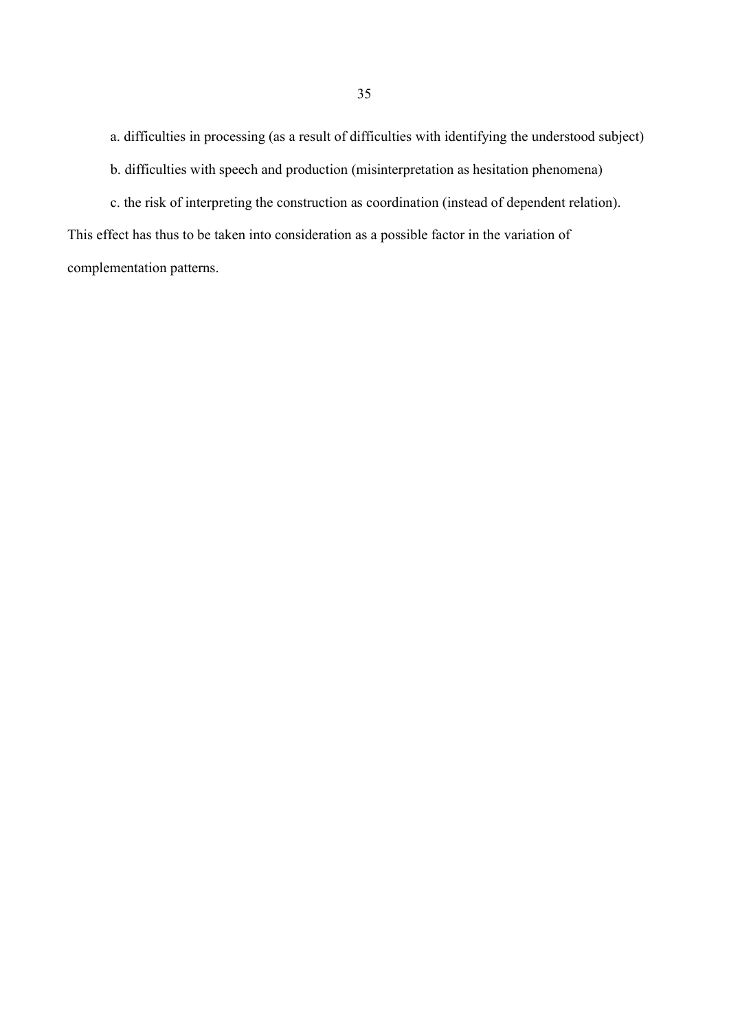a. difficulties in processing (as a result of difficulties with identifying the understood subject)

b. difficulties with speech and production (misinterpretation as hesitation phenomena)

c. the risk of interpreting the construction as coordination (instead of dependent relation).

This effect has thus to be taken into consideration as a possible factor in the variation of complementation patterns.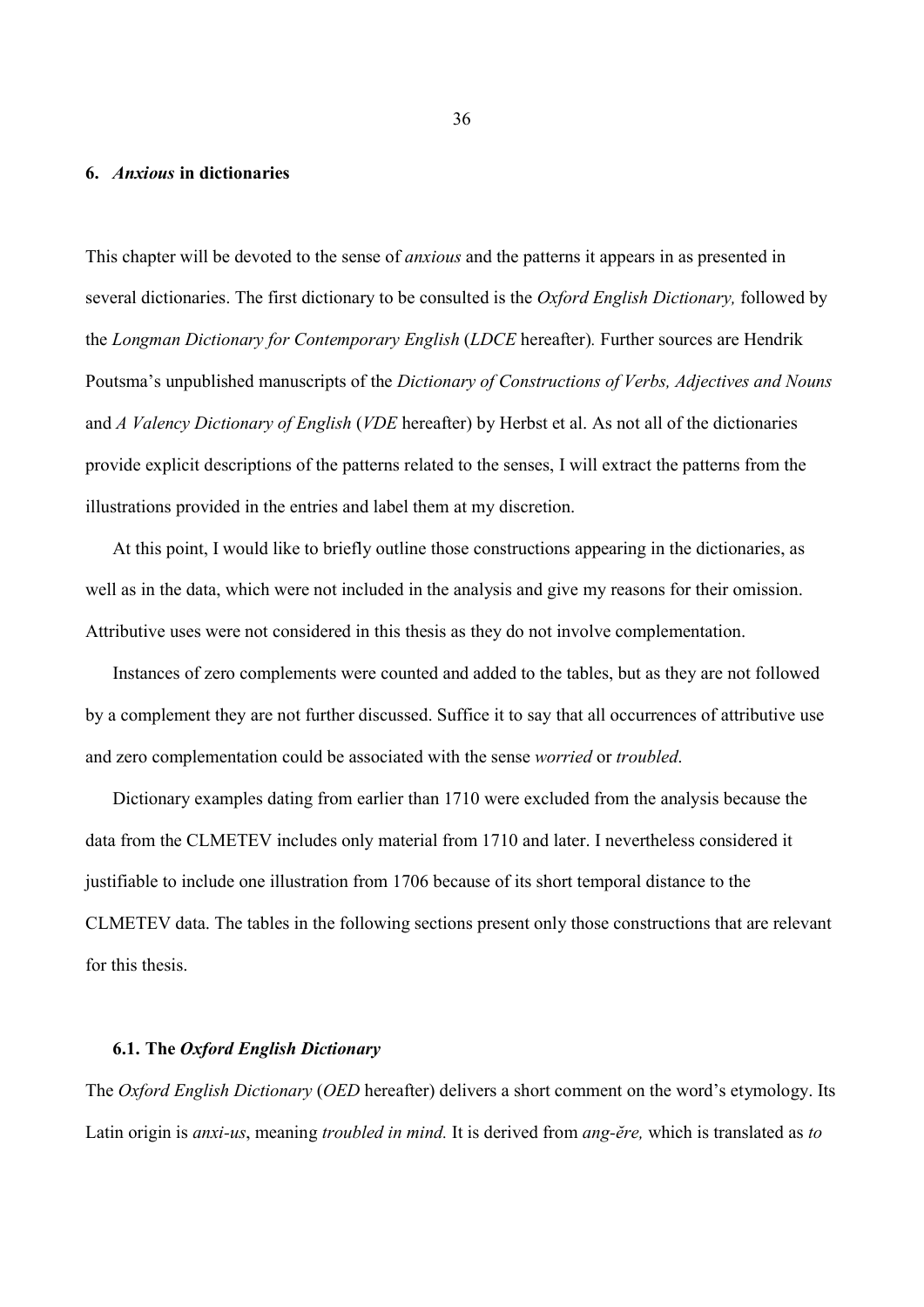# 6. *Anxious* in dictionaries

This chapter will be devoted to the sense of *anxious* and the patterns it appears in as presented in several dictionaries. The first dictionary to be consulted is the *Oxford English Dictionary,* followed by the *Longman Dictionary for Contemporary English* (*LDCE* hereafter)*.* Further sources are Hendrik Poutsma's unpublished manuscripts of the *Dictionary of Constructions of Verbs, Adjectives and Nouns* and *A Valency Dictionary of English* (*VDE* hereafter) by Herbst et al. As not all of the dictionaries provide explicit descriptions of the patterns related to the senses, I will extract the patterns from the illustrations provided in the entries and label them at my discretion.

At this point, I would like to briefly outline those constructions appearing in the dictionaries, as well as in the data, which were not included in the analysis and give my reasons for their omission. Attributive uses were not considered in this thesis as they do not involve complementation.

Instances of zero complements were counted and added to the tables, but as they are not followed by a complement they are not further discussed. Suffice it to say that all occurrences of attributive use and zero complementation could be associated with the sense *worried* or *troubled*.

Dictionary examples dating from earlier than 1710 were excluded from the analysis because the data from the CLMETEV includes only material from 1710 and later. I nevertheless considered it justifiable to include one illustration from 1706 because of its short temporal distance to the CLMETEV data. The tables in the following sections present only those constructions that are relevant for this thesis.

## 6.1. The *Oxford English Dictionary*

The *Oxford English Dictionary* (*OED* hereafter) delivers a short comment on the word's etymology. Its Latin origin is *anxi-us*, meaning *troubled in mind.* It is derived from *ang-ĕre,* which is translated as *to*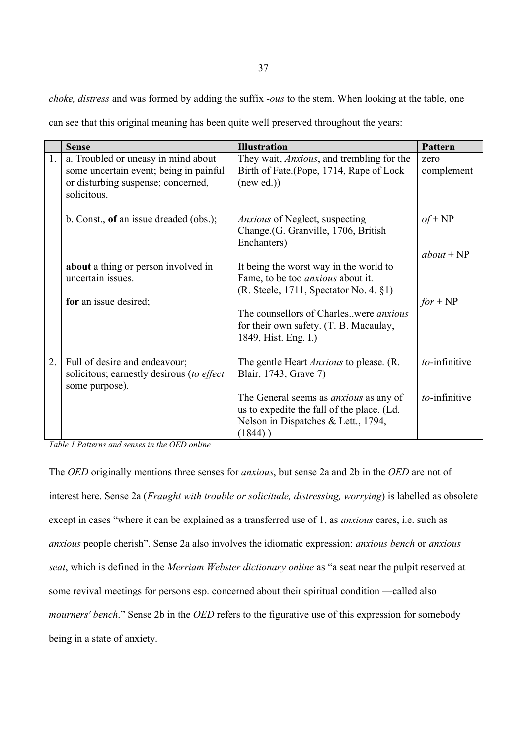*choke, distress* and was formed by adding the suffix *-ous* to the stem. When looking at the table, one can see that this original meaning has been quite well preserved throughout the years:

| | Sense | Illustration | Pattern |
|---|---|---|---|
| 1. | a. Troubled or uneasy in mind about some uncertain event; being in painful or disturbing suspense; concerned, solicitous. | They wait, *Anxious*, and trembling for the Birth of Fate.(Pope, 1714, Rape of Lock (new ed.)) | zero complement |
| | b. Const., **of** an issue dreaded (obs.); | *Anxious* of Neglect, suspecting Change.(G. Granville, 1706, British Enchanters) | *of* + NP |
| | **about** a thing or person involved in uncertain issues. | It being the worst way in the world to Fame, to be too *anxious* about it. (R. Steele, 1711, Spectator No. 4. §1) | *about* + NP |
| | **for** an issue desired; | The counsellors of Charles..were *anxious* for their own safety. (T. B. Macaulay, 1849, Hist. Eng. I.) | *for* + NP |
| 2. | Full of desire and endeavour; solicitous; earnestly desirous (*to effect* some purpose). | The gentle Heart *Anxious* to please. (R. Blair, 1743, Grave 7) | *to*-infinitive |
| | | The General seems as *anxious* as any of us to expedite the fall of the place. (Ld. Nelson in Dispatches & Lett., 1794, (1844) ) | *to*-infinitive |

*Table 1 Patterns and senses in the OED online*

The *OED* originally mentions three senses for *anxious*, but sense 2a and 2b in the *OED* are not of interest here. Sense 2a (*Fraught with trouble or solicitude, distressing, worrying*) is labelled as obsolete except in cases "where it can be explained as a transferred use of 1, as *anxious* cares, i.e. such as *anxious* people cherish". Sense 2a also involves the idiomatic expression: *anxious bench* or *anxious seat*, which is defined in the *Merriam Webster dictionary online* as "a seat near the pulpit reserved at some revival meetings for persons esp. concerned about their spiritual condition —called also *mourners' bench*." Sense 2b in the *OED* refers to the figurative use of this expression for somebody being in a state of anxiety.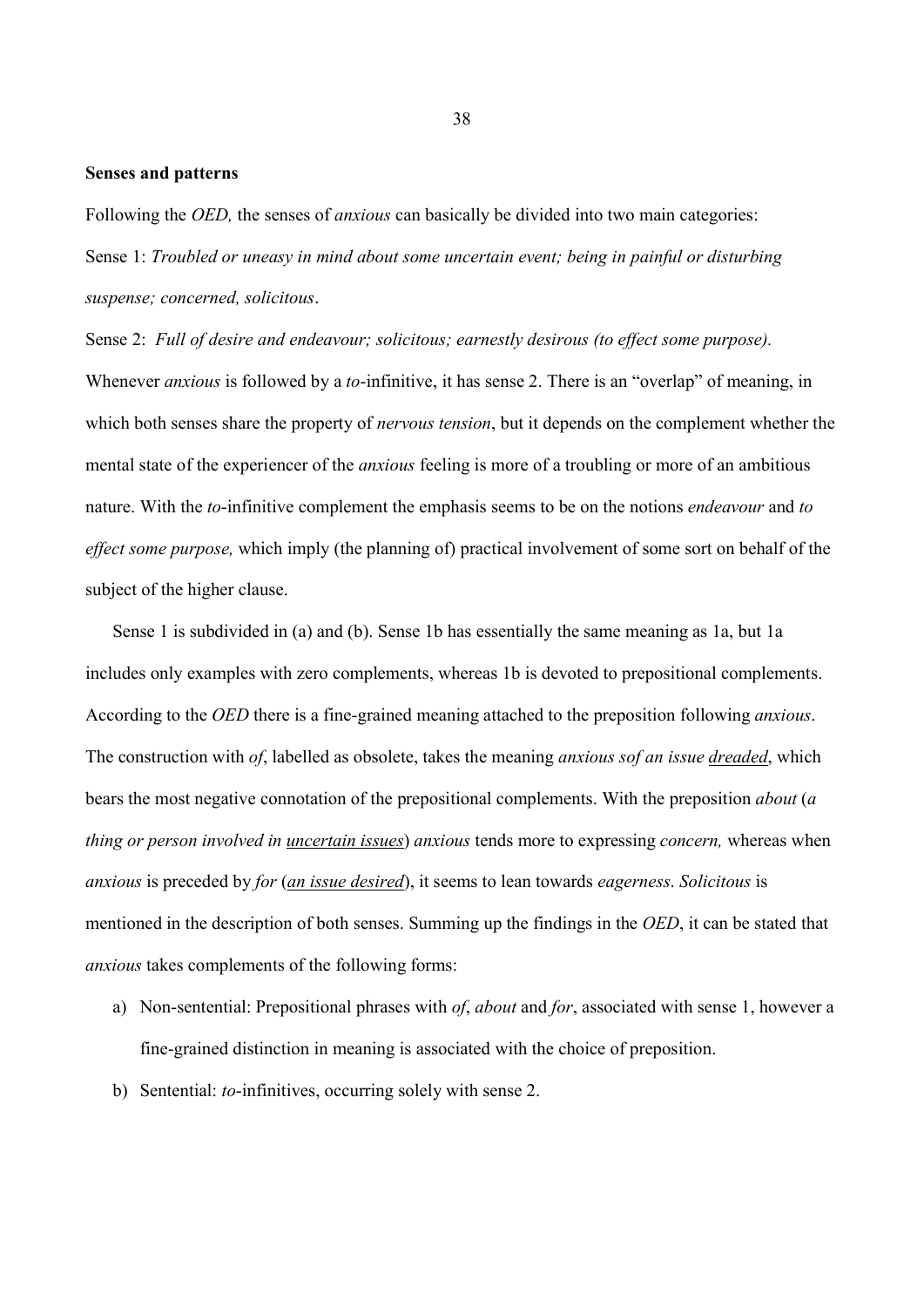**Senses and patterns**

Following the *OED,* the senses of *anxious* can basically be divided into two main categories:

Sense 1: *Troubled or uneasy in mind about some uncertain event; being in painful or disturbing suspense; concerned, solicitous*.

Sense 2: *Full of desire and endeavour; solicitous; earnestly desirous (to effect some purpose).*

Whenever *anxious* is followed by a *to*-infinitive, it has sense 2. There is an "overlap" of meaning, in which both senses share the property of *nervous tension*, but it depends on the complement whether the mental state of the experiencer of the *anxious* feeling is more of a troubling or more of an ambitious nature. With the *to*-infinitive complement the emphasis seems to be on the notions *endeavour* and *to effect some purpose,* which imply (the planning of) practical involvement of some sort on behalf of the subject of the higher clause.

Sense 1 is subdivided in (a) and (b). Sense 1b has essentially the same meaning as 1a, but 1a includes only examples with zero complements, whereas 1b is devoted to prepositional complements. According to the *OED* there is a fine-grained meaning attached to the preposition following *anxious*. The construction with *of*, labelled as obsolete, takes the meaning *anxious sof an issue <u>dreaded</u>*, which bears the most negative connotation of the prepositional complements. With the preposition *about* (*a thing or person involved in <u>uncertain issues</u>*) *anxious* tends more to expressing *concern,* whereas when *anxious* is preceded by *for* (*<u>an issue desired</u>*), it seems to lean towards *eagerness*. *Solicitous* is mentioned in the description of both senses. Summing up the findings in the *OED*, it can be stated that *anxious* takes complements of the following forms:

a) Non-sentential: Prepositional phrases with *of*, *about* and *for*, associated with sense 1, however a fine-grained distinction in meaning is associated with the choice of preposition.

b) Sentential: *to*-infinitives, occurring solely with sense 2.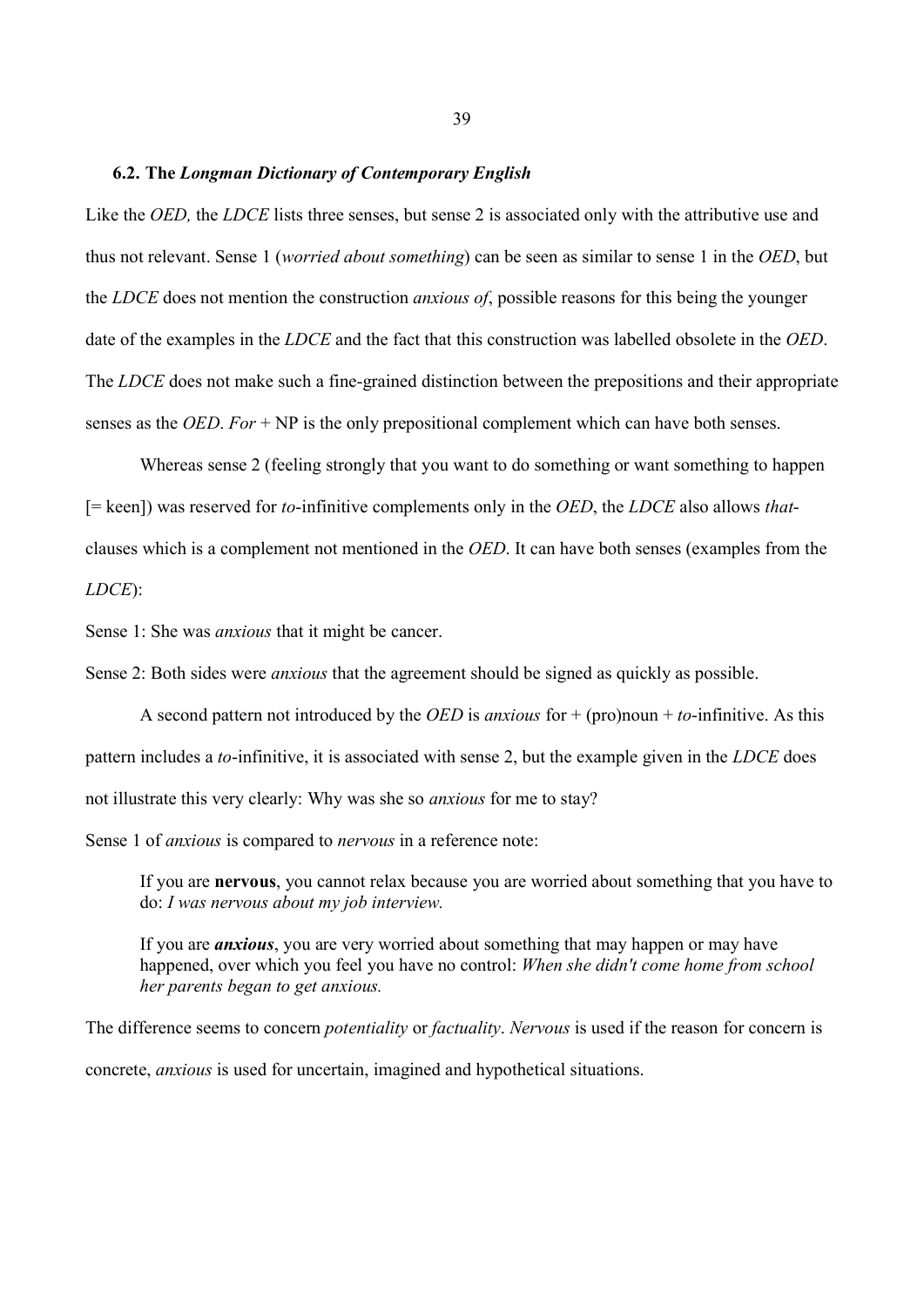### 6.2. The *Longman Dictionary of Contemporary English*

Like the *OED,* the *LDCE* lists three senses, but sense 2 is associated only with the attributive use and thus not relevant. Sense 1 (*worried about something*) can be seen as similar to sense 1 in the *OED*, but the *LDCE* does not mention the construction *anxious of*, possible reasons for this being the younger date of the examples in the *LDCE* and the fact that this construction was labelled obsolete in the *OED*. The *LDCE* does not make such a fine-grained distinction between the prepositions and their appropriate senses as the *OED*. *For* + NP is the only prepositional complement which can have both senses.

Whereas sense 2 (feeling strongly that you want to do something or want something to happen [= keen]) was reserved for *to*-infinitive complements only in the *OED*, the *LDCE* also allows *that*-clauses which is a complement not mentioned in the *OED*. It can have both senses (examples from the *LDCE*):

Sense 1: She was *anxious* that it might be cancer.

Sense 2: Both sides were *anxious* that the agreement should be signed as quickly as possible.

A second pattern not introduced by the *OED* is *anxious* for + (pro)noun + *to*-infinitive. As this pattern includes a *to*-infinitive, it is associated with sense 2, but the example given in the *LDCE* does not illustrate this very clearly: Why was she so *anxious* for me to stay?

Sense 1 of *anxious* is compared to *nervous* in a reference note:

> If you are **nervous**, you cannot relax because you are worried about something that you have to do: *I was nervous about my job interview.*
>
> If you are ***anxious***, you are very worried about something that may happen or may have happened, over which you feel you have no control: *When she didn't come home from school her parents began to get anxious.*

The difference seems to concern *potentiality* or *factuality*. *Nervous* is used if the reason for concern is concrete, *anxious* is used for uncertain, imagined and hypothetical situations.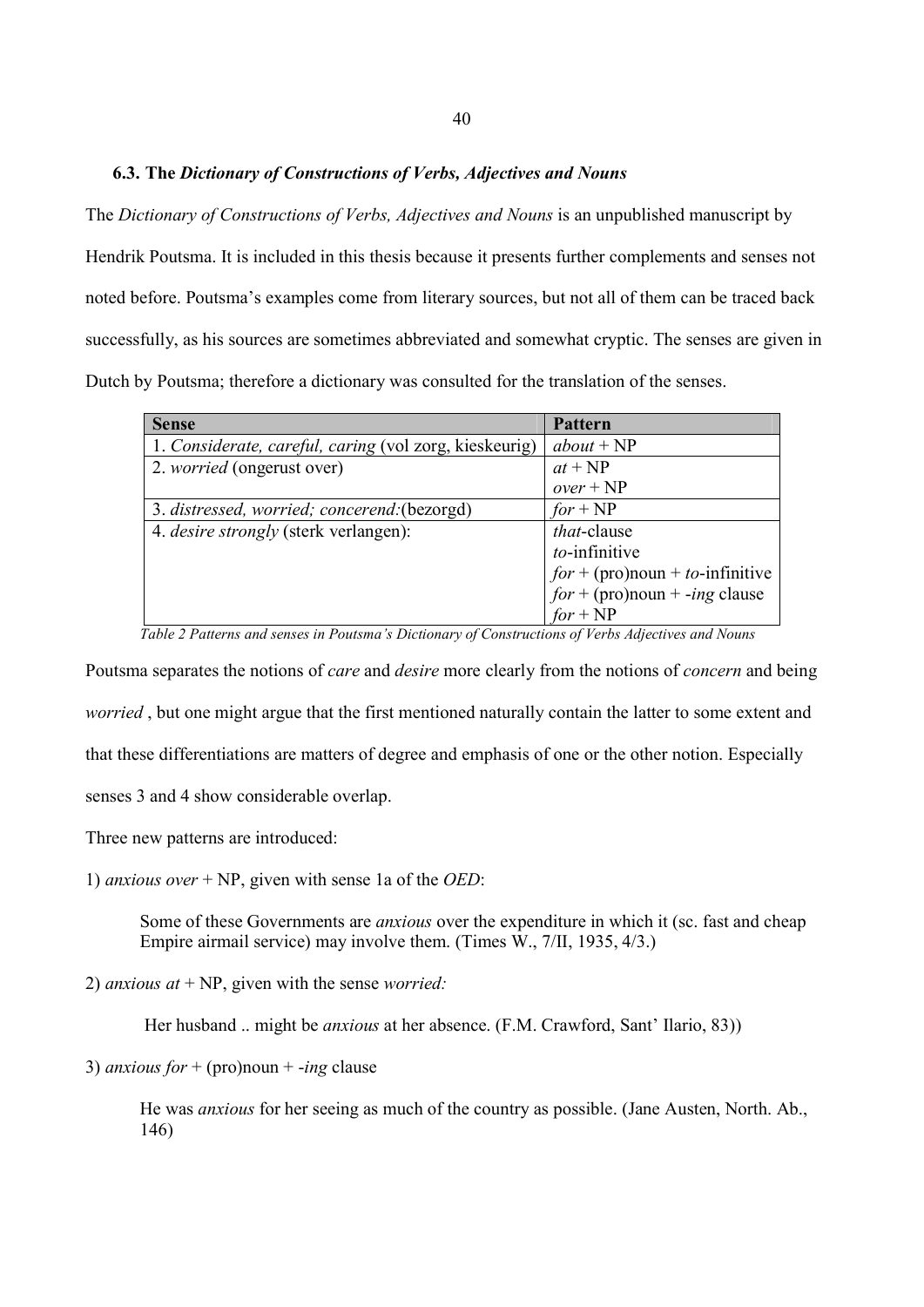### 6.3. The *Dictionary of Constructions of Verbs, Adjectives and Nouns*

The *Dictionary of Constructions of Verbs, Adjectives and Nouns* is an unpublished manuscript by Hendrik Poutsma. It is included in this thesis because it presents further complements and senses not noted before. Poutsma's examples come from literary sources, but not all of them can be traced back successfully, as his sources are sometimes abbreviated and somewhat cryptic. The senses are given in Dutch by Poutsma; therefore a dictionary was consulted for the translation of the senses.

| Sense | Pattern |
|---|---|
| 1. *Considerate, careful, caring* (vol zorg, kieskeurig) | *about* + NP |
| 2. *worried* (ongerust over) | *at* + NP<br>*over* + NP |
| 3. *distressed, worried; concerend:*(bezorgd) | *for* + NP |
| 4. *desire strongly* (sterk verlangen): | *that*-clause<br>*to*-infinitive<br>*for* + (pro)noun + *to*-infinitive<br>*for* + (pro)noun + -*ing* clause<br>*for* + NP |

*Table 2 Patterns and senses in Poutsma's Dictionary of Constructions of Verbs Adjectives and Nouns*

Poutsma separates the notions of *care* and *desire* more clearly from the notions of *concern* and being *worried* , but one might argue that the first mentioned naturally contain the latter to some extent and that these differentiations are matters of degree and emphasis of one or the other notion. Especially senses 3 and 4 show considerable overlap.

Three new patterns are introduced:

1) *anxious over* + NP, given with sense 1a of the *OED*:

> Some of these Governments are *anxious* over the expenditure in which it (sc. fast and cheap Empire airmail service) may involve them. (Times W., 7/II, 1935, 4/3.)

2) *anxious at* + NP, given with the sense *worried:*

> Her husband .. might be *anxious* at her absence. (F.M. Crawford, Sant' Ilario, 83))

3) *anxious for* + (pro)noun + -*ing* clause

> He was *anxious* for her seeing as much of the country as possible. (Jane Austen, North. Ab., 146)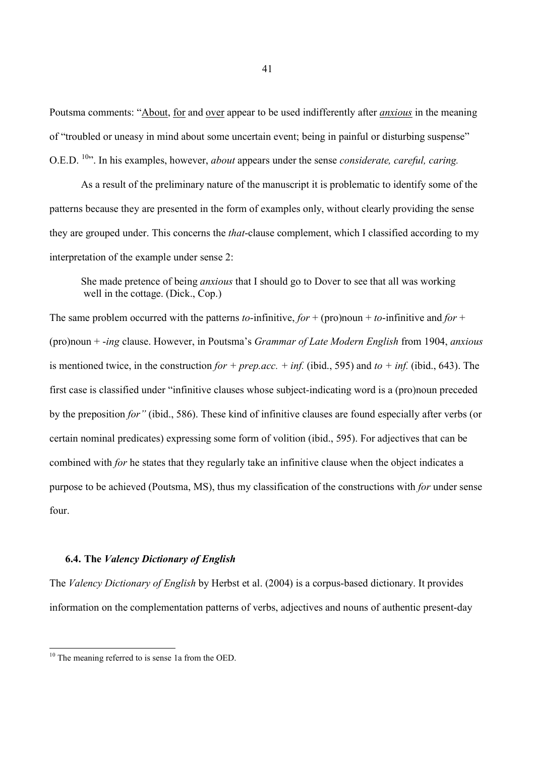Poutsma comments: "About, for and over appear to be used indifferently after ***anxious*** in the meaning of "troubled or uneasy in mind about some uncertain event; being in painful or disturbing suspense" O.E.D. [10]". In his examples, however, *about* appears under the sense *considerate, careful, caring.*

As a result of the preliminary nature of the manuscript it is problematic to identify some of the patterns because they are presented in the form of examples only, without clearly providing the sense they are grouped under. This concerns the *that*-clause complement, which I classified according to my interpretation of the example under sense 2:

> She made pretence of being *anxious* that I should go to Dover to see that all was working well in the cottage. (Dick., Cop.)

The same problem occurred with the patterns *to*-infinitive, *for* + (pro)noun + *to*-infinitive and *for* + (pro)noun + -*ing* clause. However, in Poutsma's *Grammar of Late Modern English* from 1904, *anxious* is mentioned twice, in the construction *for + prep.acc. + inf.* (ibid., 595) and *to + inf.* (ibid., 643). The first case is classified under "infinitive clauses whose subject-indicating word is a (pro)noun preceded by the preposition *for"* (ibid., 586). These kind of infinitive clauses are found especially after verbs (or certain nominal predicates) expressing some form of volition (ibid., 595). For adjectives that can be combined with *for* he states that they regularly take an infinitive clause when the object indicates a purpose to be achieved (Poutsma, MS), thus my classification of the constructions with *for* under sense four.

### 6.4. The *Valency Dictionary of English*

The *Valency Dictionary of English* by Herbst et al. (2004) is a corpus-based dictionary. It provides information on the complementation patterns of verbs, adjectives and nouns of authentic present-day

[10] The meaning referred to is sense 1a from the OED.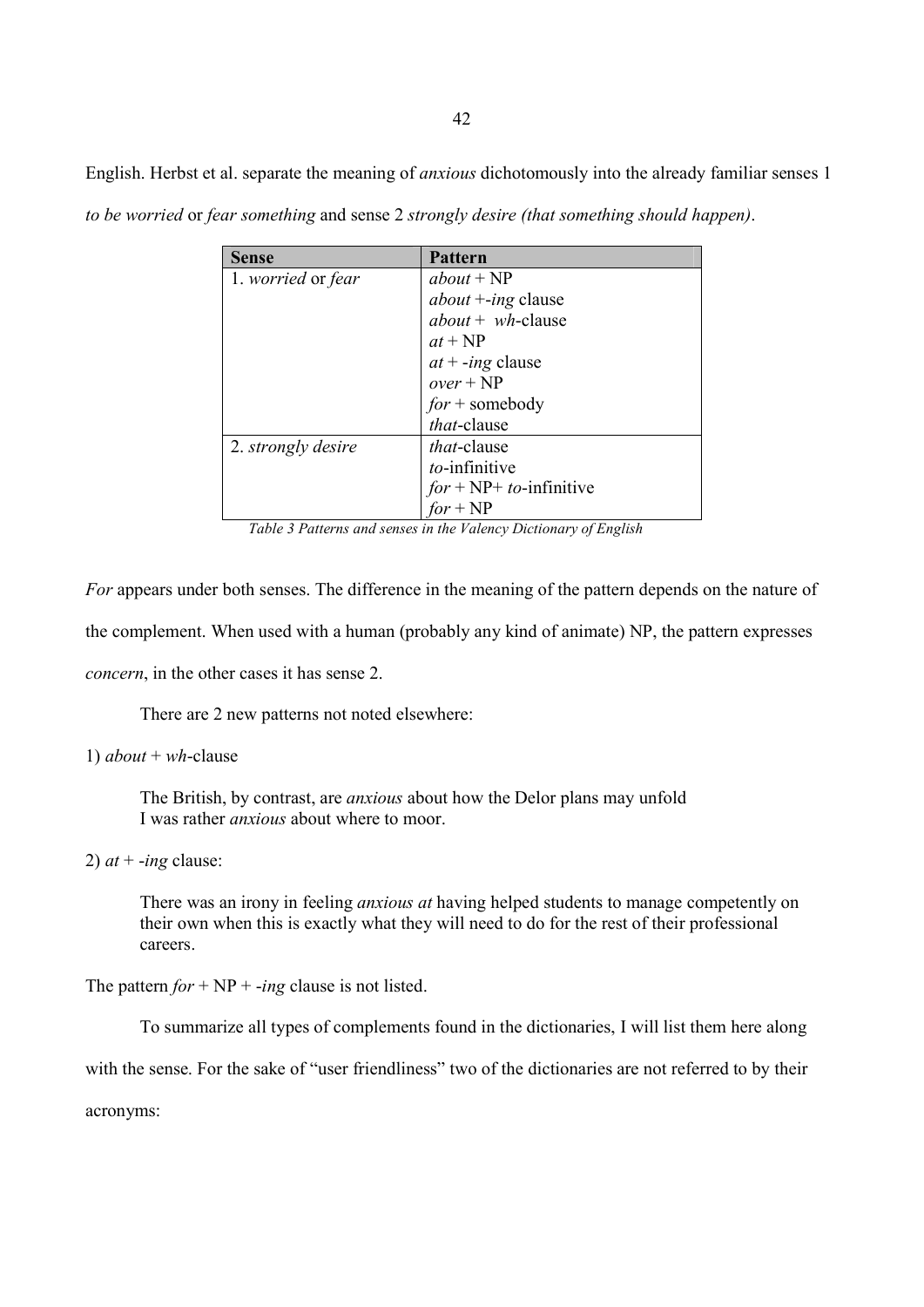English. Herbst et al. separate the meaning of *anxious* dichotomously into the already familiar senses 1 *to be worried* or *fear something* and sense 2 *strongly desire (that something should happen)*.

| Sense | Pattern |
|---|---|
| 1. *worried* or *fear* | *about* + NP<br>*about* +-*ing* clause<br>*about* + *wh*-clause<br>*at* + NP<br>*at* + -*ing* clause<br>*over* + NP<br>*for* + somebody<br>*that*-clause |
| 2. *strongly desire* | *that*-clause<br>*to*-infinitive<br>*for* + NP+ *to*-infinitive<br>*for* + NP |

*Table 3 Patterns and senses in the Valency Dictionary of English*

*For* appears under both senses. The difference in the meaning of the pattern depends on the nature of the complement. When used with a human (probably any kind of animate) NP, the pattern expresses *concern*, in the other cases it has sense 2.

There are 2 new patterns not noted elsewhere:

1) *about* + *wh*-clause

> The British, by contrast, are *anxious* about how the Delor plans may unfold
> I was rather *anxious* about where to moor.

2) *at* + -*ing* clause:

> There was an irony in feeling *anxious at* having helped students to manage competently on their own when this is exactly what they will need to do for the rest of their professional careers.

The pattern *for* + NP + -*ing* clause is not listed.

To summarize all types of complements found in the dictionaries, I will list them here along with the sense. For the sake of "user friendliness" two of the dictionaries are not referred to by their acronyms: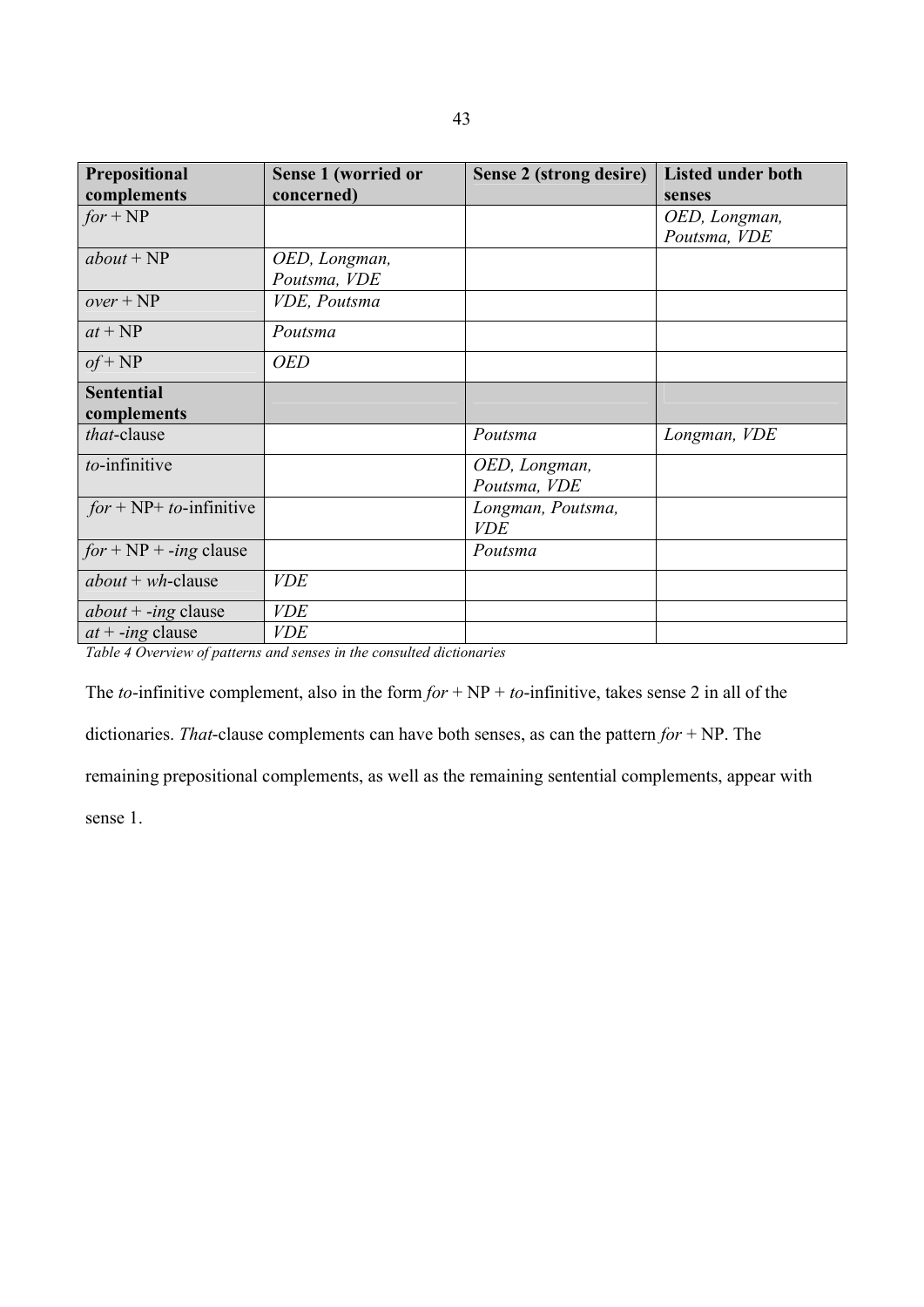| **Prepositional complements** | **Sense 1 (worried or concerned)** | **Sense 2 (strong desire)** | **Listed under both senses** |
|---|---|---|---|
| *for* + NP | | | *OED, Longman, Poutsma, VDE* |
| *about* + NP | *OED, Longman, Poutsma, VDE* | | |
| *over* + NP | *VDE, Poutsma* | | |
| *at* + NP | *Poutsma* | | |
| *of* + NP | *OED* | | |
| **Sentential complements** | | | |
| *that*-clause | | *Poutsma* | *Longman, VDE* |
| *to*-infinitive | | *OED, Longman, Poutsma, VDE* | |
| *for* + NP+ *to*-infinitive | | *Longman, Poutsma, VDE* | |
| *for* + NP + *-ing* clause | | *Poutsma* | |
| *about* + *wh*-clause | *VDE* | | |
| *about* + *-ing* clause | *VDE* | | |
| *at* + *-ing* clause | *VDE* | | |

*Table 4 Overview of patterns and senses in the consulted dictionaries*

The *to*-infinitive complement, also in the form *for* + NP + *to*-infinitive, takes sense 2 in all of the dictionaries. *That*-clause complements can have both senses, as can the pattern *for* + NP. The remaining prepositional complements, as well as the remaining sentential complements, appear with sense 1.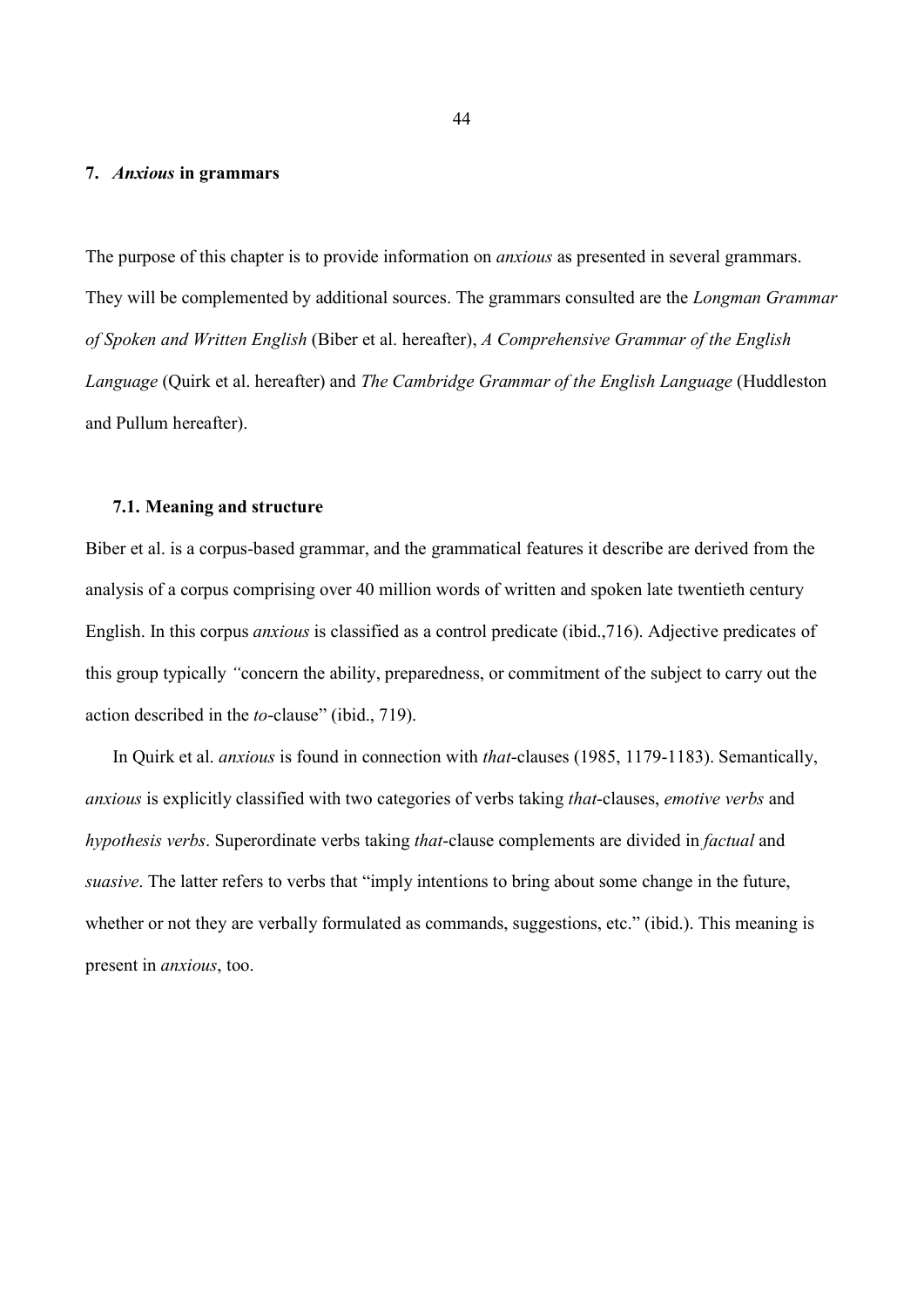## 7. *Anxious* in grammars

The purpose of this chapter is to provide information on *anxious* as presented in several grammars. They will be complemented by additional sources. The grammars consulted are the *Longman Grammar of Spoken and Written English* (Biber et al. hereafter), *A Comprehensive Grammar of the English Language* (Quirk et al. hereafter) and *The Cambridge Grammar of the English Language* (Huddleston and Pullum hereafter).

### 7.1. Meaning and structure

Biber et al. is a corpus-based grammar, and the grammatical features it describe are derived from the analysis of a corpus comprising over 40 million words of written and spoken late twentieth century English. In this corpus *anxious* is classified as a control predicate (ibid.,716). Adjective predicates of this group typically *"*concern the ability, preparedness, or commitment of the subject to carry out the action described in the *to*-clause" (ibid., 719).

In Quirk et al. *anxious* is found in connection with *that*-clauses (1985, 1179-1183). Semantically, *anxious* is explicitly classified with two categories of verbs taking *that*-clauses, *emotive verbs* and *hypothesis verbs*. Superordinate verbs taking *that*-clause complements are divided in *factual* and *suasive*. The latter refers to verbs that "imply intentions to bring about some change in the future, whether or not they are verbally formulated as commands, suggestions, etc." (ibid.). This meaning is present in *anxious*, too.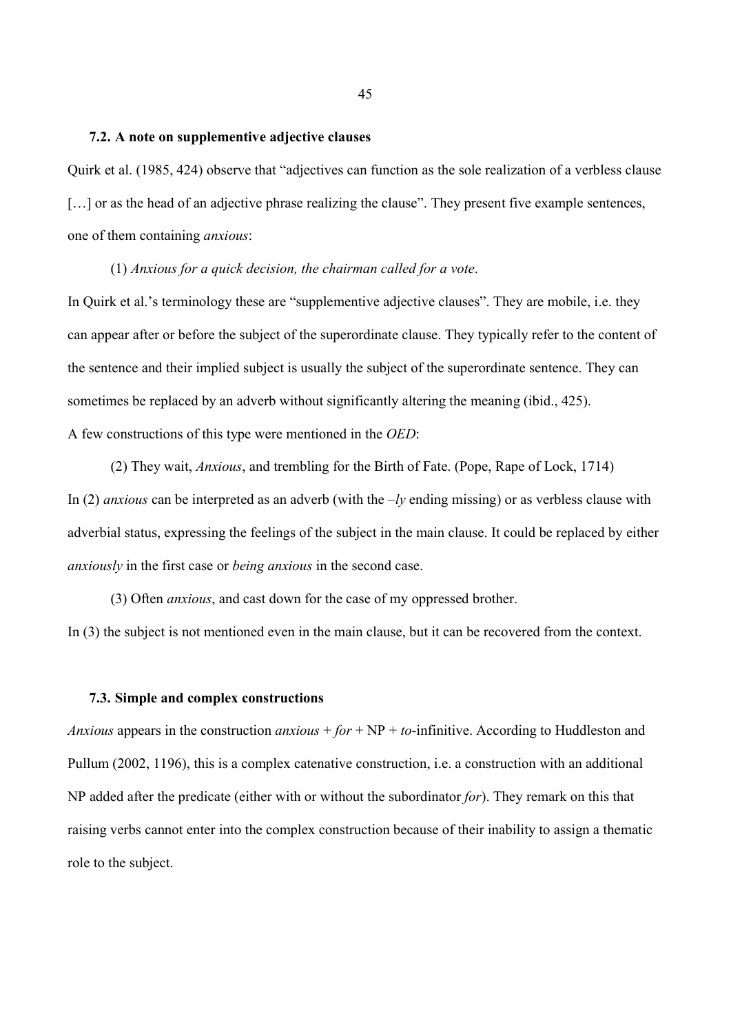### 7.2. A note on supplementive adjective clauses

Quirk et al. (1985, 424) observe that "adjectives can function as the sole realization of a verbless clause […] or as the head of an adjective phrase realizing the clause". They present five example sentences, one of them containing *anxious*:

(1) *Anxious for a quick decision, the chairman called for a vote*.

In Quirk et al.'s terminology these are "supplementive adjective clauses". They are mobile, i.e. they can appear after or before the subject of the superordinate clause. They typically refer to the content of the sentence and their implied subject is usually the subject of the superordinate sentence. They can sometimes be replaced by an adverb without significantly altering the meaning (ibid., 425).

A few constructions of this type were mentioned in the *OED*:

(2) They wait, *Anxious*, and trembling for the Birth of Fate. (Pope, Rape of Lock, 1714)

In (2) *anxious* can be interpreted as an adverb (with the *–ly* ending missing) or as verbless clause with adverbial status, expressing the feelings of the subject in the main clause. It could be replaced by either *anxiously* in the first case or *being anxious* in the second case.

(3) Often *anxious*, and cast down for the case of my oppressed brother.

In (3) the subject is not mentioned even in the main clause, but it can be recovered from the context.

### 7.3. Simple and complex constructions

*Anxious* appears in the construction *anxious* + *for* + NP + *to*-infinitive. According to Huddleston and Pullum (2002, 1196), this is a complex catenative construction, i.e. a construction with an additional NP added after the predicate (either with or without the subordinator *for*). They remark on this that raising verbs cannot enter into the complex construction because of their inability to assign a thematic role to the subject.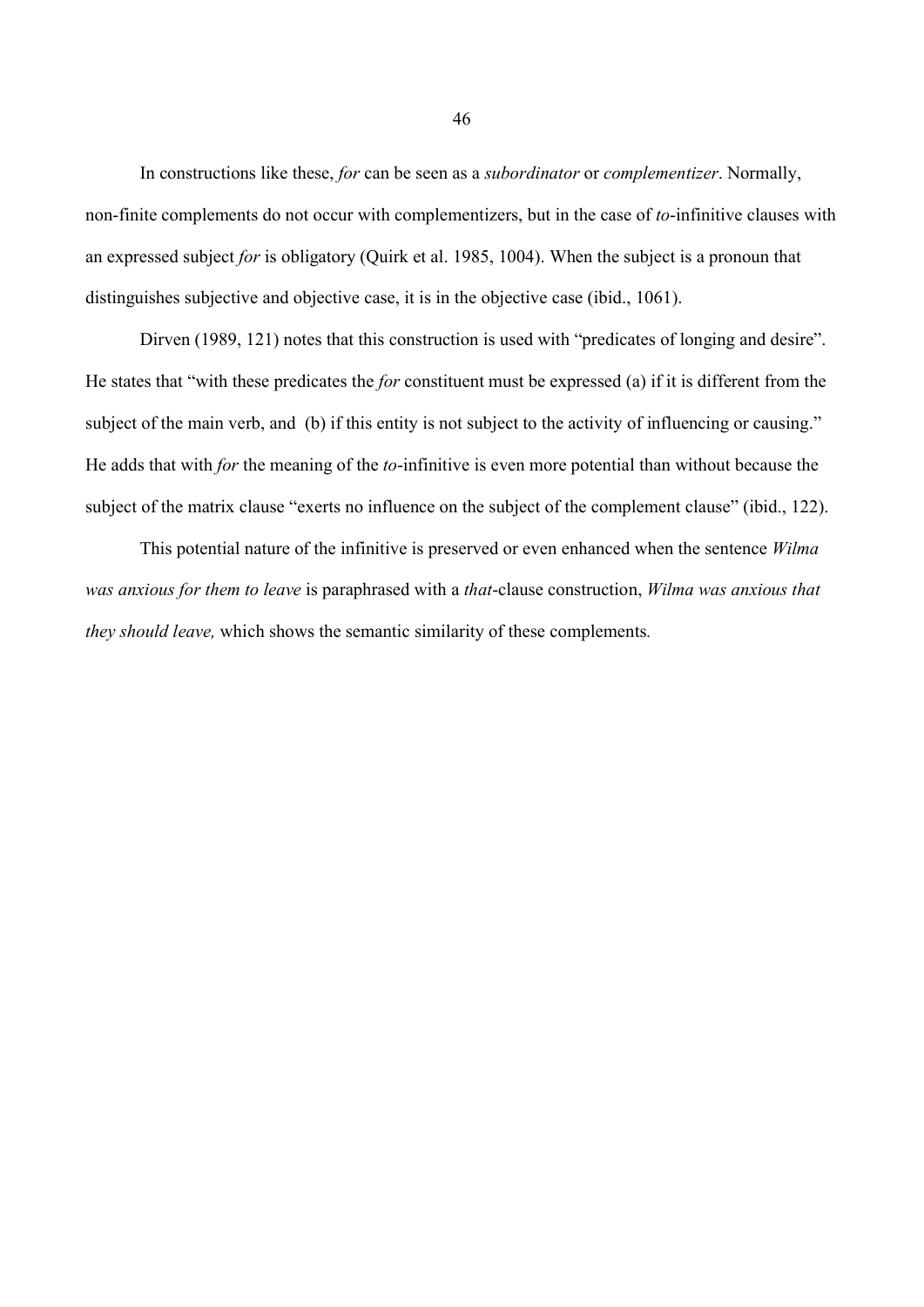In constructions like these, *for* can be seen as a *subordinator* or *complementizer*. Normally, non-finite complements do not occur with complementizers, but in the case of *to*-infinitive clauses with an expressed subject *for* is obligatory (Quirk et al. 1985, 1004). When the subject is a pronoun that distinguishes subjective and objective case, it is in the objective case (ibid., 1061).

Dirven (1989, 121) notes that this construction is used with "predicates of longing and desire". He states that "with these predicates the *for* constituent must be expressed (a) if it is different from the subject of the main verb, and (b) if this entity is not subject to the activity of influencing or causing." He adds that with *for* the meaning of the *to*-infinitive is even more potential than without because the subject of the matrix clause "exerts no influence on the subject of the complement clause" (ibid., 122).

This potential nature of the infinitive is preserved or even enhanced when the sentence *Wilma was anxious for them to leave* is paraphrased with a *that*-clause construction, *Wilma was anxious that they should leave,* which shows the semantic similarity of these complements.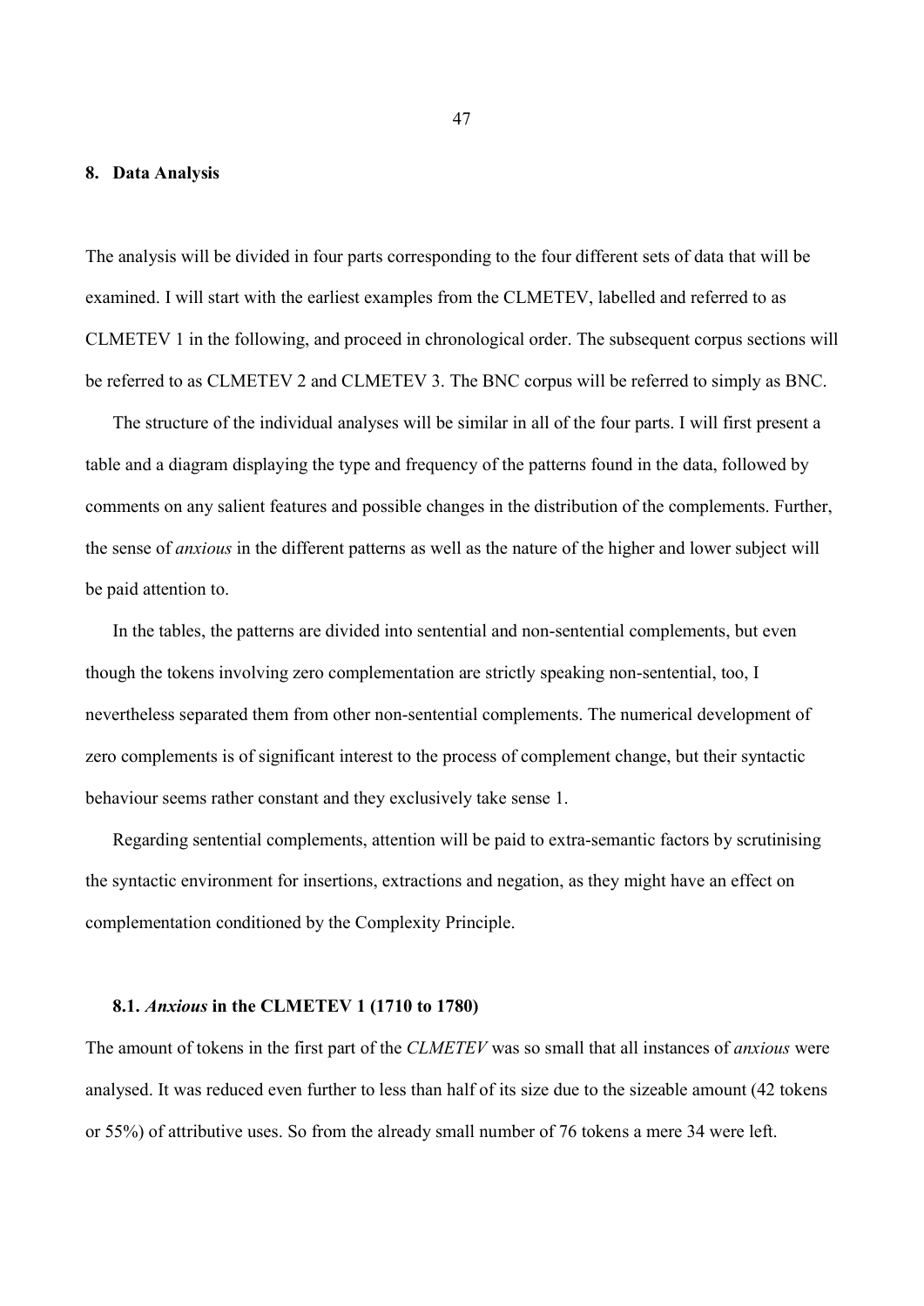## 8. Data Analysis

The analysis will be divided in four parts corresponding to the four different sets of data that will be examined. I will start with the earliest examples from the CLMETEV, labelled and referred to as CLMETEV 1 in the following, and proceed in chronological order. The subsequent corpus sections will be referred to as CLMETEV 2 and CLMETEV 3. The BNC corpus will be referred to simply as BNC.

The structure of the individual analyses will be similar in all of the four parts. I will first present a table and a diagram displaying the type and frequency of the patterns found in the data, followed by comments on any salient features and possible changes in the distribution of the complements. Further, the sense of *anxious* in the different patterns as well as the nature of the higher and lower subject will be paid attention to.

In the tables, the patterns are divided into sentential and non-sentential complements, but even though the tokens involving zero complementation are strictly speaking non-sentential, too, I nevertheless separated them from other non-sentential complements. The numerical development of zero complements is of significant interest to the process of complement change, but their syntactic behaviour seems rather constant and they exclusively take sense 1.

Regarding sentential complements, attention will be paid to extra-semantic factors by scrutinising the syntactic environment for insertions, extractions and negation, as they might have an effect on complementation conditioned by the Complexity Principle.

### 8.1. *Anxious* in the CLMETEV 1 (1710 to 1780)

The amount of tokens in the first part of the *CLMETEV* was so small that all instances of *anxious* were analysed. It was reduced even further to less than half of its size due to the sizeable amount (42 tokens or 55%) of attributive uses. So from the already small number of 76 tokens a mere 34 were left.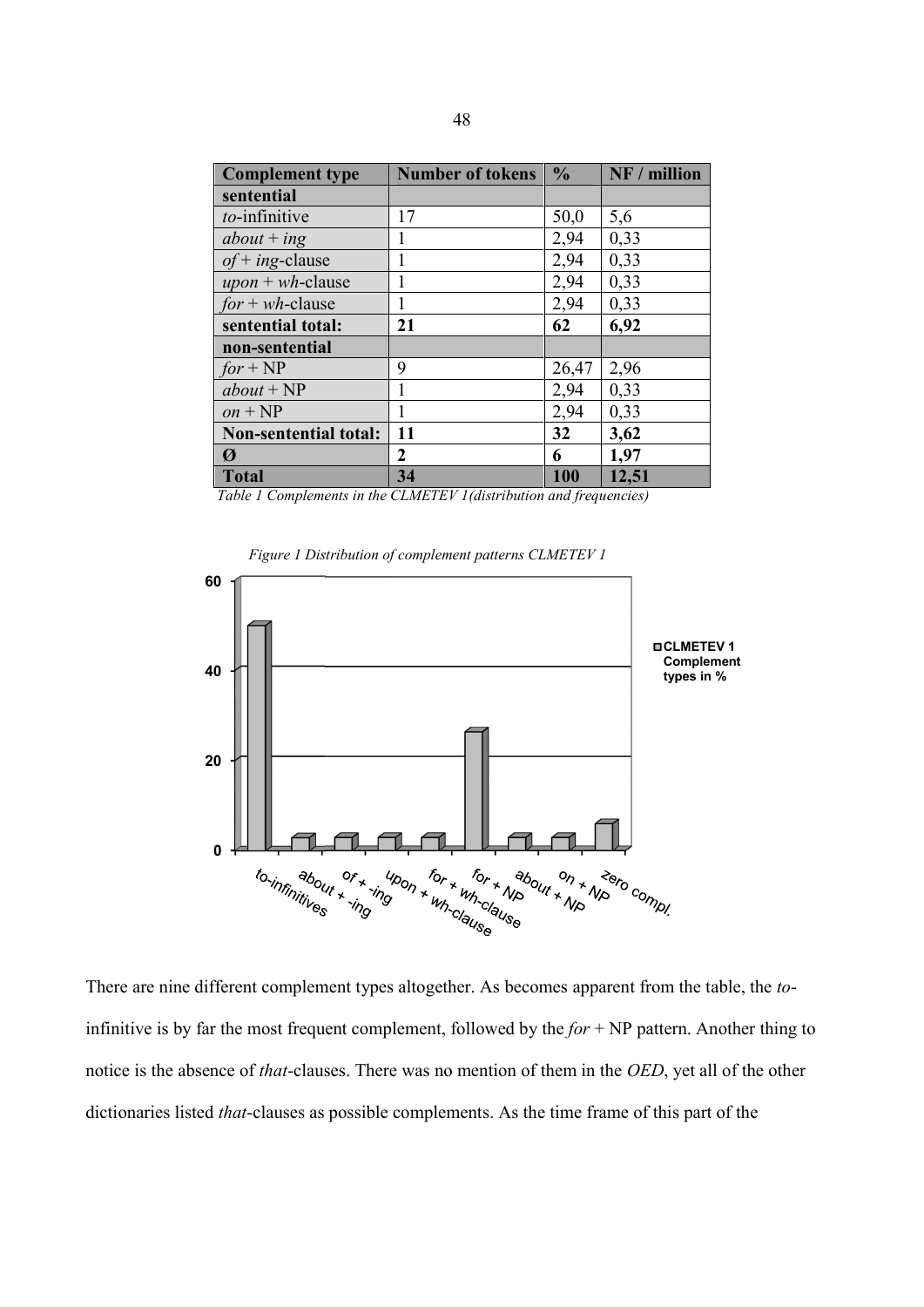| Complement type | Number of tokens | % | NF / million |
|---|---|---|---|
| **sentential** | | | |
| *to*-infinitive | 17 | 50,0 | 5,6 |
| *about* + *ing* | 1 | 2,94 | 0,33 |
| *of* + *ing*-clause | 1 | 2,94 | 0,33 |
| *upon* + *wh*-clause | 1 | 2,94 | 0,33 |
| *for* + *wh*-clause | 1 | 2,94 | 0,33 |
| **sentential total:** | **21** | **62** | **6,92** |
| **non-sentential** | | | |
| *for* + NP | 9 | 26,47 | 2,96 |
| *about* + NP | 1 | 2,94 | 0,33 |
| *on* + NP | 1 | 2,94 | 0,33 |
| **Non-sentential total:** | **11** | **32** | **3,62** |
| **Ø** | **2** | **6** | **1,97** |
| **Total** | **34** | **100** | **12,51** |

*Table 1 Complements in the CLMETEV 1(distribution and frequencies)*

*Figure 1 Distribution of complement patterns CLMETEV 1*

60
40
20
0

CLMETEV 1 Complement types in %

to-infinitives
about + -ing
of + -ing
upon + wh-clause
for + wh-clause
for + NP
about + NP
on + NP
zero compl.

There are nine different complement types altogether. As becomes apparent from the table, the *to*-infinitive is by far the most frequent complement, followed by the *for* + NP pattern. Another thing to notice is the absence of *that*-clauses. There was no mention of them in the *OED*, yet all of the other dictionaries listed *that*-clauses as possible complements. As the time frame of this part of the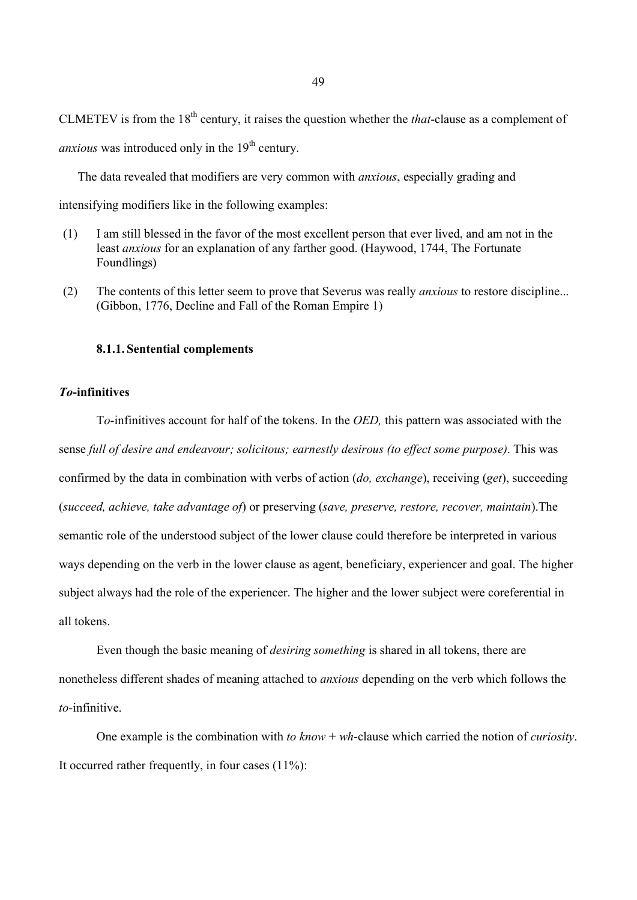CLMETEV is from the 18th century, it raises the question whether the *that*-clause as a complement of *anxious* was introduced only in the 19th century.

The data revealed that modifiers are very common with *anxious*, especially grading and intensifying modifiers like in the following examples:

(1) I am still blessed in the favor of the most excellent person that ever lived, and am not in the least *anxious* for an explanation of any farther good. (Haywood, 1744, The Fortunate Foundlings)

(2) The contents of this letter seem to prove that Severus was really *anxious* to restore discipline... (Gibbon, 1776, Decline and Fall of the Roman Empire 1)

### 8.1.1. Sentential complements

#### *To*-infinitives

T*o*-infinitives account for half of the tokens. In the *OED,* this pattern was associated with the sense *full of desire and endeavour; solicitous; earnestly desirous (to effect some purpose)*. This was confirmed by the data in combination with verbs of action (*do, exchange*), receiving (*get*), succeeding (*succeed, achieve, take advantage of*) or preserving (*save, preserve, restore, recover, maintain*).The semantic role of the understood subject of the lower clause could therefore be interpreted in various ways depending on the verb in the lower clause as agent, beneficiary, experiencer and goal. The higher subject always had the role of the experiencer. The higher and the lower subject were coreferential in all tokens.

Even though the basic meaning of *desiring something* is shared in all tokens, there are nonetheless different shades of meaning attached to *anxious* depending on the verb which follows the *to*-infinitive.

One example is the combination with *to know* + *wh*-clause which carried the notion of *curiosity*. It occurred rather frequently, in four cases (11%):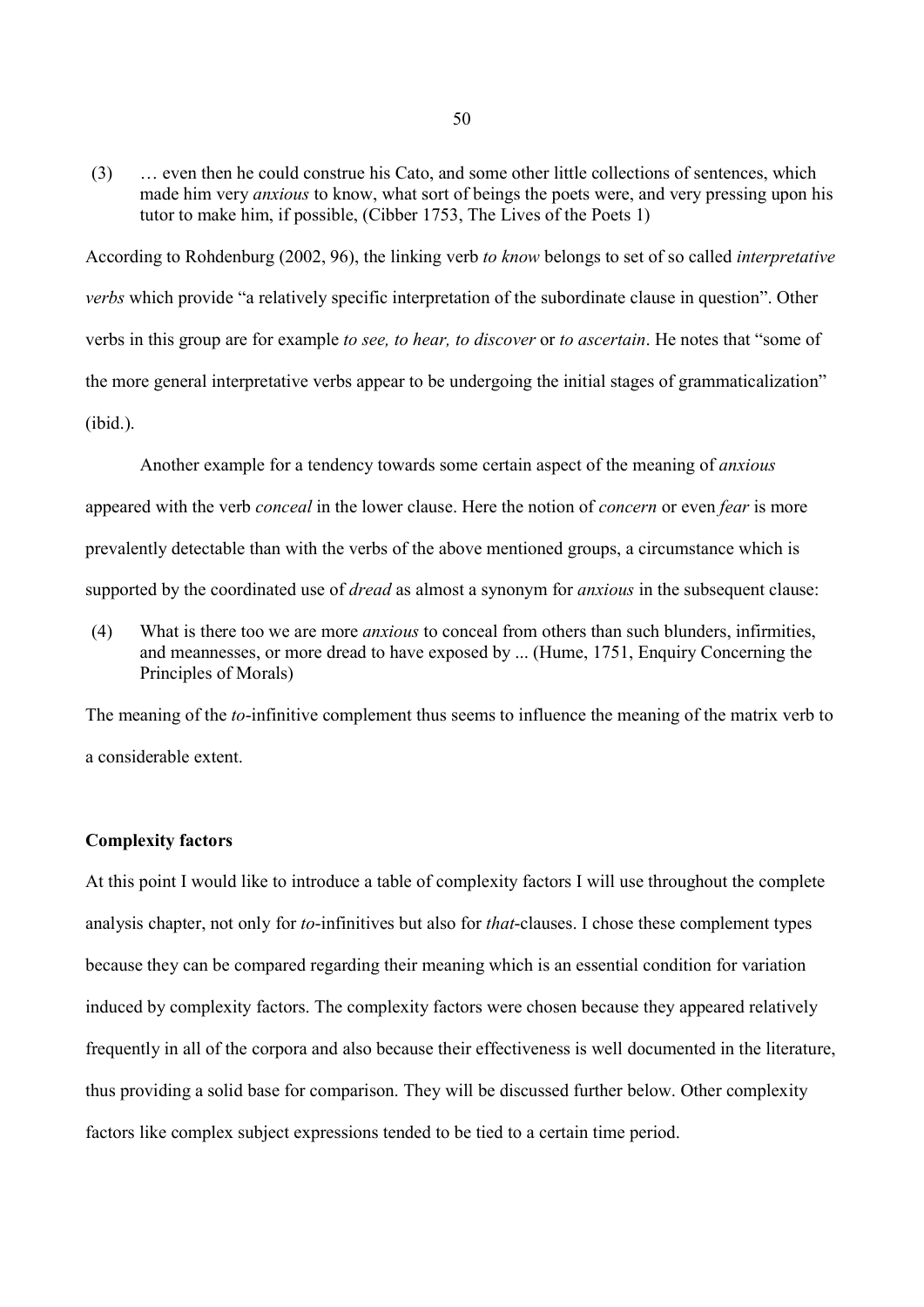(3) … even then he could construe his Cato, and some other little collections of sentences, which made him very *anxious* to know, what sort of beings the poets were, and very pressing upon his tutor to make him, if possible, (Cibber 1753, The Lives of the Poets 1)

According to Rohdenburg (2002, 96), the linking verb *to know* belongs to set of so called *interpretative verbs* which provide "a relatively specific interpretation of the subordinate clause in question". Other verbs in this group are for example *to see, to hear, to discover* or *to ascertain*. He notes that "some of the more general interpretative verbs appear to be undergoing the initial stages of grammaticalization" (ibid.).

Another example for a tendency towards some certain aspect of the meaning of *anxious* appeared with the verb *conceal* in the lower clause. Here the notion of *concern* or even *fear* is more prevalently detectable than with the verbs of the above mentioned groups, a circumstance which is supported by the coordinated use of *dread* as almost a synonym for *anxious* in the subsequent clause:

(4) What is there too we are more *anxious* to conceal from others than such blunders, infirmities, and meannesses, or more dread to have exposed by ... (Hume, 1751, Enquiry Concerning the Principles of Morals)

The meaning of the *to*-infinitive complement thus seems to influence the meaning of the matrix verb to a considerable extent.

**Complexity factors**

At this point I would like to introduce a table of complexity factors I will use throughout the complete analysis chapter, not only for *to*-infinitives but also for *that*-clauses. I chose these complement types because they can be compared regarding their meaning which is an essential condition for variation induced by complexity factors. The complexity factors were chosen because they appeared relatively frequently in all of the corpora and also because their effectiveness is well documented in the literature, thus providing a solid base for comparison. They will be discussed further below. Other complexity factors like complex subject expressions tended to be tied to a certain time period.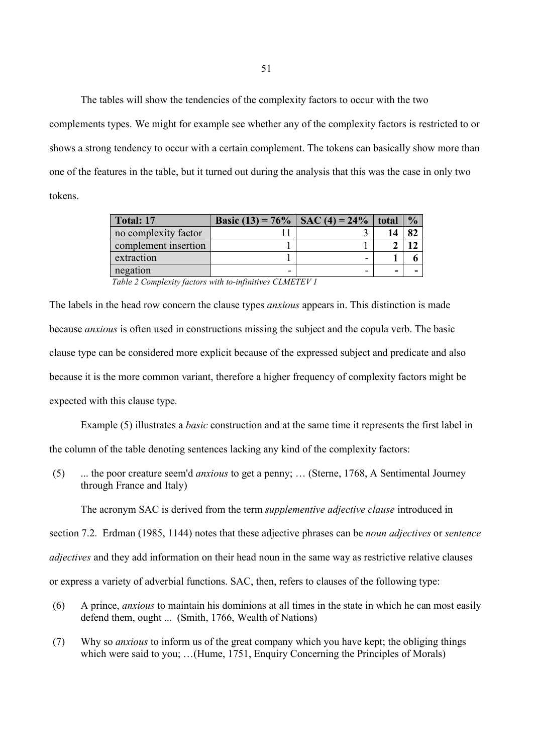The tables will show the tendencies of the complexity factors to occur with the two complements types. We might for example see whether any of the complexity factors is restricted to or shows a strong tendency to occur with a certain complement. The tokens can basically show more than one of the features in the table, but it turned out during the analysis that this was the case in only two tokens.

| **Total: 17** | **Basic (13) = 76%** | **SAC (4) = 24%** | **total** | **%** |
|---|---|---|---|---|
| no complexity factor | 11 | 3 | **14** | **82** |
| complement insertion | 1 | 1 | **2** | **12** |
| extraction | 1 | - | **1** | **6** |
| negation | - | - | **-** | **-** |

*Table 2 Complexity factors with to-infinitives CLMETEV 1*

The labels in the head row concern the clause types *anxious* appears in. This distinction is made because *anxious* is often used in constructions missing the subject and the copula verb. The basic clause type can be considered more explicit because of the expressed subject and predicate and also because it is the more common variant, therefore a higher frequency of complexity factors might be expected with this clause type.

Example (5) illustrates a *basic* construction and at the same time it represents the first label in the column of the table denoting sentences lacking any kind of the complexity factors:

(5) ... the poor creature seem'd *anxious* to get a penny; … (Sterne, 1768, A Sentimental Journey through France and Italy)

The acronym SAC is derived from the term *supplementive adjective clause* introduced in section 7.2. Erdman (1985, 1144) notes that these adjective phrases can be *noun adjectives* or *sentence adjectives* and they add information on their head noun in the same way as restrictive relative clauses or express a variety of adverbial functions. SAC, then, refers to clauses of the following type:

(6) A prince, *anxious* to maintain his dominions at all times in the state in which he can most easily defend them, ought ... (Smith, 1766, Wealth of Nations)

(7) Why so *anxious* to inform us of the great company which you have kept; the obliging things which were said to you; …(Hume, 1751, Enquiry Concerning the Principles of Morals)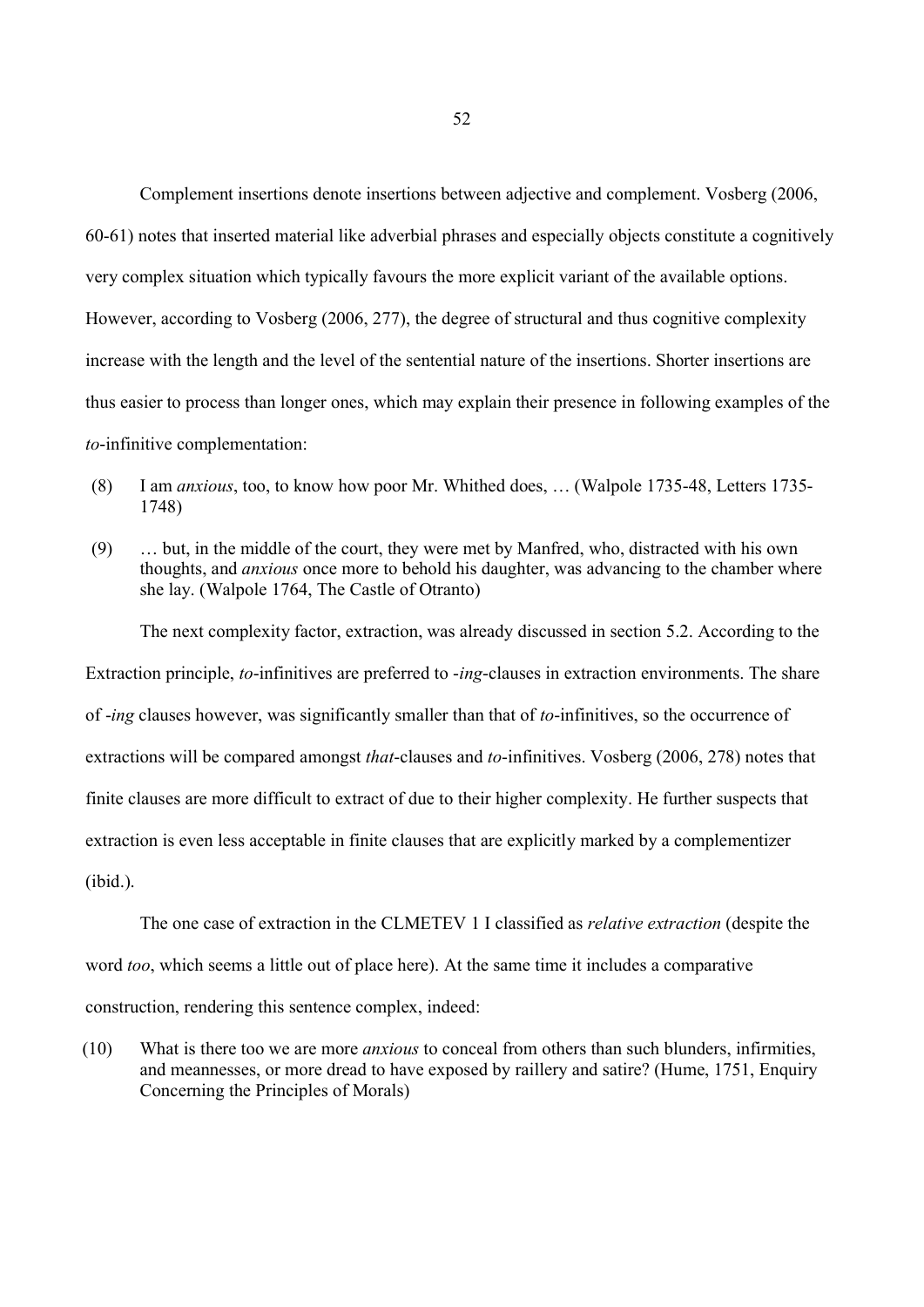Complement insertions denote insertions between adjective and complement. Vosberg (2006, 60-61) notes that inserted material like adverbial phrases and especially objects constitute a cognitively very complex situation which typically favours the more explicit variant of the available options. However, according to Vosberg (2006, 277), the degree of structural and thus cognitive complexity increase with the length and the level of the sentential nature of the insertions. Shorter insertions are thus easier to process than longer ones, which may explain their presence in following examples of the *to*-infinitive complementation:

(8) I am *anxious*, too, to know how poor Mr. Whithed does, … (Walpole 1735-48, Letters 1735-1748)

(9) … but, in the middle of the court, they were met by Manfred, who, distracted with his own thoughts, and *anxious* once more to behold his daughter, was advancing to the chamber where she lay. (Walpole 1764, The Castle of Otranto)

The next complexity factor, extraction, was already discussed in section 5.2. According to the Extraction principle, *to*-infinitives are preferred to *-ing*-clauses in extraction environments. The share of *-ing* clauses however, was significantly smaller than that of *to*-infinitives, so the occurrence of extractions will be compared amongst *that*-clauses and *to*-infinitives. Vosberg (2006, 278) notes that finite clauses are more difficult to extract of due to their higher complexity. He further suspects that extraction is even less acceptable in finite clauses that are explicitly marked by a complementizer (ibid.).

The one case of extraction in the CLMETEV 1 I classified as *relative extraction* (despite the word *too*, which seems a little out of place here). At the same time it includes a comparative construction, rendering this sentence complex, indeed:

(10) What is there too we are more *anxious* to conceal from others than such blunders, infirmities, and meannesses, or more dread to have exposed by raillery and satire? (Hume, 1751, Enquiry Concerning the Principles of Morals)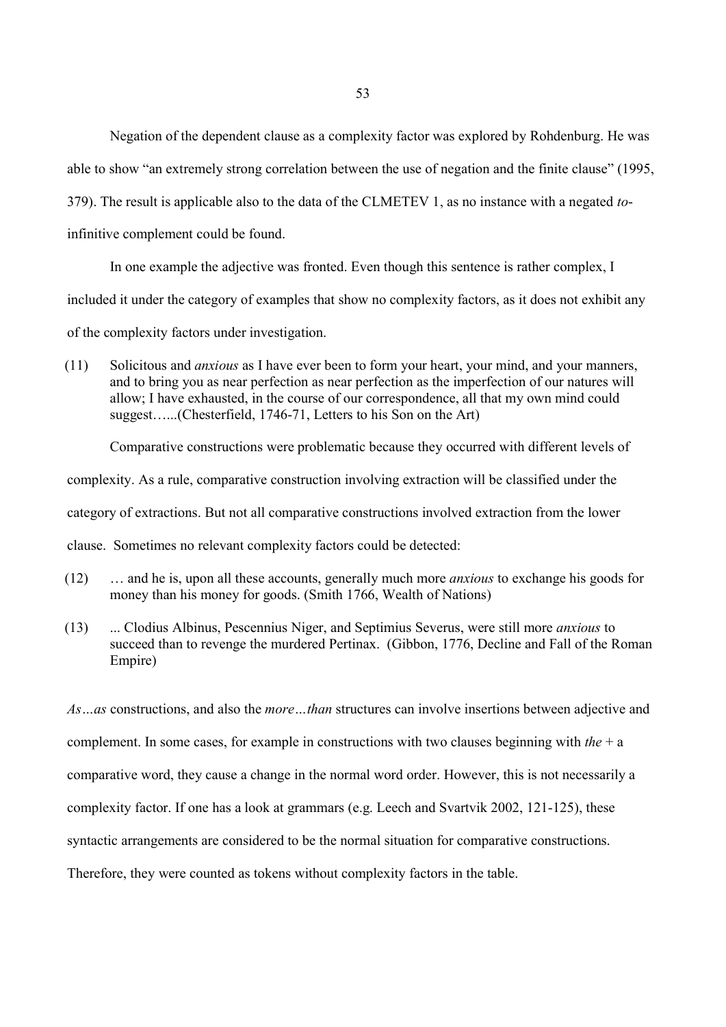Negation of the dependent clause as a complexity factor was explored by Rohdenburg. He was able to show "an extremely strong correlation between the use of negation and the finite clause" (1995, 379). The result is applicable also to the data of the CLMETEV 1, as no instance with a negated *to*-infinitive complement could be found.

In one example the adjective was fronted. Even though this sentence is rather complex, I included it under the category of examples that show no complexity factors, as it does not exhibit any of the complexity factors under investigation.

(11) Solicitous and *anxious* as I have ever been to form your heart, your mind, and your manners, and to bring you as near perfection as near perfection as the imperfection of our natures will allow; I have exhausted, in the course of our correspondence, all that my own mind could suggest…...(Chesterfield, 1746-71, Letters to his Son on the Art)

Comparative constructions were problematic because they occurred with different levels of complexity. As a rule, comparative construction involving extraction will be classified under the category of extractions. But not all comparative constructions involved extraction from the lower clause. Sometimes no relevant complexity factors could be detected:

(12) … and he is, upon all these accounts, generally much more *anxious* to exchange his goods for money than his money for goods. (Smith 1766, Wealth of Nations)

(13) ... Clodius Albinus, Pescennius Niger, and Septimius Severus, were still more *anxious* to succeed than to revenge the murdered Pertinax. (Gibbon, 1776, Decline and Fall of the Roman Empire)

*As…as* constructions, and also the *more…than* structures can involve insertions between adjective and complement. In some cases, for example in constructions with two clauses beginning with *the* + a comparative word, they cause a change in the normal word order. However, this is not necessarily a complexity factor. If one has a look at grammars (e.g. Leech and Svartvik 2002, 121-125), these syntactic arrangements are considered to be the normal situation for comparative constructions. Therefore, they were counted as tokens without complexity factors in the table.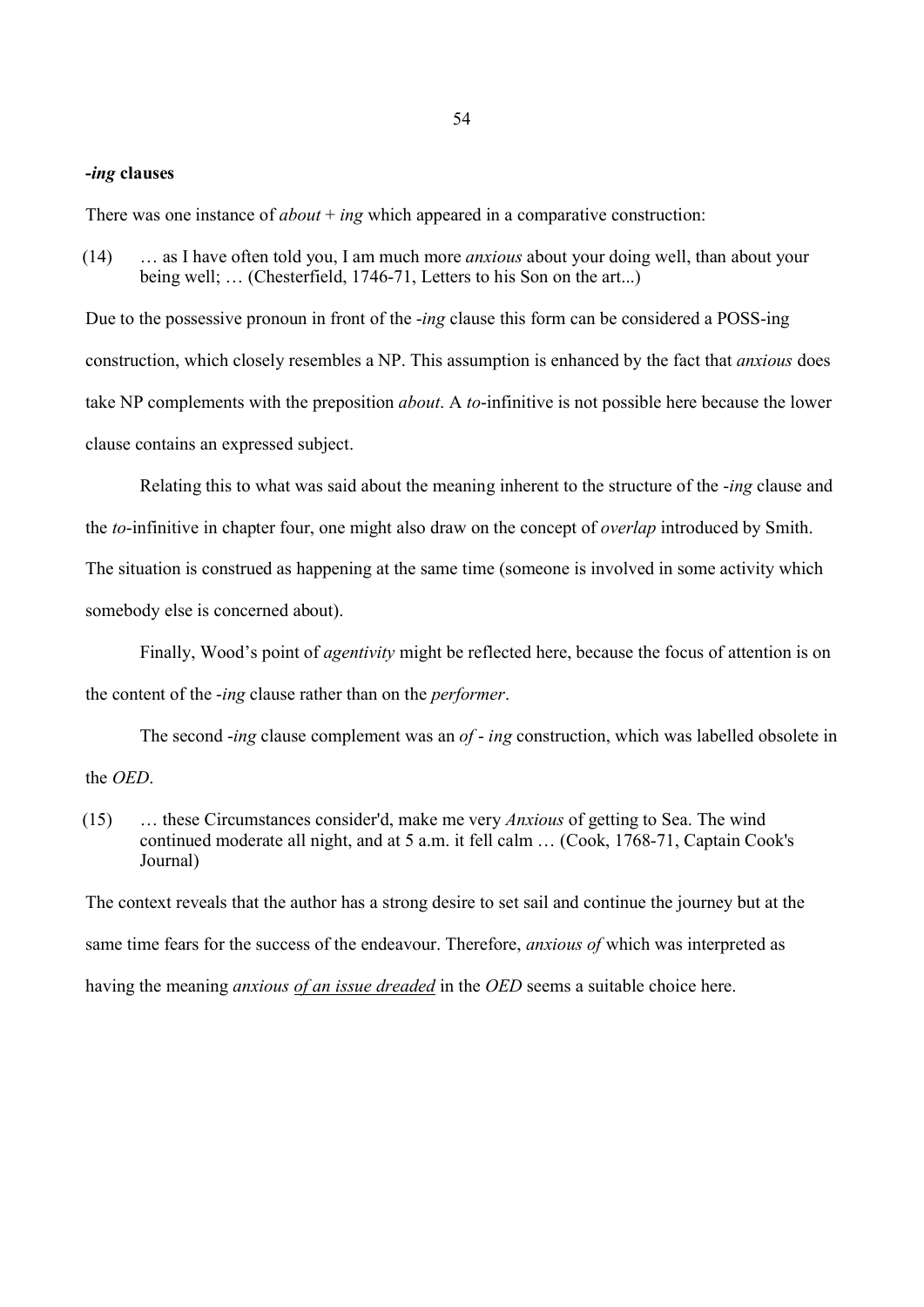### *-ing* clauses

There was one instance of *about* + *ing* which appeared in a comparative construction:

(14) … as I have often told you, I am much more *anxious* about your doing well, than about your being well; … (Chesterfield, 1746-71, Letters to his Son on the art...)

Due to the possessive pronoun in front of the *-ing* clause this form can be considered a POSS-ing construction, which closely resembles a NP. This assumption is enhanced by the fact that *anxious* does take NP complements with the preposition *about*. A *to*-infinitive is not possible here because the lower clause contains an expressed subject.

Relating this to what was said about the meaning inherent to the structure of the *-ing* clause and the *to*-infinitive in chapter four, one might also draw on the concept of *overlap* introduced by Smith. The situation is construed as happening at the same time (someone is involved in some activity which somebody else is concerned about).

Finally, Wood's point of *agentivity* might be reflected here, because the focus of attention is on the content of the *-ing* clause rather than on the *performer*.

The second *-ing* clause complement was an *of - ing* construction, which was labelled obsolete in the *OED*.

(15) … these Circumstances consider'd, make me very *Anxious* of getting to Sea. The wind continued moderate all night, and at 5 a.m. it fell calm … (Cook, 1768-71, Captain Cook's Journal)

The context reveals that the author has a strong desire to set sail and continue the journey but at the same time fears for the success of the endeavour. Therefore, *anxious of* which was interpreted as having the meaning *anxious <u>of an issue dreaded</u>* in the *OED* seems a suitable choice here.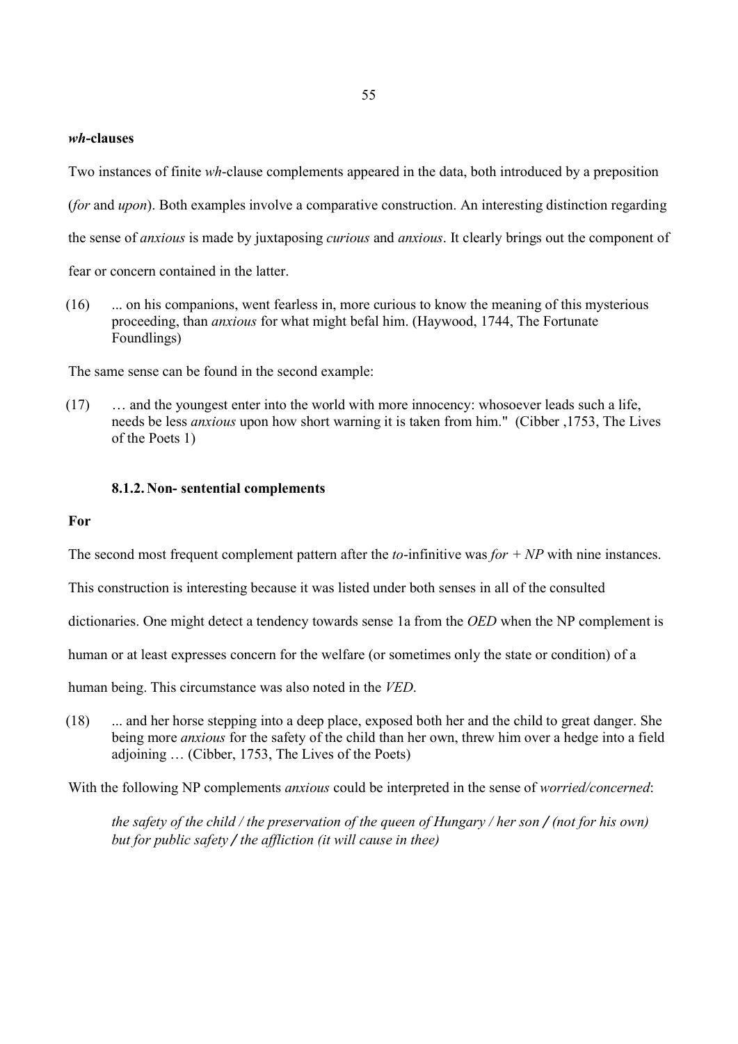***wh*-clauses**

Two instances of finite *wh*-clause complements appeared in the data, both introduced by a preposition (*for* and *upon*). Both examples involve a comparative construction. An interesting distinction regarding the sense of *anxious* is made by juxtaposing *curious* and *anxious*. It clearly brings out the component of fear or concern contained in the latter.

(16) ... on his companions, went fearless in, more curious to know the meaning of this mysterious proceeding, than *anxious* for what might befal him. (Haywood, 1744, The Fortunate Foundlings)

The same sense can be found in the second example:

(17) … and the youngest enter into the world with more innocency: whosoever leads such a life, needs be less *anxious* upon how short warning it is taken from him." (Cibber ,1753, The Lives of the Poets 1)

### 8.1.2. Non- sentential complements

**For**

The second most frequent complement pattern after the *to*-infinitive was *for + NP* with nine instances. This construction is interesting because it was listed under both senses in all of the consulted dictionaries. One might detect a tendency towards sense 1a from the *OED* when the NP complement is human or at least expresses concern for the welfare (or sometimes only the state or condition) of a human being. This circumstance was also noted in the *VED*.

(18) ... and her horse stepping into a deep place, exposed both her and the child to great danger. She being more *anxious* for the safety of the child than her own, threw him over a hedge into a field adjoining … (Cibber, 1753, The Lives of the Poets)

With the following NP complements *anxious* could be interpreted in the sense of *worried/concerned*:

*the safety of the child / the preservation of the queen of Hungary / her son / (not for his own) but for public safety / the affliction (it will cause in thee)*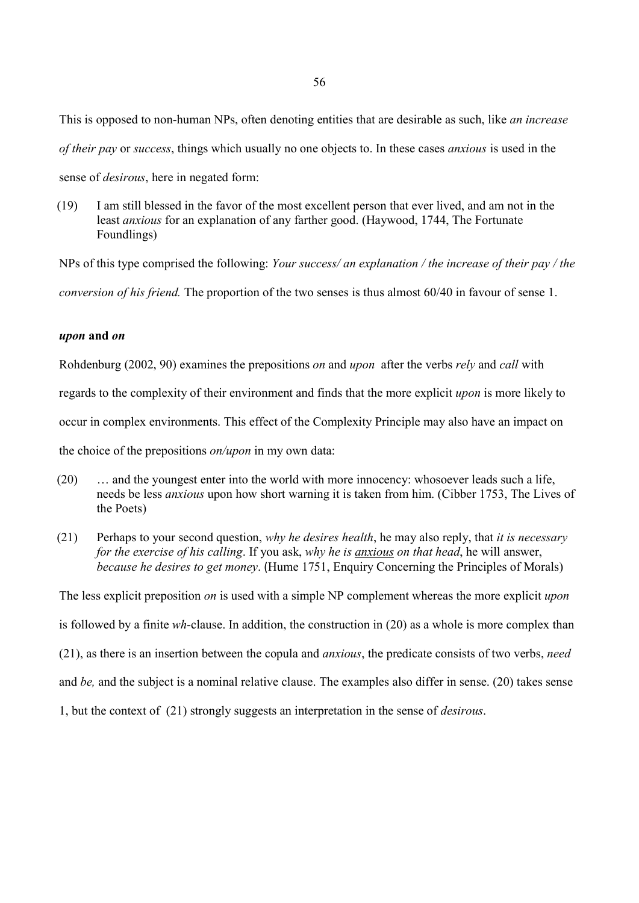This is opposed to non-human NPs, often denoting entities that are desirable as such, like *an increase of their pay* or *success*, things which usually no one objects to. In these cases *anxious* is used in the sense of *desirous*, here in negated form:

(19) I am still blessed in the favor of the most excellent person that ever lived, and am not in the least *anxious* for an explanation of any farther good. (Haywood, 1744, The Fortunate Foundlings)

NPs of this type comprised the following: *Your success/ an explanation / the increase of their pay / the conversion of his friend.* The proportion of the two senses is thus almost 60/40 in favour of sense 1.

***upon* and *on***

Rohdenburg (2002, 90) examines the prepositions *on* and *upon* after the verbs *rely* and *call* with regards to the complexity of their environment and finds that the more explicit *upon* is more likely to occur in complex environments. This effect of the Complexity Principle may also have an impact on the choice of the prepositions *on/upon* in my own data:

(20) … and the youngest enter into the world with more innocency: whosoever leads such a life, needs be less *anxious* upon how short warning it is taken from him. (Cibber 1753, The Lives of the Poets)

(21) Perhaps to your second question, *why he desires health*, he may also reply, that *it is necessary for the exercise of his calling*. If you ask, *why he is anxious on that head*, he will answer, *because he desires to get money*. (Hume 1751, Enquiry Concerning the Principles of Morals)

The less explicit preposition *on* is used with a simple NP complement whereas the more explicit *upon* is followed by a finite *wh*-clause. In addition, the construction in (20) as a whole is more complex than (21), as there is an insertion between the copula and *anxious*, the predicate consists of two verbs, *need* and *be,* and the subject is a nominal relative clause. The examples also differ in sense. (20) takes sense 1, but the context of (21) strongly suggests an interpretation in the sense of *desirous*.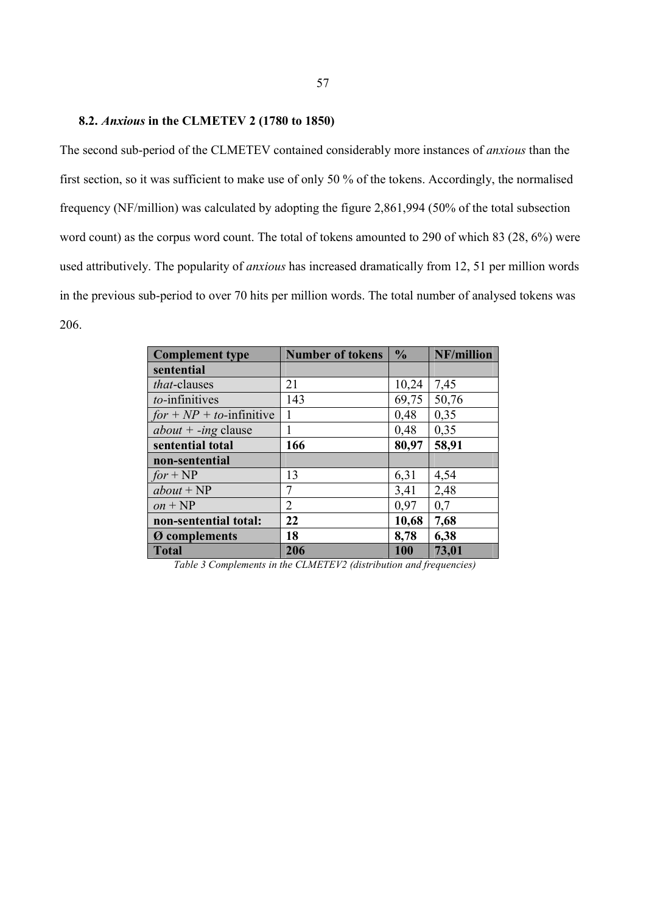### 8.2. *Anxious* in the CLMETEV 2 (1780 to 1850)

The second sub-period of the CLMETEV contained considerably more instances of *anxious* than the first section, so it was sufficient to make use of only 50 % of the tokens. Accordingly, the normalised frequency (NF/million) was calculated by adopting the figure 2,861,994 (50% of the total subsection word count) as the corpus word count. The total of tokens amounted to 290 of which 83 (28, 6%) were used attributively. The popularity of *anxious* has increased dramatically from 12, 51 per million words in the previous sub-period to over 70 hits per million words. The total number of analysed tokens was 206.

| Complement type | Number of tokens | % | NF/million |
|---|---|---|---|
| **sentential** | | | |
| *that*-clauses | 21 | 10,24 | 7,45 |
| *to*-infinitives | 143 | 69,75 | 50,76 |
| *for* + *NP* + *to*-infinitive | 1 | 0,48 | 0,35 |
| *about* + *-ing* clause | 1 | 0,48 | 0,35 |
| **sentential total** | **166** | **80,97** | **58,91** |
| **non-sentential** | | | |
| *for* + NP | 13 | 6,31 | 4,54 |
| *about* + NP | 7 | 3,41 | 2,48 |
| *on* + NP | 2 | 0,97 | 0,7 |
| **non-sentential total:** | **22** | **10,68** | **7,68** |
| **Ø complements** | **18** | **8,78** | **6,38** |
| **Total** | **206** | **100** | **73,01** |

*Table 3 Complements in the CLMETEV2 (distribution and frequencies)*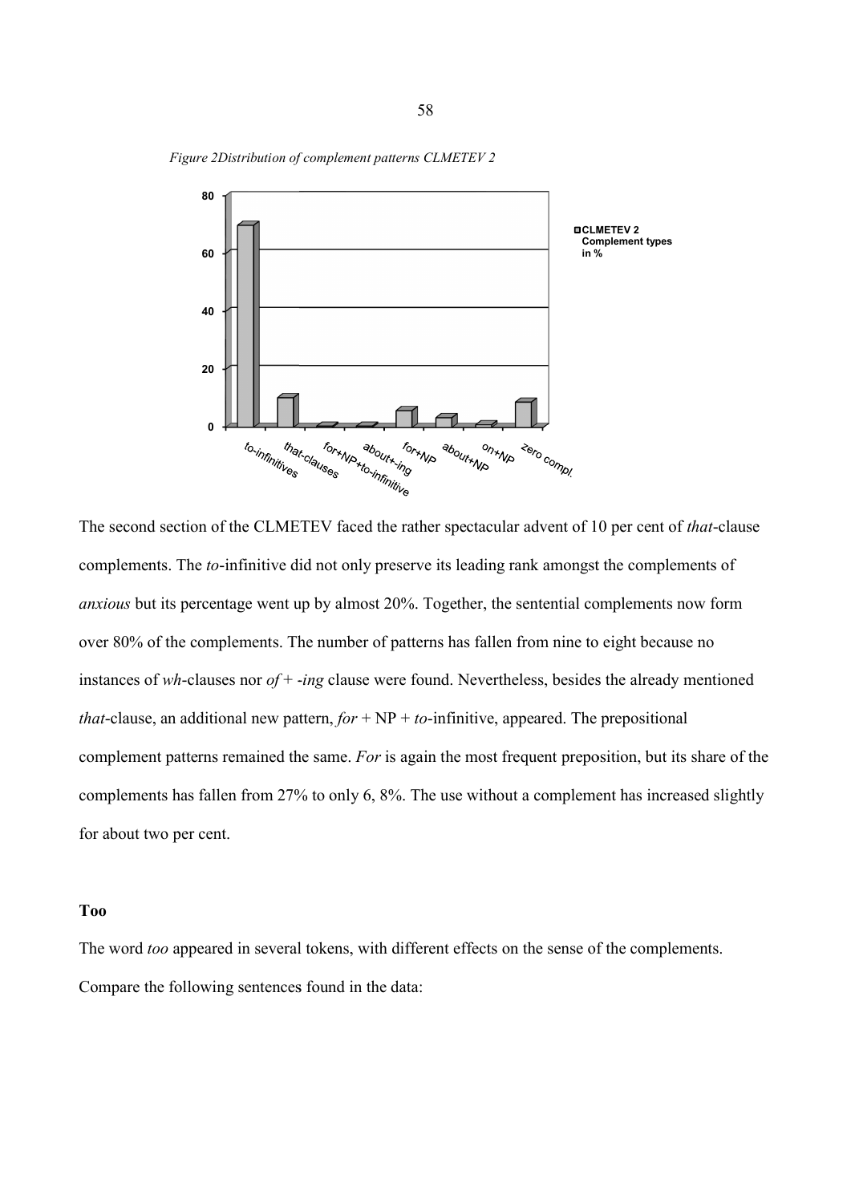*Figure 2Distribution of complement patterns CLMETEV 2*

80
60
40
20
0

CLMETEV 2 Complement types in %

to-infinitives
that-clauses
for+NP+to-infinitive
about+-ing
for+NP
about+NP
on+NP
zero compl.

The second section of the CLMETEV faced the rather spectacular advent of 10 per cent of *that*-clause complements. The *to*-infinitive did not only preserve its leading rank amongst the complements of *anxious* but its percentage went up by almost 20%. Together, the sentential complements now form over 80% of the complements. The number of patterns has fallen from nine to eight because no instances of *wh*-clauses nor *of* + *-ing* clause were found. Nevertheless, besides the already mentioned *that*-clause, an additional new pattern, *for* + NP + *to*-infinitive, appeared. The prepositional complement patterns remained the same. *For* is again the most frequent preposition, but its share of the complements has fallen from 27% to only 6, 8%. The use without a complement has increased slightly for about two per cent.

**Too**

The word *too* appeared in several tokens, with different effects on the sense of the complements. Compare the following sentences found in the data: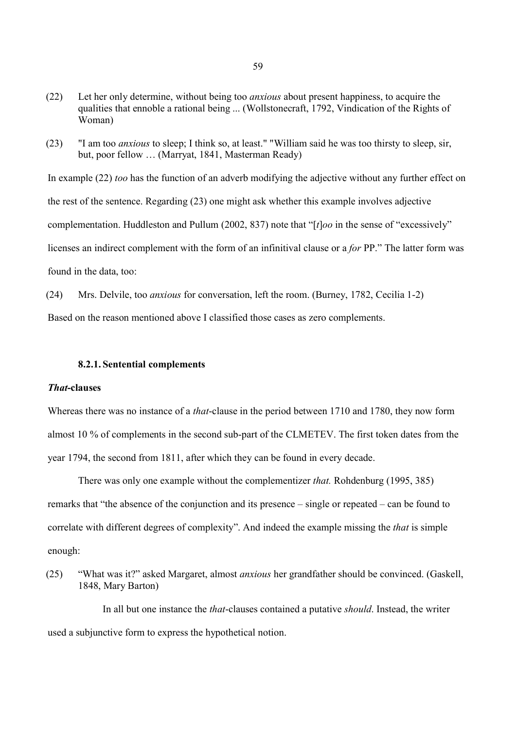(22) Let her only determine, without being too *anxious* about present happiness, to acquire the qualities that ennoble a rational being ... (Wollstonecraft, 1792, Vindication of the Rights of Woman)

(23) "I am too *anxious* to sleep; I think so, at least." "William said he was too thirsty to sleep, sir, but, poor fellow … (Marryat, 1841, Masterman Ready)

In example (22) *too* has the function of an adverb modifying the adjective without any further effect on the rest of the sentence. Regarding (23) one might ask whether this example involves adjective complementation. Huddleston and Pullum (2002, 837) note that "[*t*]*oo* in the sense of "excessively" licenses an indirect complement with the form of an infinitival clause or a *for* PP." The latter form was found in the data, too:

(24) Mrs. Delvile, too *anxious* for conversation, left the room. (Burney, 1782, Cecilia 1-2)

Based on the reason mentioned above I classified those cases as zero complements.

### 8.2.1. Sentential complements

#### *That*-clauses

Whereas there was no instance of a *that*-clause in the period between 1710 and 1780, they now form almost 10 % of complements in the second sub-part of the CLMETEV. The first token dates from the year 1794, the second from 1811, after which they can be found in every decade.

There was only one example without the complementizer *that.* Rohdenburg (1995, 385) remarks that "the absence of the conjunction and its presence – single or repeated – can be found to correlate with different degrees of complexity". And indeed the example missing the *that* is simple enough:

(25) "What was it?" asked Margaret, almost *anxious* her grandfather should be convinced. (Gaskell, 1848, Mary Barton)

In all but one instance the *that*-clauses contained a putative *should*. Instead, the writer used a subjunctive form to express the hypothetical notion.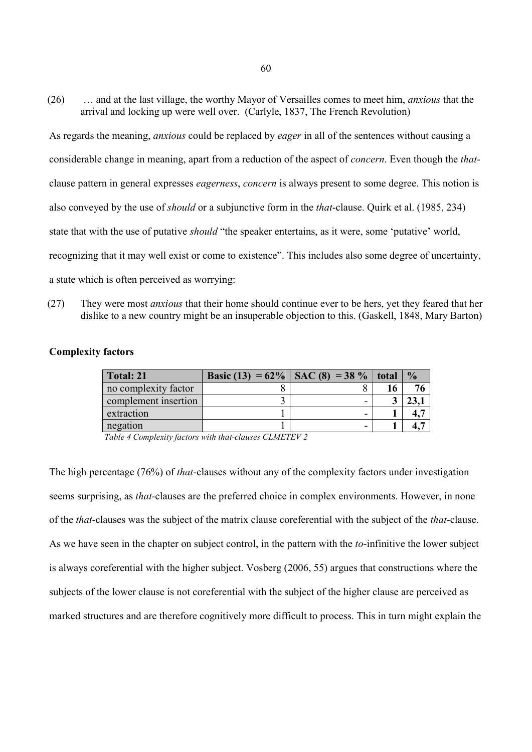(26) … and at the last village, the worthy Mayor of Versailles comes to meet him, *anxious* that the arrival and locking up were well over. (Carlyle, 1837, The French Revolution)

As regards the meaning, *anxious* could be replaced by *eager* in all of the sentences without causing a considerable change in meaning, apart from a reduction of the aspect of *concern*. Even though the *that*-clause pattern in general expresses *eagerness*, *concern* is always present to some degree. This notion is also conveyed by the use of *should* or a subjunctive form in the *that*-clause. Quirk et al. (1985, 234) state that with the use of putative *should* "the speaker entertains, as it were, some 'putative' world, recognizing that it may well exist or come to existence". This includes also some degree of uncertainty, a state which is often perceived as worrying:

(27) They were most *anxious* that their home should continue ever to be hers, yet they feared that her dislike to a new country might be an insuperable objection to this. (Gaskell, 1848, Mary Barton)

**Complexity factors**

| **Total: 21** | **Basic (13) = 62%** | **SAC (8) = 38 %** | **total** | **%** |
|---|---|---|---|---|
| no complexity factor | 8 | 8 | **16** | **76** |
| complement insertion | 3 | - | **3** | **23,1** |
| extraction | 1 | - | **1** | **4,7** |
| negation | 1 | - | **1** | **4,7** |

*Table 4 Complexity factors with that-clauses CLMETEV 2*

The high percentage (76%) of *that*-clauses without any of the complexity factors under investigation seems surprising, as *that*-clauses are the preferred choice in complex environments. However, in none of the *that*-clauses was the subject of the matrix clause coreferential with the subject of the *that*-clause. As we have seen in the chapter on subject control, in the pattern with the *to*-infinitive the lower subject is always coreferential with the higher subject. Vosberg (2006, 55) argues that constructions where the subjects of the lower clause is not coreferential with the subject of the higher clause are perceived as marked structures and are therefore cognitively more difficult to process. This in turn might explain the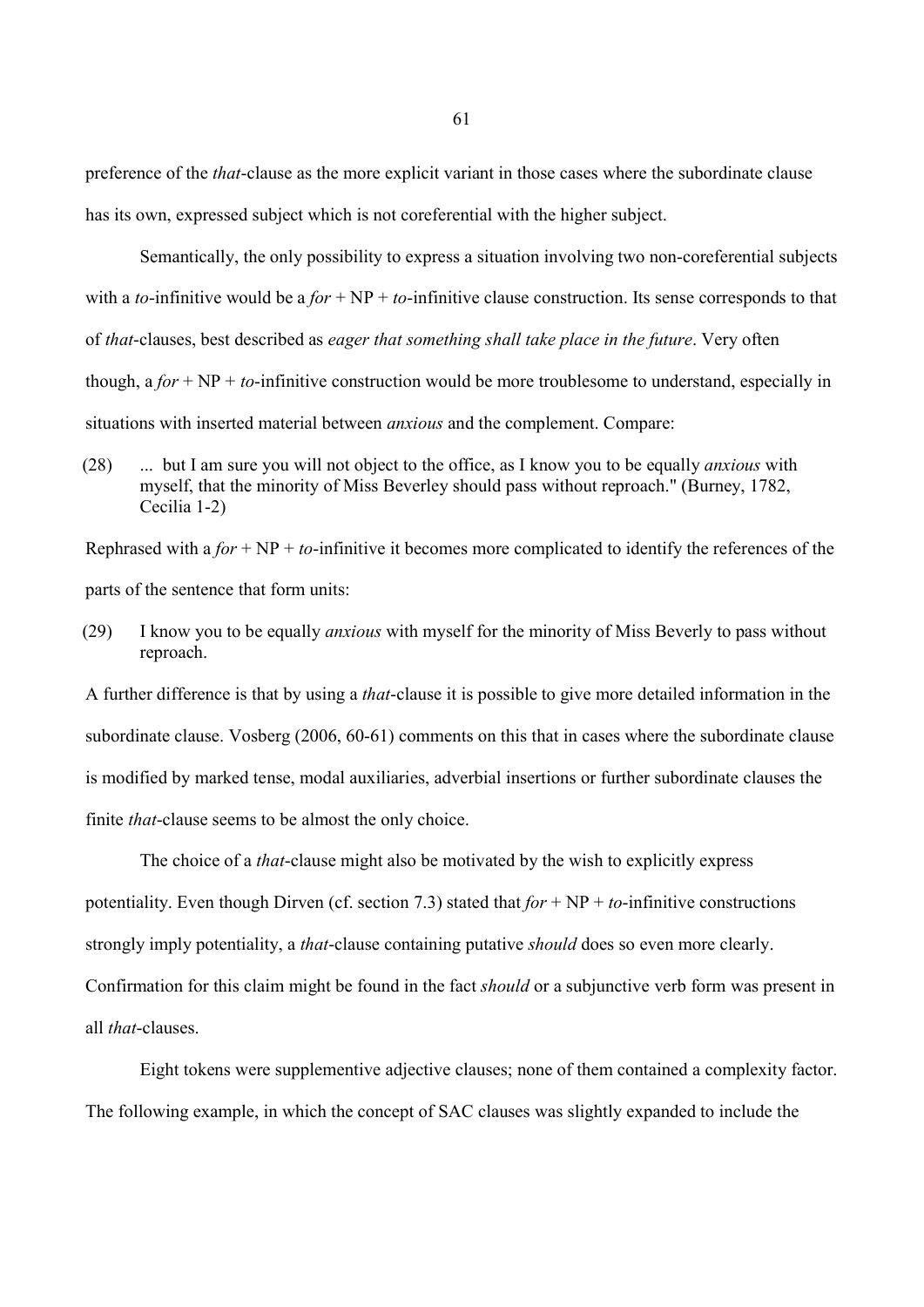preference of the *that*-clause as the more explicit variant in those cases where the subordinate clause has its own, expressed subject which is not coreferential with the higher subject.

Semantically, the only possibility to express a situation involving two non-coreferential subjects with a *to*-infinitive would be a *for* + NP + *to*-infinitive clause construction. Its sense corresponds to that of *that*-clauses, best described as *eager that something shall take place in the future*. Very often though, a *for* + NP + *to*-infinitive construction would be more troublesome to understand, especially in situations with inserted material between *anxious* and the complement. Compare:

(28) ... but I am sure you will not object to the office, as I know you to be equally *anxious* with myself, that the minority of Miss Beverley should pass without reproach." (Burney, 1782, Cecilia 1-2)

Rephrased with a *for* + NP + *to*-infinitive it becomes more complicated to identify the references of the parts of the sentence that form units:

(29) I know you to be equally *anxious* with myself for the minority of Miss Beverly to pass without reproach.

A further difference is that by using a *that*-clause it is possible to give more detailed information in the subordinate clause. Vosberg (2006, 60-61) comments on this that in cases where the subordinate clause is modified by marked tense, modal auxiliaries, adverbial insertions or further subordinate clauses the finite *that*-clause seems to be almost the only choice.

The choice of a *that*-clause might also be motivated by the wish to explicitly express potentiality. Even though Dirven (cf. section 7.3) stated that *for* + NP + *to*-infinitive constructions strongly imply potentiality, a *that*-clause containing putative *should* does so even more clearly. Confirmation for this claim might be found in the fact *should* or a subjunctive verb form was present in all *that*-clauses.

Eight tokens were supplementive adjective clauses; none of them contained a complexity factor. The following example, in which the concept of SAC clauses was slightly expanded to include the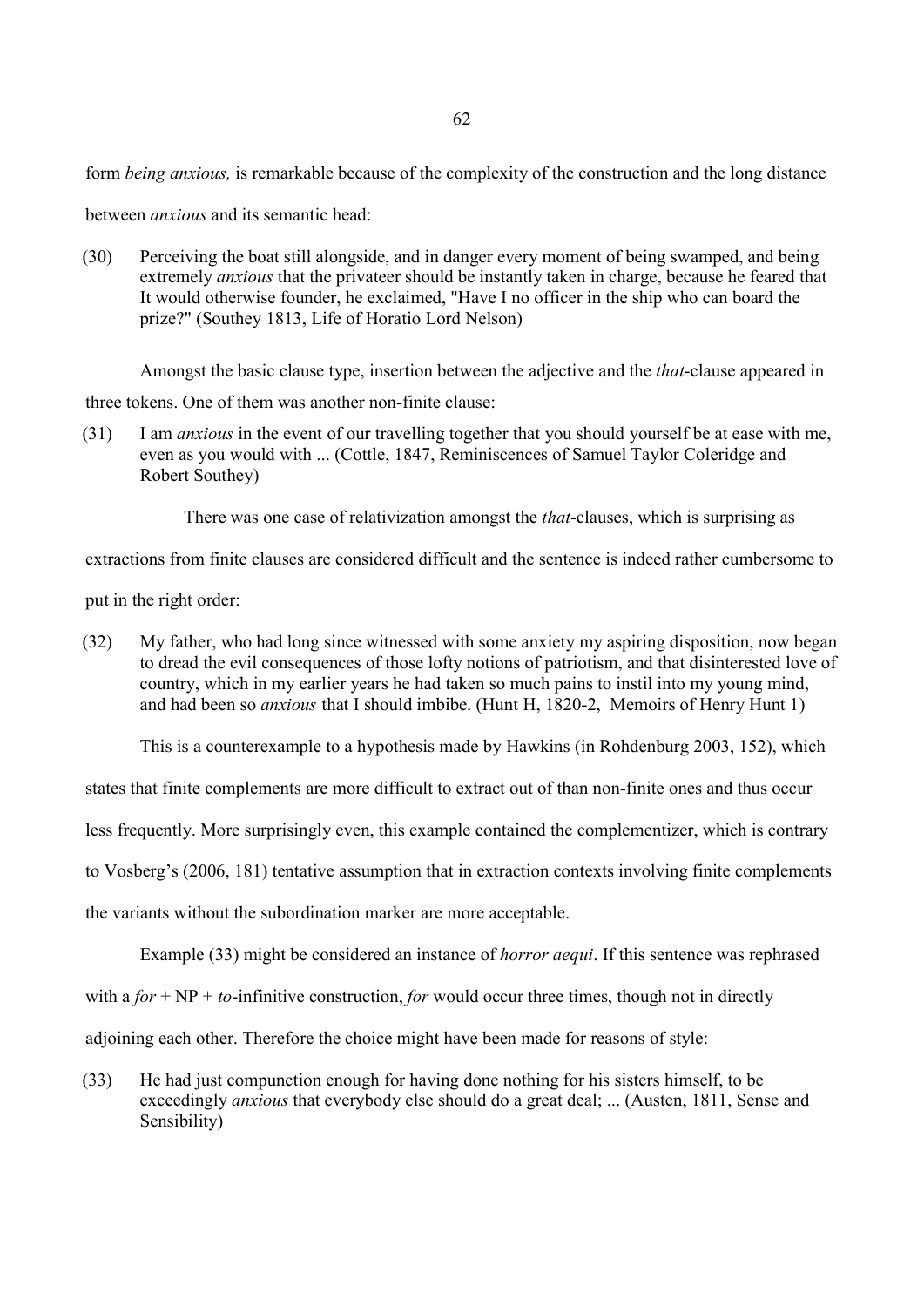form *being anxious,* is remarkable because of the complexity of the construction and the long distance between *anxious* and its semantic head:

(30) Perceiving the boat still alongside, and in danger every moment of being swamped, and being extremely *anxious* that the privateer should be instantly taken in charge, because he feared that It would otherwise founder, he exclaimed, "Have I no officer in the ship who can board the prize?" (Southey 1813, Life of Horatio Lord Nelson)

Amongst the basic clause type, insertion between the adjective and the *that*-clause appeared in three tokens. One of them was another non-finite clause:

(31) I am *anxious* in the event of our travelling together that you should yourself be at ease with me, even as you would with ... (Cottle, 1847, Reminiscences of Samuel Taylor Coleridge and Robert Southey)

There was one case of relativization amongst the *that*-clauses, which is surprising as extractions from finite clauses are considered difficult and the sentence is indeed rather cumbersome to put in the right order:

(32) My father, who had long since witnessed with some anxiety my aspiring disposition, now began to dread the evil consequences of those lofty notions of patriotism, and that disinterested love of country, which in my earlier years he had taken so much pains to instil into my young mind, and had been so *anxious* that I should imbibe. (Hunt H, 1820-2, Memoirs of Henry Hunt 1)

This is a counterexample to a hypothesis made by Hawkins (in Rohdenburg 2003, 152), which states that finite complements are more difficult to extract out of than non-finite ones and thus occur less frequently. More surprisingly even, this example contained the complementizer, which is contrary to Vosberg's (2006, 181) tentative assumption that in extraction contexts involving finite complements the variants without the subordination marker are more acceptable.

Example (33) might be considered an instance of *horror aequi*. If this sentence was rephrased with a *for* + NP + *to*-infinitive construction, *for* would occur three times, though not in directly adjoining each other. Therefore the choice might have been made for reasons of style:

(33) He had just compunction enough for having done nothing for his sisters himself, to be exceedingly *anxious* that everybody else should do a great deal; ... (Austen, 1811, Sense and Sensibility)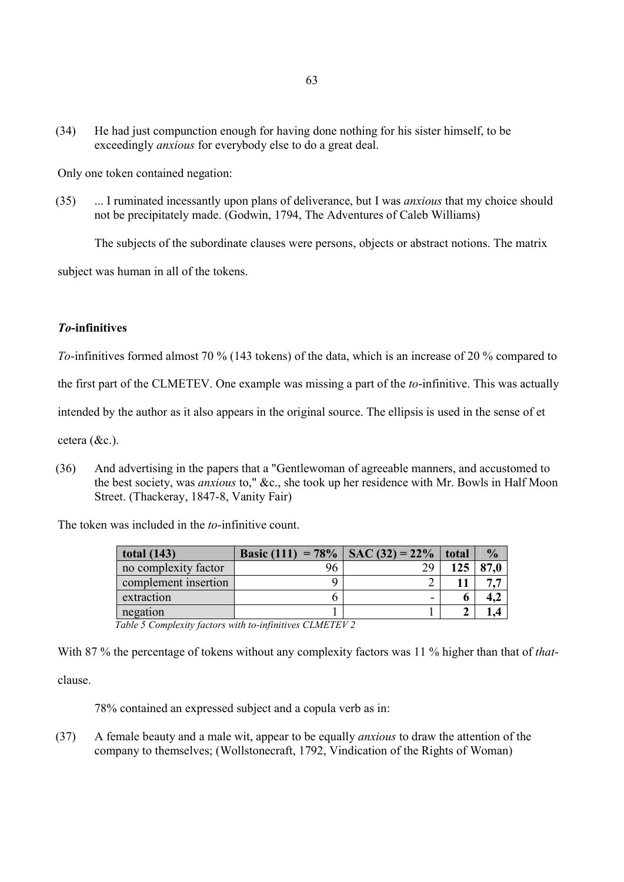(34) He had just compunction enough for having done nothing for his sister himself, to be exceedingly *anxious* for everybody else to do a great deal.

Only one token contained negation:

(35) ... I ruminated incessantly upon plans of deliverance, but I was *anxious* that my choice should not be precipitately made. (Godwin, 1794, The Adventures of Caleb Williams)

The subjects of the subordinate clauses were persons, objects or abstract notions. The matrix subject was human in all of the tokens.

### *To*-infinitives

*To*-infinitives formed almost 70 % (143 tokens) of the data, which is an increase of 20 % compared to the first part of the CLMETEV. One example was missing a part of the *to*-infinitive. This was actually intended by the author as it also appears in the original source. The ellipsis is used in the sense of et cetera (&c.).

(36) And advertising in the papers that a "Gentlewoman of agreeable manners, and accustomed to the best society, was *anxious* to," &c., she took up her residence with Mr. Bowls in Half Moon Street. (Thackeray, 1847-8, Vanity Fair)

The token was included in the *to*-infinitive count.

| **total (143)** | **Basic (111) = 78%** | **SAC (32) = 22%** | **total** | **%** |
|---|---|---|---|---|
| no complexity factor | 96 | 29 | **125** | **87,0** |
| complement insertion | 9 | 2 | **11** | **7,7** |
| extraction | 6 | - | **6** | **4,2** |
| negation | 1 | 1 | **2** | **1,4** |

*Table 5 Complexity factors with to-infinitives CLMETEV 2*

With 87 % the percentage of tokens without any complexity factors was 11 % higher than that of *that*-clause.

78% contained an expressed subject and a copula verb as in:

(37) A female beauty and a male wit, appear to be equally *anxious* to draw the attention of the company to themselves; (Wollstonecraft, 1792, Vindication of the Rights of Woman)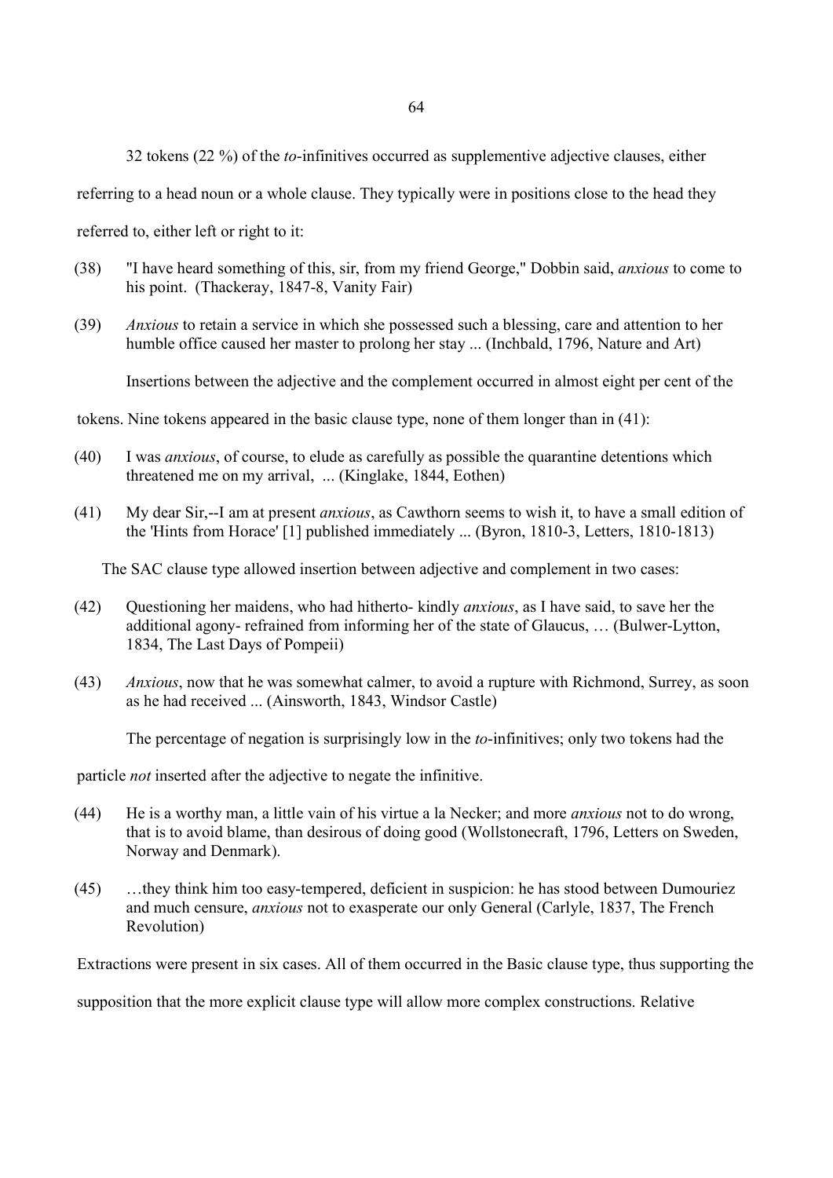32 tokens (22 %) of the *to*-infinitives occurred as supplementive adjective clauses, either referring to a head noun or a whole clause. They typically were in positions close to the head they referred to, either left or right to it:

(38) "I have heard something of this, sir, from my friend George," Dobbin said, *anxious* to come to his point. (Thackeray, 1847-8, Vanity Fair)

(39) *Anxious* to retain a service in which she possessed such a blessing, care and attention to her humble office caused her master to prolong her stay ... (Inchbald, 1796, Nature and Art)

Insertions between the adjective and the complement occurred in almost eight per cent of the tokens. Nine tokens appeared in the basic clause type, none of them longer than in (41):

(40) I was *anxious*, of course, to elude as carefully as possible the quarantine detentions which threatened me on my arrival, ... (Kinglake, 1844, Eothen)

(41) My dear Sir,--I am at present *anxious*, as Cawthorn seems to wish it, to have a small edition of the 'Hints from Horace' [1] published immediately ... (Byron, 1810-3, Letters, 1810-1813)

The SAC clause type allowed insertion between adjective and complement in two cases:

(42) Questioning her maidens, who had hitherto- kindly *anxious*, as I have said, to save her the additional agony- refrained from informing her of the state of Glaucus, … (Bulwer-Lytton, 1834, The Last Days of Pompeii)

(43) *Anxious*, now that he was somewhat calmer, to avoid a rupture with Richmond, Surrey, as soon as he had received ... (Ainsworth, 1843, Windsor Castle)

The percentage of negation is surprisingly low in the *to*-infinitives; only two tokens had the particle *not* inserted after the adjective to negate the infinitive.

(44) He is a worthy man, a little vain of his virtue a la Necker; and more *anxious* not to do wrong, that is to avoid blame, than desirous of doing good (Wollstonecraft, 1796, Letters on Sweden, Norway and Denmark).

(45) …they think him too easy-tempered, deficient in suspicion: he has stood between Dumouriez and much censure, *anxious* not to exasperate our only General (Carlyle, 1837, The French Revolution)

Extractions were present in six cases. All of them occurred in the Basic clause type, thus supporting the supposition that the more explicit clause type will allow more complex constructions. Relative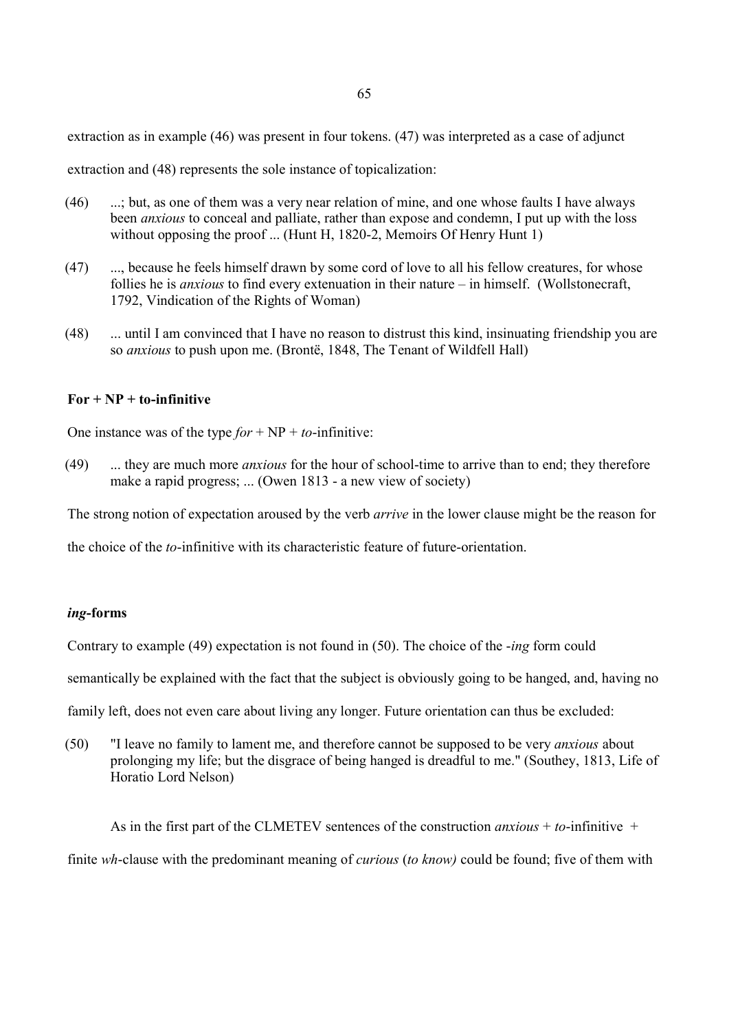extraction as in example (46) was present in four tokens. (47) was interpreted as a case of adjunct extraction and (48) represents the sole instance of topicalization:

(46) ...; but, as one of them was a very near relation of mine, and one whose faults I have always been *anxious* to conceal and palliate, rather than expose and condemn, I put up with the loss without opposing the proof ... (Hunt H, 1820-2, Memoirs Of Henry Hunt 1)

(47) ..., because he feels himself drawn by some cord of love to all his fellow creatures, for whose follies he is *anxious* to find every extenuation in their nature – in himself. (Wollstonecraft, 1792, Vindication of the Rights of Woman)

(48) ... until I am convinced that I have no reason to distrust this kind, insinuating friendship you are so *anxious* to push upon me. (Brontë, 1848, The Tenant of Wildfell Hall)

**For + NP + to-infinitive**

One instance was of the type *for* + NP + *to*-infinitive:

(49) ... they are much more *anxious* for the hour of school-time to arrive than to end; they therefore make a rapid progress; ... (Owen 1813 - a new view of society)

The strong notion of expectation aroused by the verb *arrive* in the lower clause might be the reason for the choice of the *to*-infinitive with its characteristic feature of future-orientation.

***ing*-forms**

Contrary to example (49) expectation is not found in (50). The choice of the *-ing* form could semantically be explained with the fact that the subject is obviously going to be hanged, and, having no family left, does not even care about living any longer. Future orientation can thus be excluded:

(50) "I leave no family to lament me, and therefore cannot be supposed to be very *anxious* about prolonging my life; but the disgrace of being hanged is dreadful to me." (Southey, 1813, Life of Horatio Lord Nelson)

As in the first part of the CLMETEV sentences of the construction *anxious* + *to*-infinitive + finite *wh*-clause with the predominant meaning of *curious* (*to know)* could be found; five of them with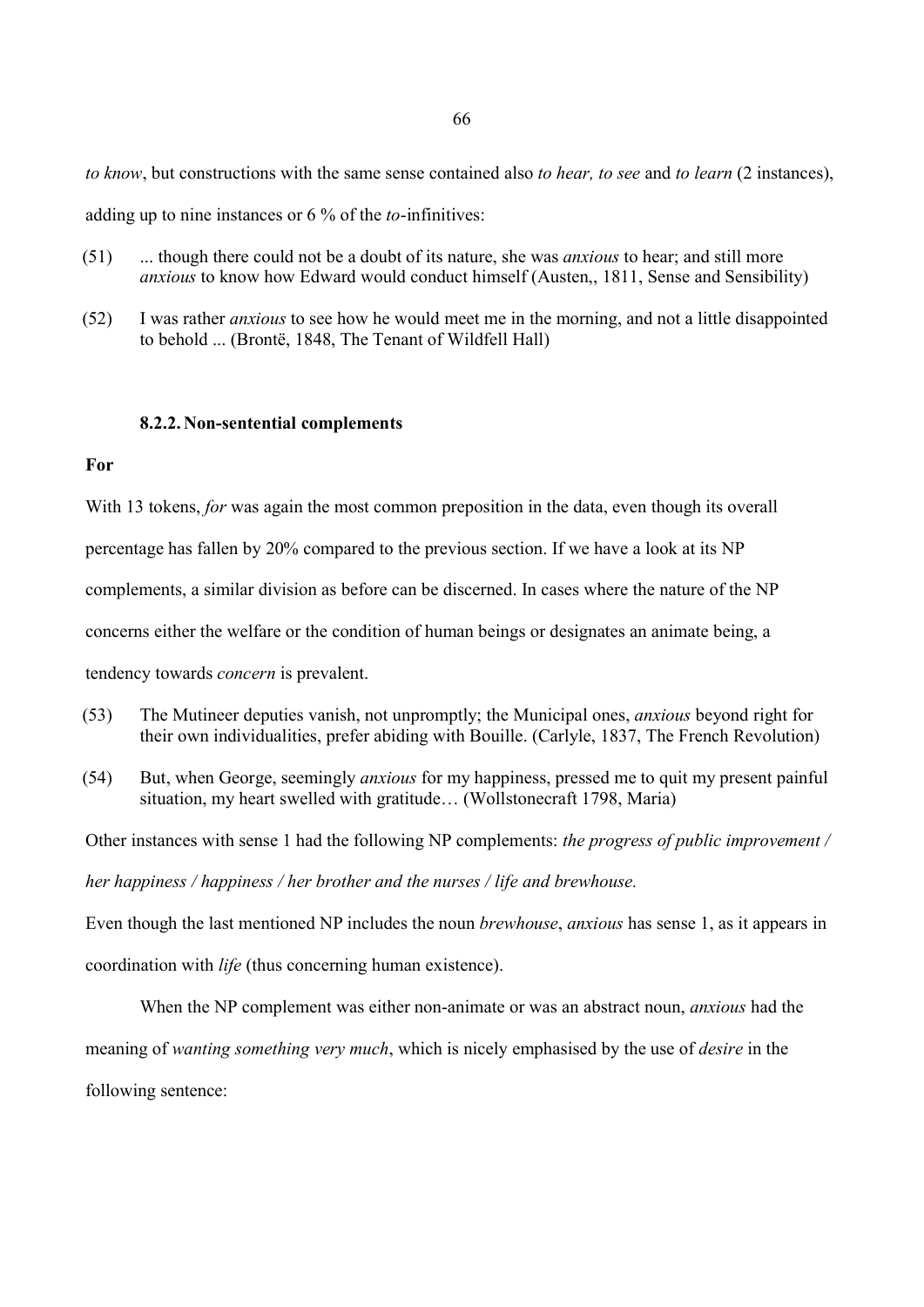*to know*, but constructions with the same sense contained also *to hear, to see* and *to learn* (2 instances), adding up to nine instances or 6 % of the *to*-infinitives:

(51) ... though there could not be a doubt of its nature, she was *anxious* to hear; and still more *anxious* to know how Edward would conduct himself (Austen,, 1811, Sense and Sensibility)

(52) I was rather *anxious* to see how he would meet me in the morning, and not a little disappointed to behold ... (Brontë, 1848, The Tenant of Wildfell Hall)

### 8.2.2. Non-sentential complements

**For**

With 13 tokens, *for* was again the most common preposition in the data, even though its overall percentage has fallen by 20% compared to the previous section. If we have a look at its NP complements, a similar division as before can be discerned. In cases where the nature of the NP concerns either the welfare or the condition of human beings or designates an animate being, a tendency towards *concern* is prevalent.

(53) The Mutineer deputies vanish, not unpromptly; the Municipal ones, *anxious* beyond right for their own individualities, prefer abiding with Bouille. (Carlyle, 1837, The French Revolution)

(54) But, when George, seemingly *anxious* for my happiness, pressed me to quit my present painful situation, my heart swelled with gratitude… (Wollstonecraft 1798, Maria)

Other instances with sense 1 had the following NP complements: *the progress of public improvement / her happiness / happiness / her brother and the nurses / life and brewhouse.*

Even though the last mentioned NP includes the noun *brewhouse*, *anxious* has sense 1, as it appears in coordination with *life* (thus concerning human existence).

When the NP complement was either non-animate or was an abstract noun, *anxious* had the meaning of *wanting something very much*, which is nicely emphasised by the use of *desire* in the following sentence: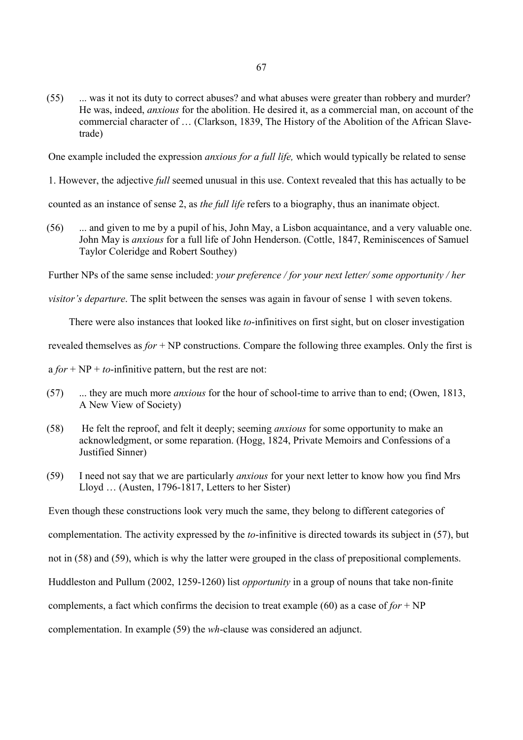(55) ... was it not its duty to correct abuses? and what abuses were greater than robbery and murder? He was, indeed, *anxious* for the abolition. He desired it, as a commercial man, on account of the commercial character of … (Clarkson, 1839, The History of the Abolition of the African Slave-trade)

One example included the expression *anxious for a full life,* which would typically be related to sense 1. However, the adjective *full* seemed unusual in this use. Context revealed that this has actually to be counted as an instance of sense 2, as *the full life* refers to a biography, thus an inanimate object.

(56) ... and given to me by a pupil of his, John May, a Lisbon acquaintance, and a very valuable one. John May is *anxious* for a full life of John Henderson. (Cottle, 1847, Reminiscences of Samuel Taylor Coleridge and Robert Southey)

Further NPs of the same sense included: *your preference / for your next letter/ some opportunity / her visitor's departure*. The split between the senses was again in favour of sense 1 with seven tokens.

There were also instances that looked like *to*-infinitives on first sight, but on closer investigation revealed themselves as *for* + NP constructions. Compare the following three examples. Only the first is a *for* + NP + *to*-infinitive pattern, but the rest are not:

(57) ... they are much more *anxious* for the hour of school-time to arrive than to end; (Owen, 1813, A New View of Society)

(58) He felt the reproof, and felt it deeply; seeming *anxious* for some opportunity to make an acknowledgment, or some reparation. (Hogg, 1824, Private Memoirs and Confessions of a Justified Sinner)

(59) I need not say that we are particularly *anxious* for your next letter to know how you find Mrs Lloyd … (Austen, 1796-1817, Letters to her Sister)

Even though these constructions look very much the same, they belong to different categories of complementation. The activity expressed by the *to*-infinitive is directed towards its subject in (57), but not in (58) and (59), which is why the latter were grouped in the class of prepositional complements. Huddleston and Pullum (2002, 1259-1260) list *opportunity* in a group of nouns that take non-finite complements, a fact which confirms the decision to treat example (60) as a case of *for* + NP complementation. In example (59) the *wh*-clause was considered an adjunct.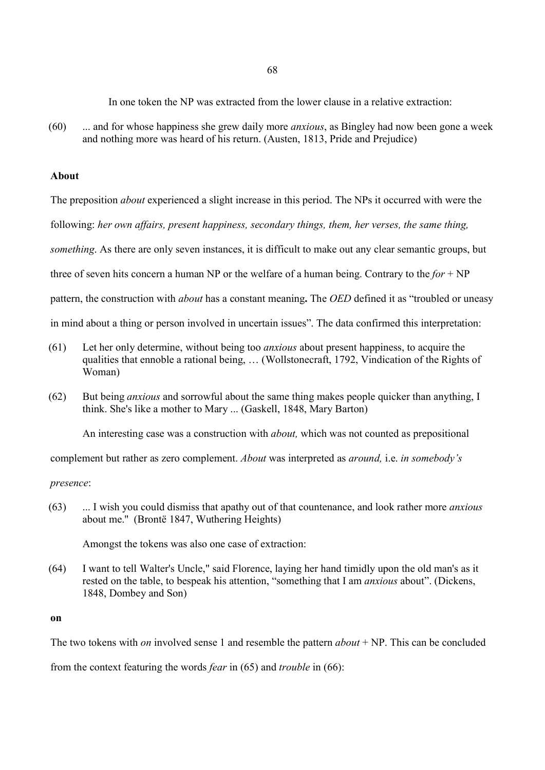In one token the NP was extracted from the lower clause in a relative extraction:

(60) ... and for whose happiness she grew daily more *anxious*, as Bingley had now been gone a week and nothing more was heard of his return. (Austen, 1813, Pride and Prejudice)

**About**

The preposition *about* experienced a slight increase in this period. The NPs it occurred with were the following: *her own affairs, present happiness, secondary things, them, her verses, the same thing, something*. As there are only seven instances, it is difficult to make out any clear semantic groups, but three of seven hits concern a human NP or the welfare of a human being. Contrary to the *for* + NP pattern, the construction with *about* has a constant meaning**.** The *OED* defined it as "troubled or uneasy in mind about a thing or person involved in uncertain issues". The data confirmed this interpretation:

(61) Let her only determine, without being too *anxious* about present happiness, to acquire the qualities that ennoble a rational being, … (Wollstonecraft, 1792, Vindication of the Rights of Woman)

(62) But being *anxious* and sorrowful about the same thing makes people quicker than anything, I think. She's like a mother to Mary ... (Gaskell, 1848, Mary Barton)

An interesting case was a construction with *about,* which was not counted as prepositional complement but rather as zero complement. *About* was interpreted as *around,* i.e. *in somebody's presence*:

(63) ... I wish you could dismiss that apathy out of that countenance, and look rather more *anxious* about me." (Brontë 1847, Wuthering Heights)

Amongst the tokens was also one case of extraction:

(64) I want to tell Walter's Uncle," said Florence, laying her hand timidly upon the old man's as it rested on the table, to bespeak his attention, "something that I am *anxious* about". (Dickens, 1848, Dombey and Son)

**on**

The two tokens with *on* involved sense 1 and resemble the pattern *about* + NP. This can be concluded from the context featuring the words *fear* in (65) and *trouble* in (66):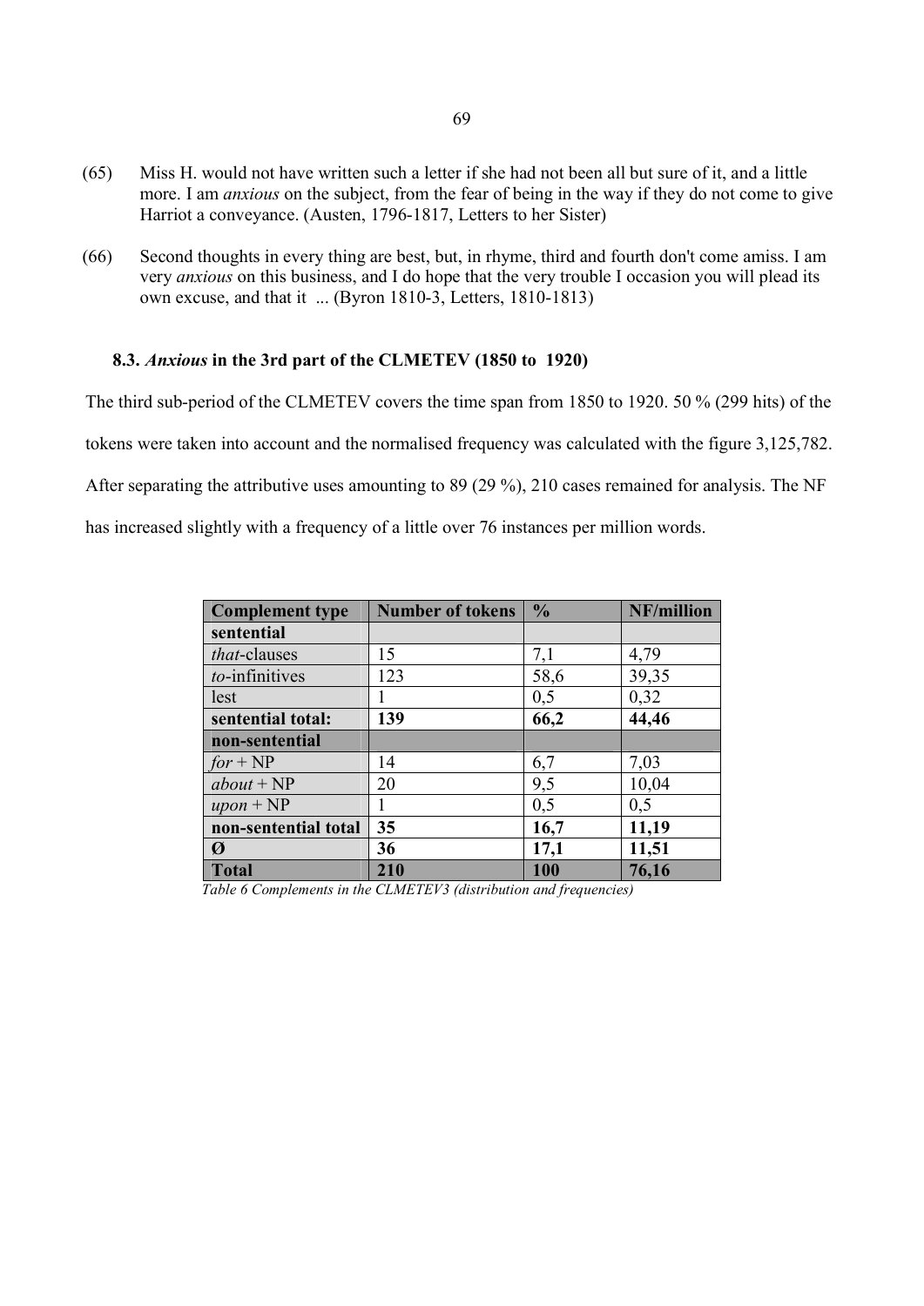(65) Miss H. would not have written such a letter if she had not been all but sure of it, and a little more. I am *anxious* on the subject, from the fear of being in the way if they do not come to give Harriot a conveyance. (Austen, 1796-1817, Letters to her Sister)

(66) Second thoughts in every thing are best, but, in rhyme, third and fourth don't come amiss. I am very *anxious* on this business, and I do hope that the very trouble I occasion you will plead its own excuse, and that it ... (Byron 1810-3, Letters, 1810-1813)

### 8.3. *Anxious* in the 3rd part of the CLMETEV (1850 to 1920)

The third sub-period of the CLMETEV covers the time span from 1850 to 1920. 50 % (299 hits) of the tokens were taken into account and the normalised frequency was calculated with the figure 3,125,782. After separating the attributive uses amounting to 89 (29 %), 210 cases remained for analysis. The NF has increased slightly with a frequency of a little over 76 instances per million words.

| Complement type | Number of tokens | % | NF/million |
|---|---|---|---|
| **sentential** | | | |
| *that*-clauses | 15 | 7,1 | 4,79 |
| *to*-infinitives | 123 | 58,6 | 39,35 |
| lest | 1 | 0,5 | 0,32 |
| **sentential total:** | **139** | **66,2** | **44,46** |
| **non-sentential** | | | |
| *for* + NP | 14 | 6,7 | 7,03 |
| *about* + NP | 20 | 9,5 | 10,04 |
| *upon* + NP | 1 | 0,5 | 0,5 |
| **non-sentential total** | **35** | **16,7** | **11,19** |
| **Ø** | **36** | **17,1** | **11,51** |
| **Total** | **210** | **100** | **76,16** |

*Table 6 Complements in the CLMETEV3 (distribution and frequencies)*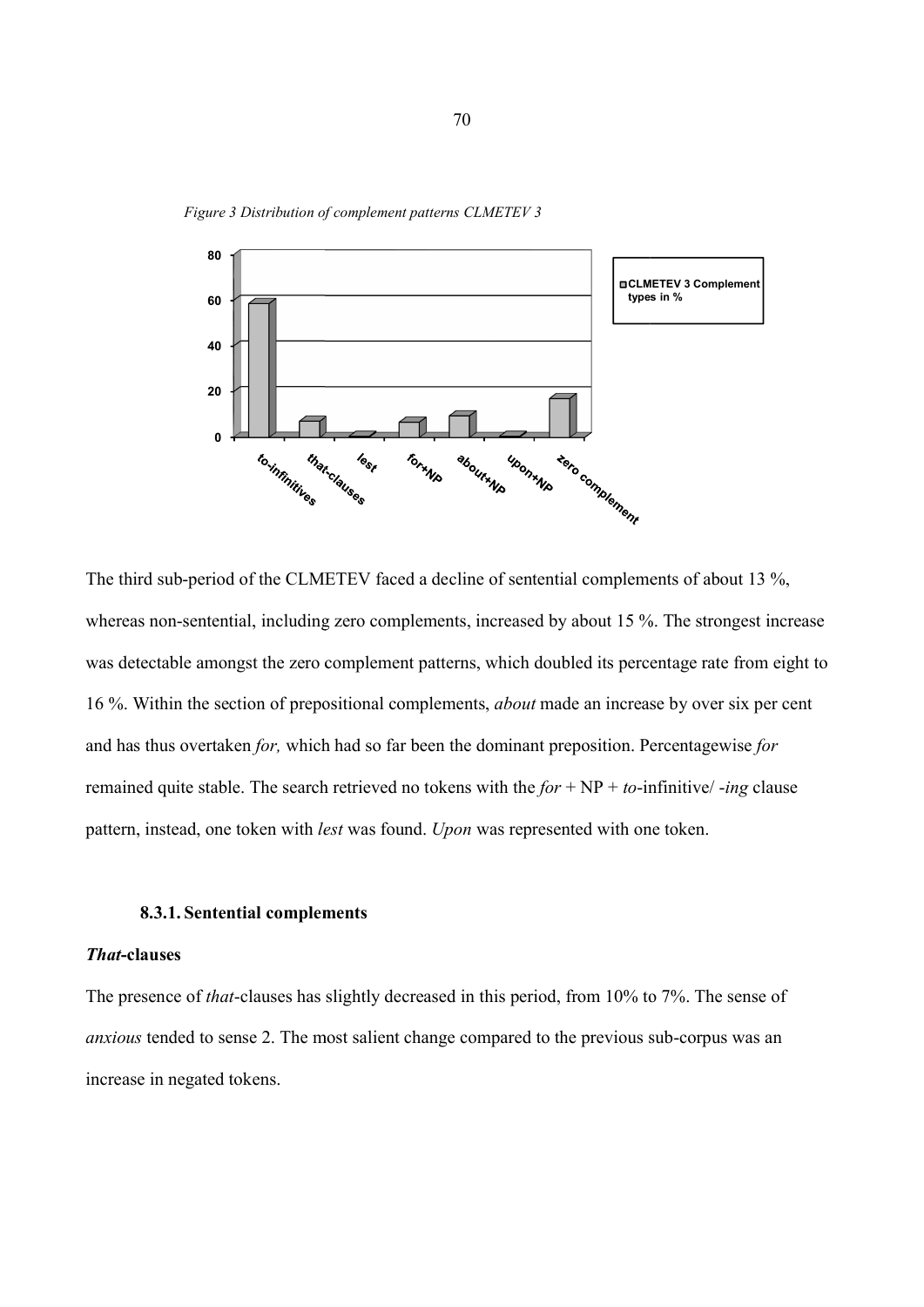*Figure 3 Distribution of complement patterns CLMETEV 3*

80
60
40
20
0

to-infinitives
that-clauses
lest
for+NP
about+NP
upon+NP
zero complement

CLMETEV 3 Complement types in %

The third sub-period of the CLMETEV faced a decline of sentential complements of about 13 %, whereas non-sentential, including zero complements, increased by about 15 %. The strongest increase was detectable amongst the zero complement patterns, which doubled its percentage rate from eight to 16 %. Within the section of prepositional complements, *about* made an increase by over six per cent and has thus overtaken *for,* which had so far been the dominant preposition. Percentagewise *for* remained quite stable. The search retrieved no tokens with the *for* + NP + *to*-infinitive/ -*ing* clause pattern, instead, one token with *lest* was found. *Upon* was represented with one token.

### 8.3.1. Sentential complements

#### ***That*-clauses**

The presence of *that*-clauses has slightly decreased in this period, from 10% to 7%. The sense of *anxious* tended to sense 2. The most salient change compared to the previous sub-corpus was an increase in negated tokens.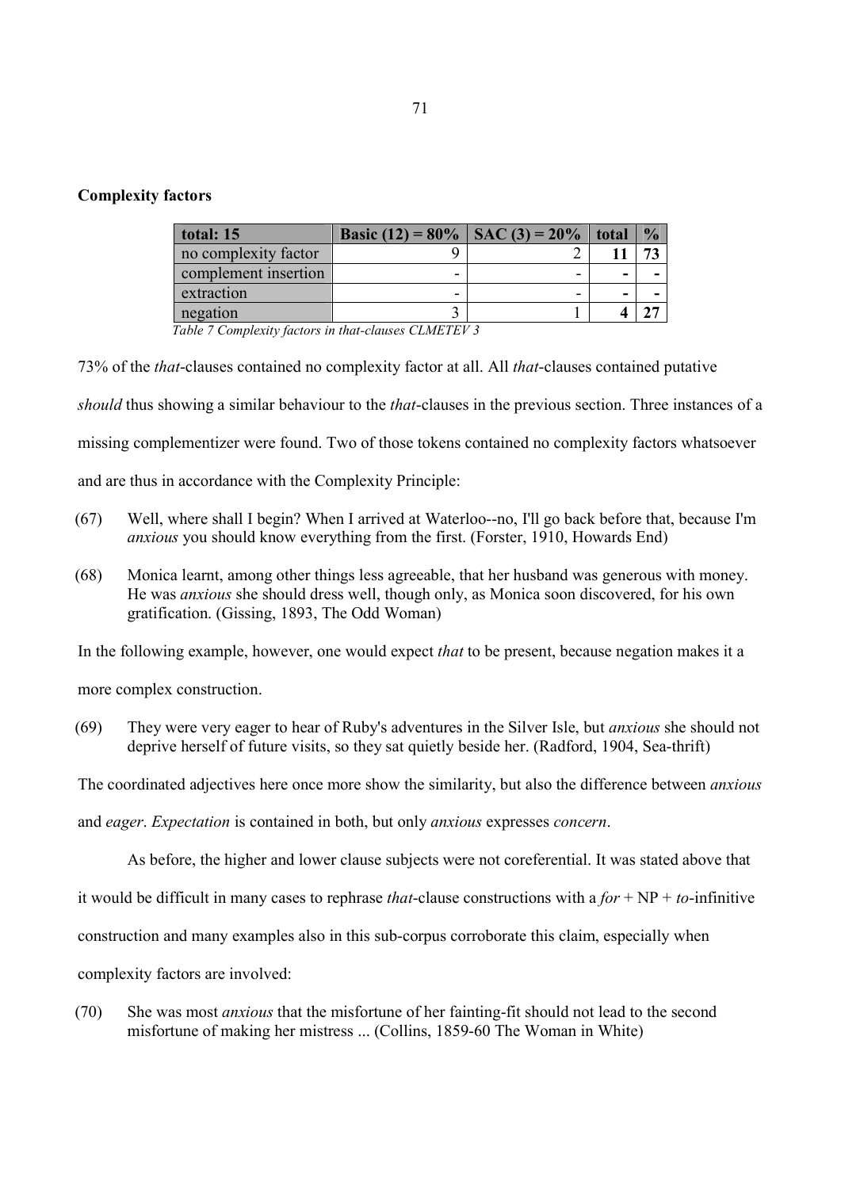**Complexity factors**

| total: 15 | Basic (12) = 80% | SAC (3) = 20% | total | % |
|---|---|---|---|---|
| no complexity factor | 9 | 2 | **11** | **73** |
| complement insertion | - | - | **-** | **-** |
| extraction | - | - | **-** | **-** |
| negation | 3 | 1 | **4** | **27** |

*Table 7 Complexity factors in that-clauses CLMETEV 3*

73% of the *that*-clauses contained no complexity factor at all. All *that*-clauses contained putative *should* thus showing a similar behaviour to the *that*-clauses in the previous section. Three instances of a missing complementizer were found. Two of those tokens contained no complexity factors whatsoever and are thus in accordance with the Complexity Principle:

(67) Well, where shall I begin? When I arrived at Waterloo--no, I'll go back before that, because I'm *anxious* you should know everything from the first. (Forster, 1910, Howards End)

(68) Monica learnt, among other things less agreeable, that her husband was generous with money. He was *anxious* she should dress well, though only, as Monica soon discovered, for his own gratification. (Gissing, 1893, The Odd Woman)

In the following example, however, one would expect *that* to be present, because negation makes it a more complex construction.

(69) They were very eager to hear of Ruby's adventures in the Silver Isle, but *anxious* she should not deprive herself of future visits, so they sat quietly beside her. (Radford, 1904, Sea-thrift)

The coordinated adjectives here once more show the similarity, but also the difference between *anxious* and *eager*. *Expectation* is contained in both, but only *anxious* expresses *concern*.

As before, the higher and lower clause subjects were not coreferential. It was stated above that it would be difficult in many cases to rephrase *that*-clause constructions with a *for* + NP + *to*-infinitive construction and many examples also in this sub-corpus corroborate this claim, especially when complexity factors are involved:

(70) She was most *anxious* that the misfortune of her fainting-fit should not lead to the second misfortune of making her mistress ... (Collins, 1859-60 The Woman in White)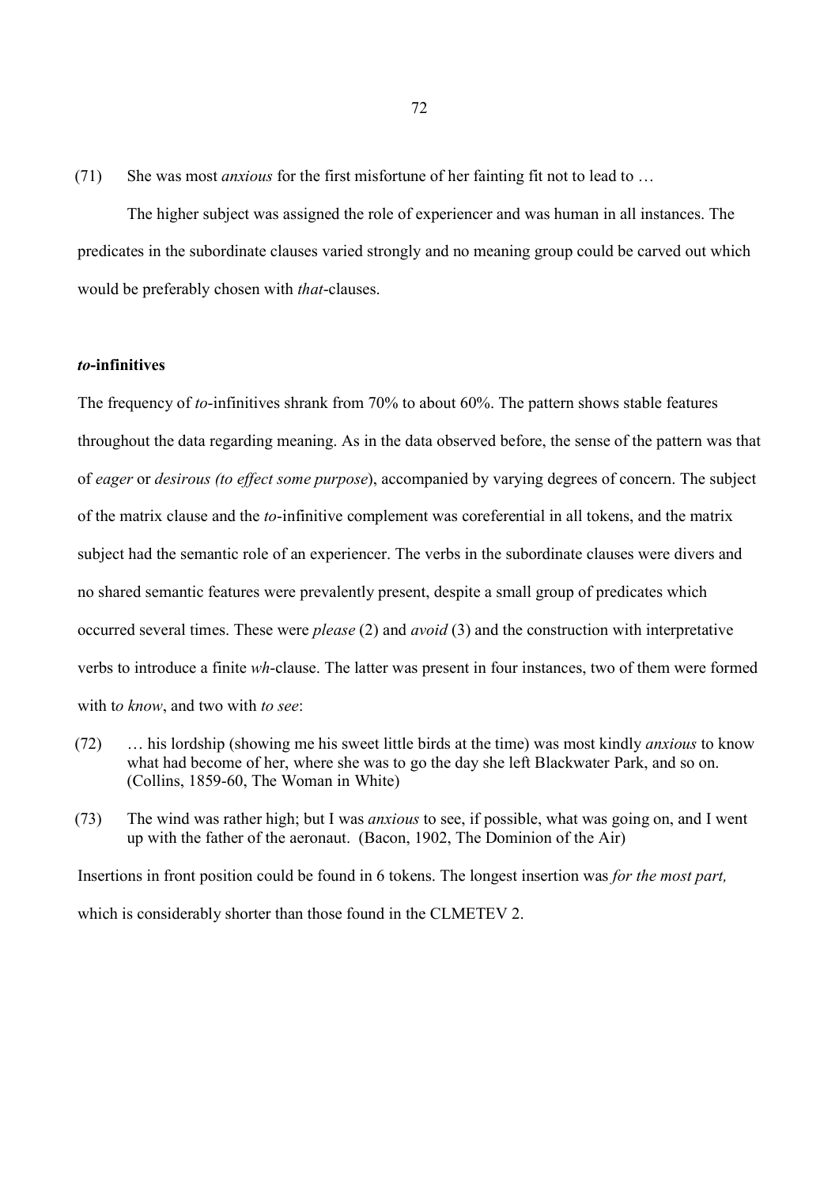(71) She was most *anxious* for the first misfortune of her fainting fit not to lead to …

The higher subject was assigned the role of experiencer and was human in all instances. The predicates in the subordinate clauses varied strongly and no meaning group could be carved out which would be preferably chosen with *that*-clauses.

### *to*-infinitives

The frequency of *to*-infinitives shrank from 70% to about 60%. The pattern shows stable features throughout the data regarding meaning. As in the data observed before, the sense of the pattern was that of *eager* or *desirous (to effect some purpose*), accompanied by varying degrees of concern. The subject of the matrix clause and the *to*-infinitive complement was coreferential in all tokens, and the matrix subject had the semantic role of an experiencer. The verbs in the subordinate clauses were divers and no shared semantic features were prevalently present, despite a small group of predicates which occurred several times. These were *please* (2) and *avoid* (3) and the construction with interpretative verbs to introduce a finite *wh*-clause. The latter was present in four instances, two of them were formed with t*o know*, and two with *to see*:

(72) … his lordship (showing me his sweet little birds at the time) was most kindly *anxious* to know what had become of her, where she was to go the day she left Blackwater Park, and so on. (Collins, 1859-60, The Woman in White)

(73) The wind was rather high; but I was *anxious* to see, if possible, what was going on, and I went up with the father of the aeronaut. (Bacon, 1902, The Dominion of the Air)

Insertions in front position could be found in 6 tokens. The longest insertion was *for the most part,* which is considerably shorter than those found in the CLMETEV 2.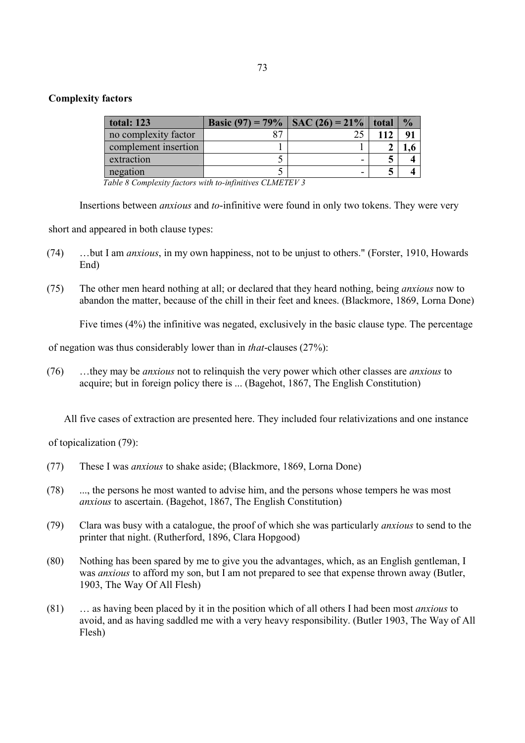**Complexity factors**

| total: 123 | Basic (97) = 79% | SAC (26) = 21% | total | % |
|---|---|---|---|---|
| no complexity factor | 87 | 25 | **112** | **91** |
| complement insertion | 1 | 1 | **2** | **1,6** |
| extraction | 5 | - | **5** | **4** |
| negation | 5 | - | **5** | **4** |

*Table 8 Complexity factors with to-infinitives CLMETEV 3*

Insertions between *anxious* and *to*-infinitive were found in only two tokens. They were very short and appeared in both clause types:

(74) …but I am *anxious*, in my own happiness, not to be unjust to others." (Forster, 1910, Howards End)

(75) The other men heard nothing at all; or declared that they heard nothing, being *anxious* now to abandon the matter, because of the chill in their feet and knees. (Blackmore, 1869, Lorna Done)

Five times (4%) the infinitive was negated, exclusively in the basic clause type. The percentage of negation was thus considerably lower than in *that*-clauses (27%):

(76) …they may be *anxious* not to relinquish the very power which other classes are *anxious* to acquire; but in foreign policy there is ... (Bagehot, 1867, The English Constitution)

All five cases of extraction are presented here. They included four relativizations and one instance of topicalization (79):

(77) These I was *anxious* to shake aside; (Blackmore, 1869, Lorna Done)

(78) ..., the persons he most wanted to advise him, and the persons whose tempers he was most *anxious* to ascertain. (Bagehot, 1867, The English Constitution)

(79) Clara was busy with a catalogue, the proof of which she was particularly *anxious* to send to the printer that night. (Rutherford, 1896, Clara Hopgood)

(80) Nothing has been spared by me to give you the advantages, which, as an English gentleman, I was *anxious* to afford my son, but I am not prepared to see that expense thrown away (Butler, 1903, The Way Of All Flesh)

(81) … as having been placed by it in the position which of all others I had been most *anxious* to avoid, and as having saddled me with a very heavy responsibility. (Butler 1903, The Way of All Flesh)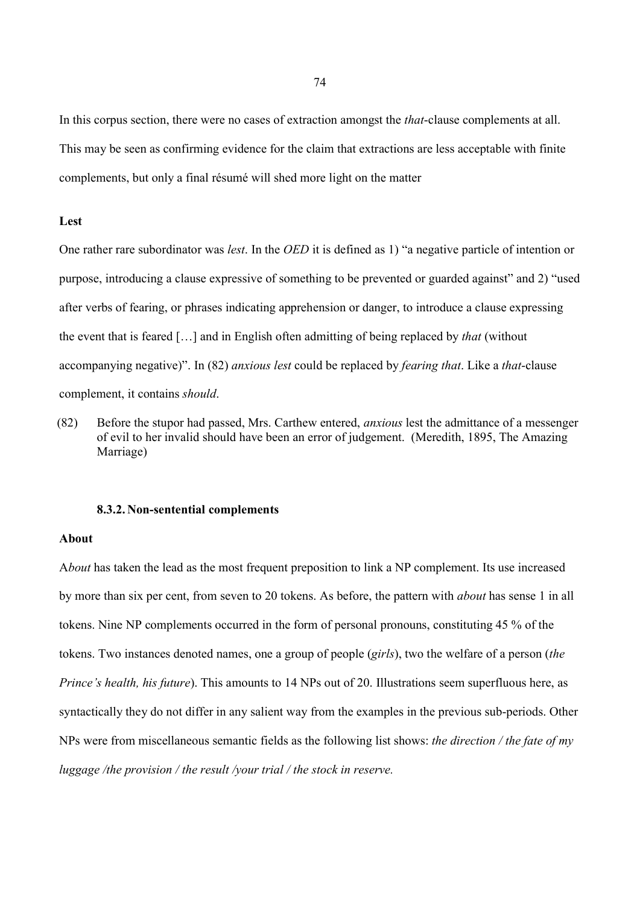In this corpus section, there were no cases of extraction amongst the *that*-clause complements at all. This may be seen as confirming evidence for the claim that extractions are less acceptable with finite complements, but only a final résumé will shed more light on the matter

**Lest**

One rather rare subordinator was *lest*. In the *OED* it is defined as 1) "a negative particle of intention or purpose, introducing a clause expressive of something to be prevented or guarded against" and 2) "used after verbs of fearing, or phrases indicating apprehension or danger, to introduce a clause expressing the event that is feared […] and in English often admitting of being replaced by *that* (without accompanying negative)". In (82) *anxious lest* could be replaced by *fearing that*. Like a *that*-clause complement, it contains *should*.

(82) Before the stupor had passed, Mrs. Carthew entered, *anxious* lest the admittance of a messenger of evil to her invalid should have been an error of judgement. (Meredith, 1895, The Amazing Marriage)

### 8.3.2. Non-sentential complements

**About**

A*bout* has taken the lead as the most frequent preposition to link a NP complement. Its use increased by more than six per cent, from seven to 20 tokens. As before, the pattern with *about* has sense 1 in all tokens. Nine NP complements occurred in the form of personal pronouns, constituting 45 % of the tokens. Two instances denoted names, one a group of people (*girls*), two the welfare of a person (*the Prince's health, his future*). This amounts to 14 NPs out of 20. Illustrations seem superfluous here, as syntactically they do not differ in any salient way from the examples in the previous sub-periods. Other NPs were from miscellaneous semantic fields as the following list shows: *the direction / the fate of my luggage /the provision / the result /your trial / the stock in reserve.*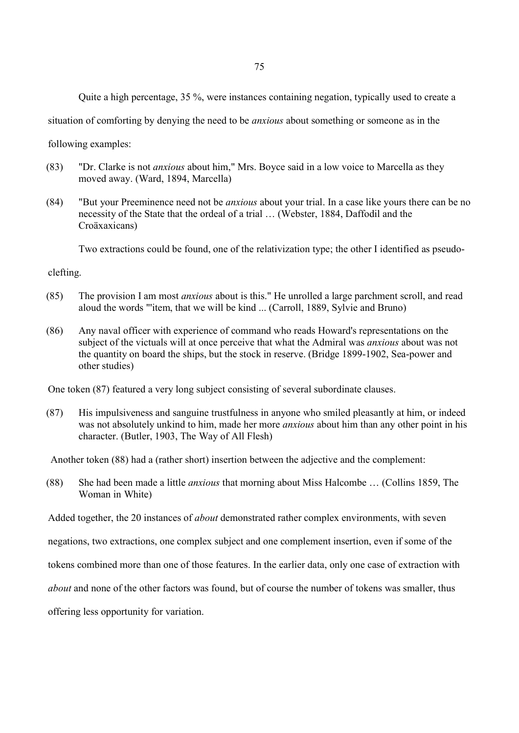Quite a high percentage, 35 %, were instances containing negation, typically used to create a situation of comforting by denying the need to be *anxious* about something or someone as in the following examples:

(83) "Dr. Clarke is not *anxious* about him," Mrs. Boyce said in a low voice to Marcella as they moved away. (Ward, 1894, Marcella)

(84) "But your Preeminence need not be *anxious* about your trial. In a case like yours there can be no necessity of the State that the ordeal of a trial … (Webster, 1884, Daffodil and the Croäxaxicans)

Two extractions could be found, one of the relativization type; the other I identified as pseudo-clefting.

(85) The provision I am most *anxious* about is this." He unrolled a large parchment scroll, and read aloud the words "'item, that we will be kind ... (Carroll, 1889, Sylvie and Bruno)

(86) Any naval officer with experience of command who reads Howard's representations on the subject of the victuals will at once perceive that what the Admiral was *anxious* about was not the quantity on board the ships, but the stock in reserve. (Bridge 1899-1902, Sea-power and other studies)

One token (87) featured a very long subject consisting of several subordinate clauses.

(87) His impulsiveness and sanguine trustfulness in anyone who smiled pleasantly at him, or indeed was not absolutely unkind to him, made her more *anxious* about him than any other point in his character. (Butler, 1903, The Way of All Flesh)

Another token (88) had a (rather short) insertion between the adjective and the complement:

(88) She had been made a little *anxious* that morning about Miss Halcombe … (Collins 1859, The Woman in White)

Added together, the 20 instances of *about* demonstrated rather complex environments, with seven negations, two extractions, one complex subject and one complement insertion, even if some of the tokens combined more than one of those features. In the earlier data, only one case of extraction with *about* and none of the other factors was found, but of course the number of tokens was smaller, thus offering less opportunity for variation.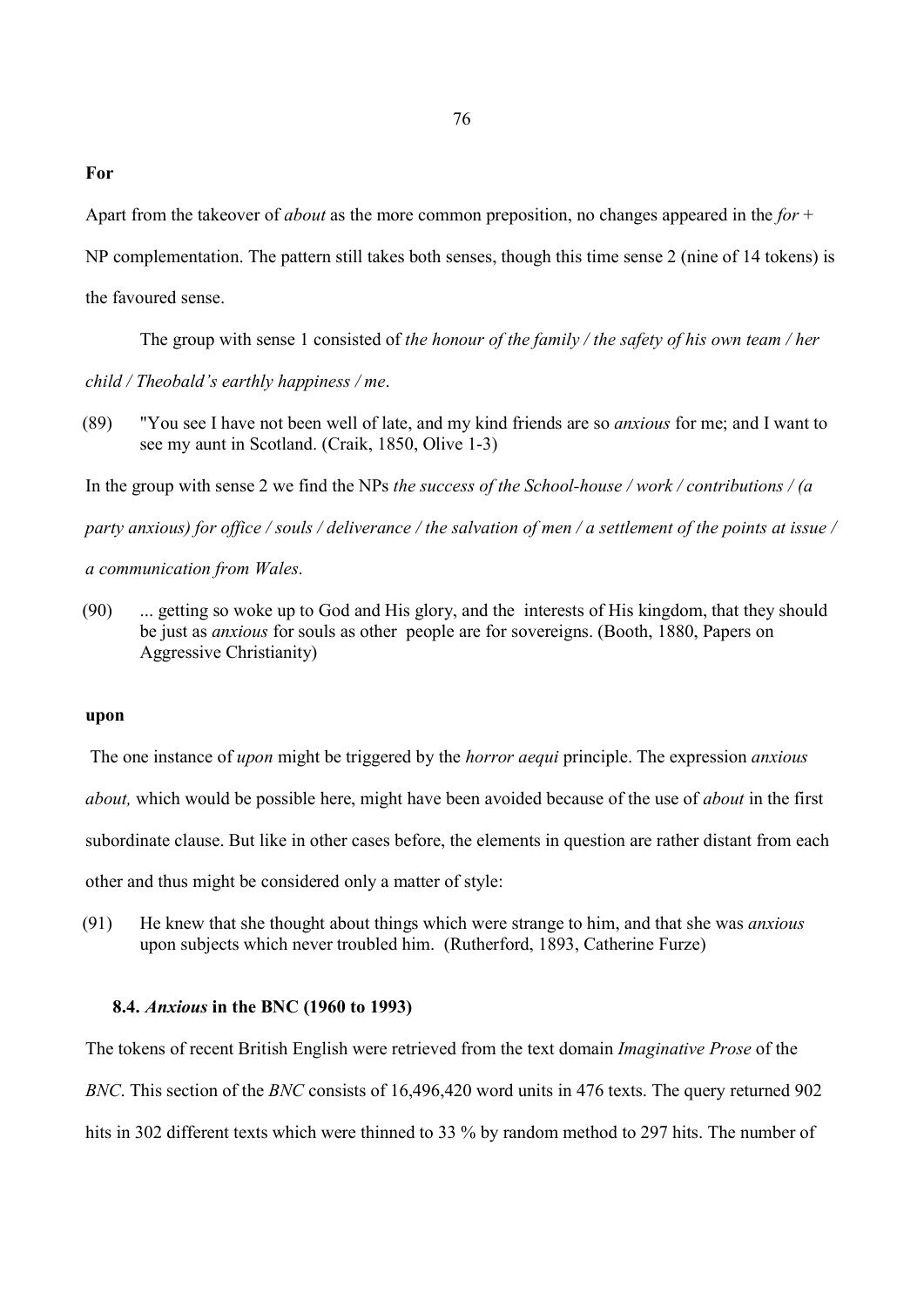**For**

Apart from the takeover of *about* as the more common preposition, no changes appeared in the *for* + NP complementation. The pattern still takes both senses, though this time sense 2 (nine of 14 tokens) is the favoured sense.

The group with sense 1 consisted of *the honour of the family / the safety of his own team / her child / Theobald's earthly happiness / me*.

(89) "You see I have not been well of late, and my kind friends are so *anxious* for me; and I want to see my aunt in Scotland. (Craik, 1850, Olive 1-3)

In the group with sense 2 we find the NPs *the success of the School-house / work / contributions / (a party anxious) for office / souls / deliverance / the salvation of men / a settlement of the points at issue / a communication from Wales*.

(90) ... getting so woke up to God and His glory, and the interests of His kingdom, that they should be just as *anxious* for souls as other people are for sovereigns. (Booth, 1880, Papers on Aggressive Christianity)

**upon**

The one instance of *upon* might be triggered by the *horror aequi* principle. The expression *anxious about,* which would be possible here, might have been avoided because of the use of *about* in the first subordinate clause. But like in other cases before, the elements in question are rather distant from each other and thus might be considered only a matter of style:

(91) He knew that she thought about things which were strange to him, and that she was *anxious* upon subjects which never troubled him. (Rutherford, 1893, Catherine Furze)

### 8.4. *Anxious* in the BNC (1960 to 1993)

The tokens of recent British English were retrieved from the text domain *Imaginative Prose* of the *BNC*. This section of the *BNC* consists of 16,496,420 word units in 476 texts. The query returned 902 hits in 302 different texts which were thinned to 33 % by random method to 297 hits. The number of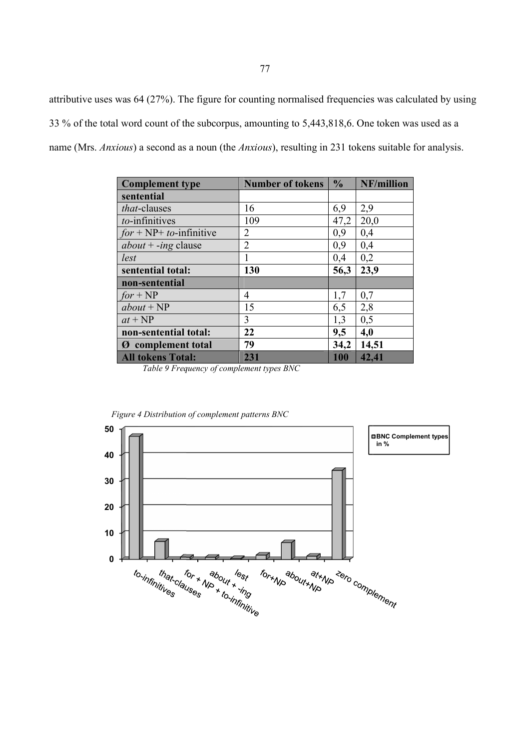attributive uses was 64 (27%). The figure for counting normalised frequencies was calculated by using 33 % of the total word count of the subcorpus, amounting to 5,443,818,6. One token was used as a name (Mrs. *Anxious*) a second as a noun (the *Anxious*), resulting in 231 tokens suitable for analysis.

| Complement type | Number of tokens | % | NF/million |
|---|---|---|---|
| **sentential** | | | |
| *that*-clauses | 16 | 6,9 | 2,9 |
| *to*-infinitives | 109 | 47,2 | 20,0 |
| *for* + NP+ *to*-infinitive | 2 | 0,9 | 0,4 |
| *about* + *-ing* clause | 2 | 0,9 | 0,4 |
| *lest* | 1 | 0,4 | 0,2 |
| **sentential total:** | **130** | **56,3** | **23,9** |
| **non-sentential** | | | |
| *for* + NP | 4 | 1,7 | 0,7 |
| *about* + NP | 15 | 6,5 | 2,8 |
| *at* + NP | 3 | 1,3 | 0,5 |
| **non-sentential total:** | **22** | **9,5** | **4,0** |
| **Ø complement total** | **79** | **34,2** | **14,51** |
| **All tokens Total:** | **231** | **100** | **42,41** |

*Table 9 Frequency of complement types BNC*

*Figure 4 Distribution of complement patterns BNC*

50
40
30
20
10
0

to-infinitives
that-clauses
for + NP + to-infinitive
about + -ing
lest
for+NP
about+NP
at+NP
zero complement

BNC Complement types in %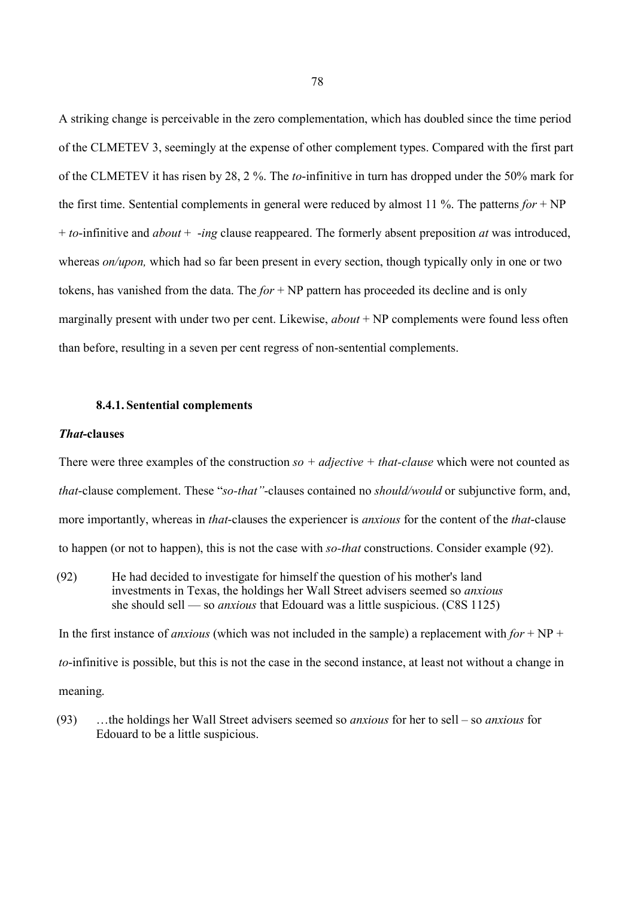A striking change is perceivable in the zero complementation, which has doubled since the time period of the CLMETEV 3, seemingly at the expense of other complement types. Compared with the first part of the CLMETEV it has risen by 28, 2 %. The *to*-infinitive in turn has dropped under the 50% mark for the first time. Sentential complements in general were reduced by almost 11 %. The patterns *for* + NP + *to*-infinitive and *about* + -*ing* clause reappeared. The formerly absent preposition *at* was introduced, whereas *on/upon,* which had so far been present in every section, though typically only in one or two tokens, has vanished from the data. The *for* + NP pattern has proceeded its decline and is only marginally present with under two per cent. Likewise, *about* + NP complements were found less often than before, resulting in a seven per cent regress of non-sentential complements.

### 8.4.1. Sentential complements

#### *That*-clauses

There were three examples of the construction *so + adjective + that-clause* which were not counted as *that*-clause complement. These "*so-that"*-clauses contained no *should/would* or subjunctive form, and, more importantly, whereas in *that*-clauses the experiencer is *anxious* for the content of the *that*-clause to happen (or not to happen), this is not the case with *so-that* constructions. Consider example (92).

(92) He had decided to investigate for himself the question of his mother's land investments in Texas, the holdings her Wall Street advisers seemed so *anxious* she should sell — so *anxious* that Edouard was a little suspicious. (C8S 1125)

In the first instance of *anxious* (which was not included in the sample) a replacement with *for* + NP + *to*-infinitive is possible, but this is not the case in the second instance, at least not without a change in meaning.

(93) …the holdings her Wall Street advisers seemed so *anxious* for her to sell – so *anxious* for Edouard to be a little suspicious.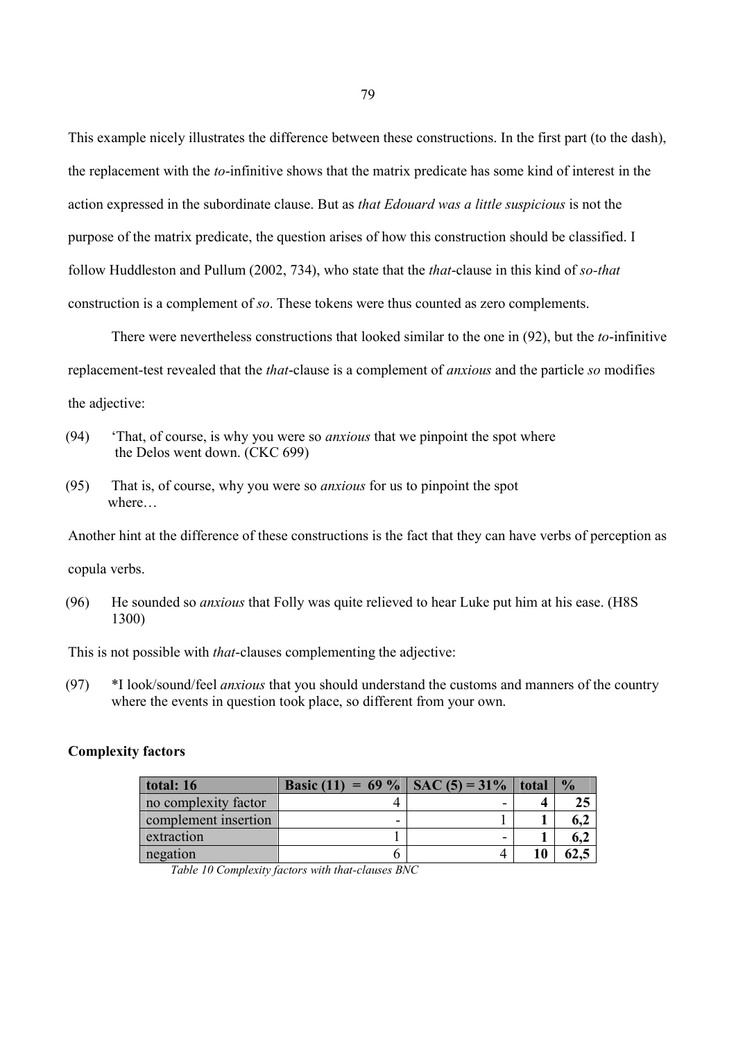This example nicely illustrates the difference between these constructions. In the first part (to the dash), the replacement with the *to*-infinitive shows that the matrix predicate has some kind of interest in the action expressed in the subordinate clause. But as *that Edouard was a little suspicious* is not the purpose of the matrix predicate, the question arises of how this construction should be classified. I follow Huddleston and Pullum (2002, 734), who state that the *that*-clause in this kind of *so-that* construction is a complement of *so*. These tokens were thus counted as zero complements.

There were nevertheless constructions that looked similar to the one in (92), but the *to*-infinitive replacement-test revealed that the *that*-clause is a complement of *anxious* and the particle *so* modifies the adjective:

(94) 'That, of course, is why you were so *anxious* that we pinpoint the spot where the Delos went down. (CKC 699)

(95) That is, of course, why you were so *anxious* for us to pinpoint the spot where…

Another hint at the difference of these constructions is the fact that they can have verbs of perception as copula verbs.

(96) He sounded so *anxious* that Folly was quite relieved to hear Luke put him at his ease. (H8S 1300)

This is not possible with *that*-clauses complementing the adjective:

(97) *I look/sound/feel *anxious* that you should understand the customs and manners of the country where the events in question took place, so different from your own.

**Complexity factors**

| total: 16 | Basic (11) = 69 % | SAC (5) = 31% | total | % |
|---|---|---|---|---|
| no complexity factor | 4 | - | **4** | **25** |
| complement insertion | - | 1 | **1** | **6,2** |
| extraction | 1 | - | **1** | **6,2** |
| negation | 6 | 4 | **10** | **62,5** |

*Table 10 Complexity factors with that-clauses BNC*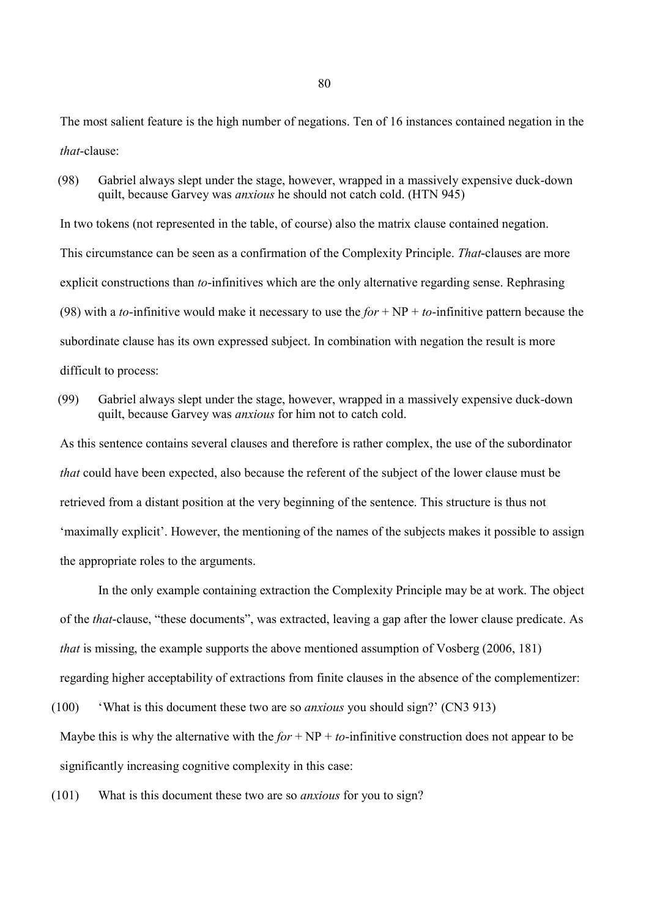The most salient feature is the high number of negations. Ten of 16 instances contained negation in the *that*-clause:

(98) Gabriel always slept under the stage, however, wrapped in a massively expensive duck-down quilt, because Garvey was *anxious* he should not catch cold. (HTN 945)

In two tokens (not represented in the table, of course) also the matrix clause contained negation. This circumstance can be seen as a confirmation of the Complexity Principle. *That*-clauses are more explicit constructions than *to*-infinitives which are the only alternative regarding sense. Rephrasing (98) with a *to*-infinitive would make it necessary to use the *for* + NP + *to*-infinitive pattern because the subordinate clause has its own expressed subject. In combination with negation the result is more difficult to process:

(99) Gabriel always slept under the stage, however, wrapped in a massively expensive duck-down quilt, because Garvey was *anxious* for him not to catch cold.

As this sentence contains several clauses and therefore is rather complex, the use of the subordinator *that* could have been expected, also because the referent of the subject of the lower clause must be retrieved from a distant position at the very beginning of the sentence. This structure is thus not 'maximally explicit'. However, the mentioning of the names of the subjects makes it possible to assign the appropriate roles to the arguments.

In the only example containing extraction the Complexity Principle may be at work. The object of the *that*-clause, "these documents", was extracted, leaving a gap after the lower clause predicate. As *that* is missing, the example supports the above mentioned assumption of Vosberg (2006, 181) regarding higher acceptability of extractions from finite clauses in the absence of the complementizer:

(100) 'What is this document these two are so *anxious* you should sign?' (CN3 913)

Maybe this is why the alternative with the *for* + NP + *to*-infinitive construction does not appear to be significantly increasing cognitive complexity in this case:

(101) What is this document these two are so *anxious* for you to sign?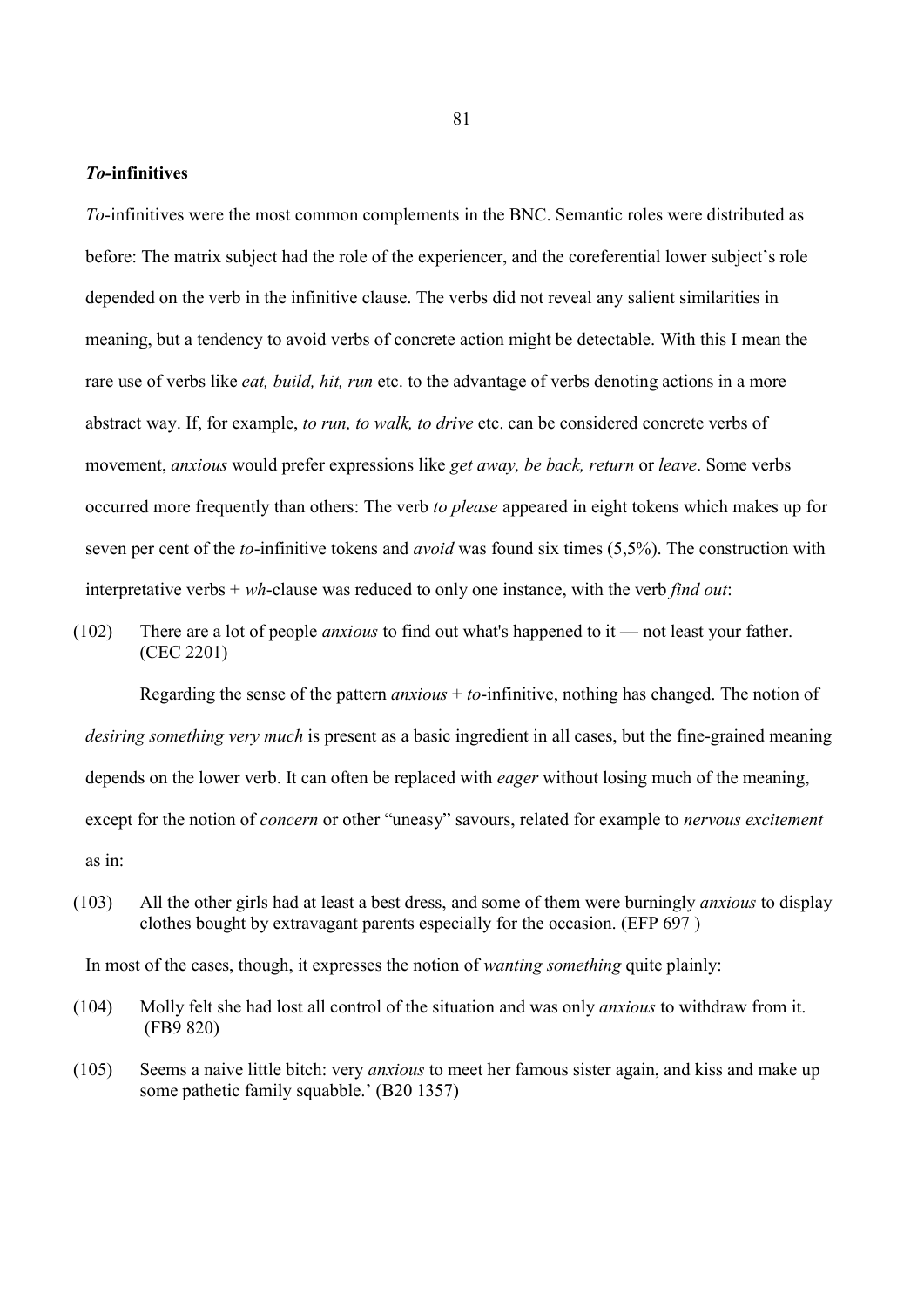### *To*-infinitives

*To*-infinitives were the most common complements in the BNC. Semantic roles were distributed as before: The matrix subject had the role of the experiencer, and the coreferential lower subject's role depended on the verb in the infinitive clause. The verbs did not reveal any salient similarities in meaning, but a tendency to avoid verbs of concrete action might be detectable. With this I mean the rare use of verbs like *eat, build, hit, run* etc. to the advantage of verbs denoting actions in a more abstract way. If, for example, *to run, to walk, to drive* etc. can be considered concrete verbs of movement, *anxious* would prefer expressions like *get away, be back, return* or *leave*. Some verbs occurred more frequently than others: The verb *to please* appeared in eight tokens which makes up for seven per cent of the *to*-infinitive tokens and *avoid* was found six times (5,5%). The construction with interpretative verbs + *wh*-clause was reduced to only one instance, with the verb *find out*:

(102) There are a lot of people *anxious* to find out what's happened to it — not least your father. (CEC 2201)

Regarding the sense of the pattern *anxious* + *to*-infinitive, nothing has changed. The notion of *desiring something very much* is present as a basic ingredient in all cases, but the fine-grained meaning depends on the lower verb. It can often be replaced with *eager* without losing much of the meaning, except for the notion of *concern* or other "uneasy" savours, related for example to *nervous excitement* as in:

(103) All the other girls had at least a best dress, and some of them were burningly *anxious* to display clothes bought by extravagant parents especially for the occasion. (EFP 697 )

In most of the cases, though, it expresses the notion of *wanting something* quite plainly:

(104) Molly felt she had lost all control of the situation and was only *anxious* to withdraw from it. (FB9 820)

(105) Seems a naive little bitch: very *anxious* to meet her famous sister again, and kiss and make up some pathetic family squabble.' (B20 1357)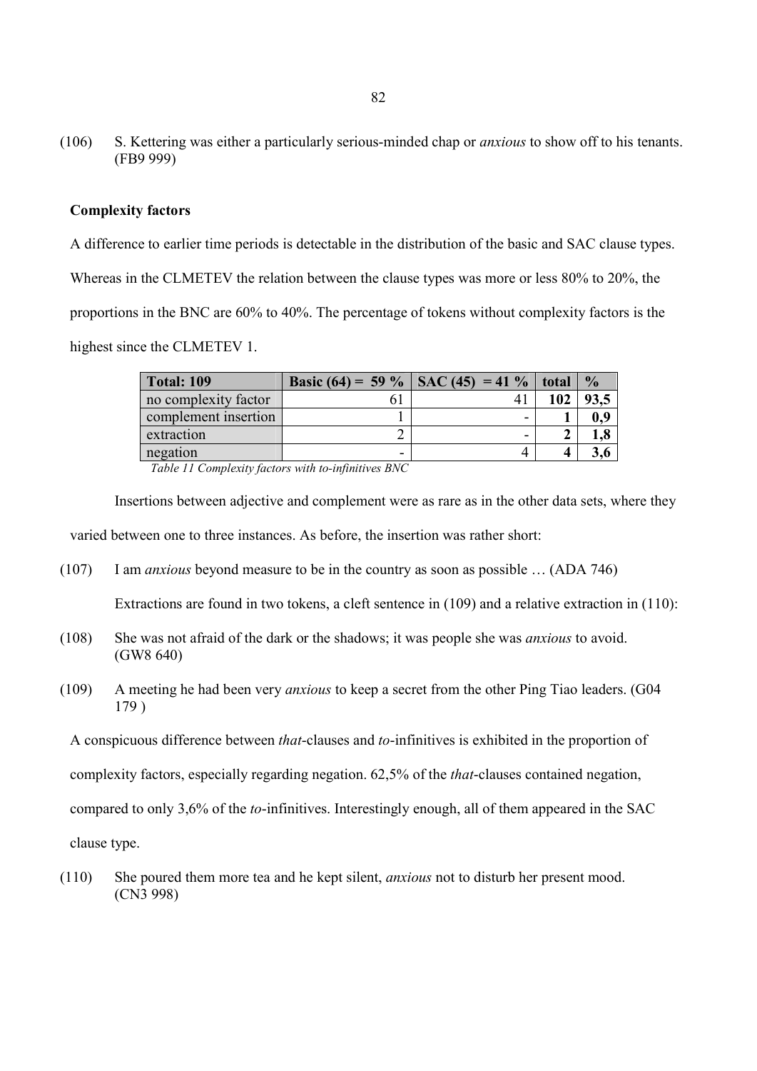(106) S. Kettering was either a particularly serious-minded chap or *anxious* to show off to his tenants. (FB9 999)

**Complexity factors**

A difference to earlier time periods is detectable in the distribution of the basic and SAC clause types. Whereas in the CLMETEV the relation between the clause types was more or less 80% to 20%, the proportions in the BNC are 60% to 40%. The percentage of tokens without complexity factors is the highest since the CLMETEV 1.

| **Total: 109** | **Basic (64) = 59 %** | **SAC (45) = 41 %** | **total** | **%** |
|---|---|---|---|---|
| no complexity factor | 61 | 41 | **102** | **93,5** |
| complement insertion | 1 | - | **1** | **0,9** |
| extraction | 2 | - | **2** | **1,8** |
| negation | - | 4 | **4** | **3,6** |

*Table 11 Complexity factors with to-infinitives BNC*

Insertions between adjective and complement were as rare as in the other data sets, where they varied between one to three instances. As before, the insertion was rather short:

(107) I am *anxious* beyond measure to be in the country as soon as possible … (ADA 746)

Extractions are found in two tokens, a cleft sentence in (109) and a relative extraction in (110):

(108) She was not afraid of the dark or the shadows; it was people she was *anxious* to avoid. (GW8 640)

(109) A meeting he had been very *anxious* to keep a secret from the other Ping Tiao leaders. (G04 179 )

A conspicuous difference between *that*-clauses and *to*-infinitives is exhibited in the proportion of complexity factors, especially regarding negation. 62,5% of the *that*-clauses contained negation, compared to only 3,6% of the *to*-infinitives. Interestingly enough, all of them appeared in the SAC clause type.

(110) She poured them more tea and he kept silent, *anxious* not to disturb her present mood. (CN3 998)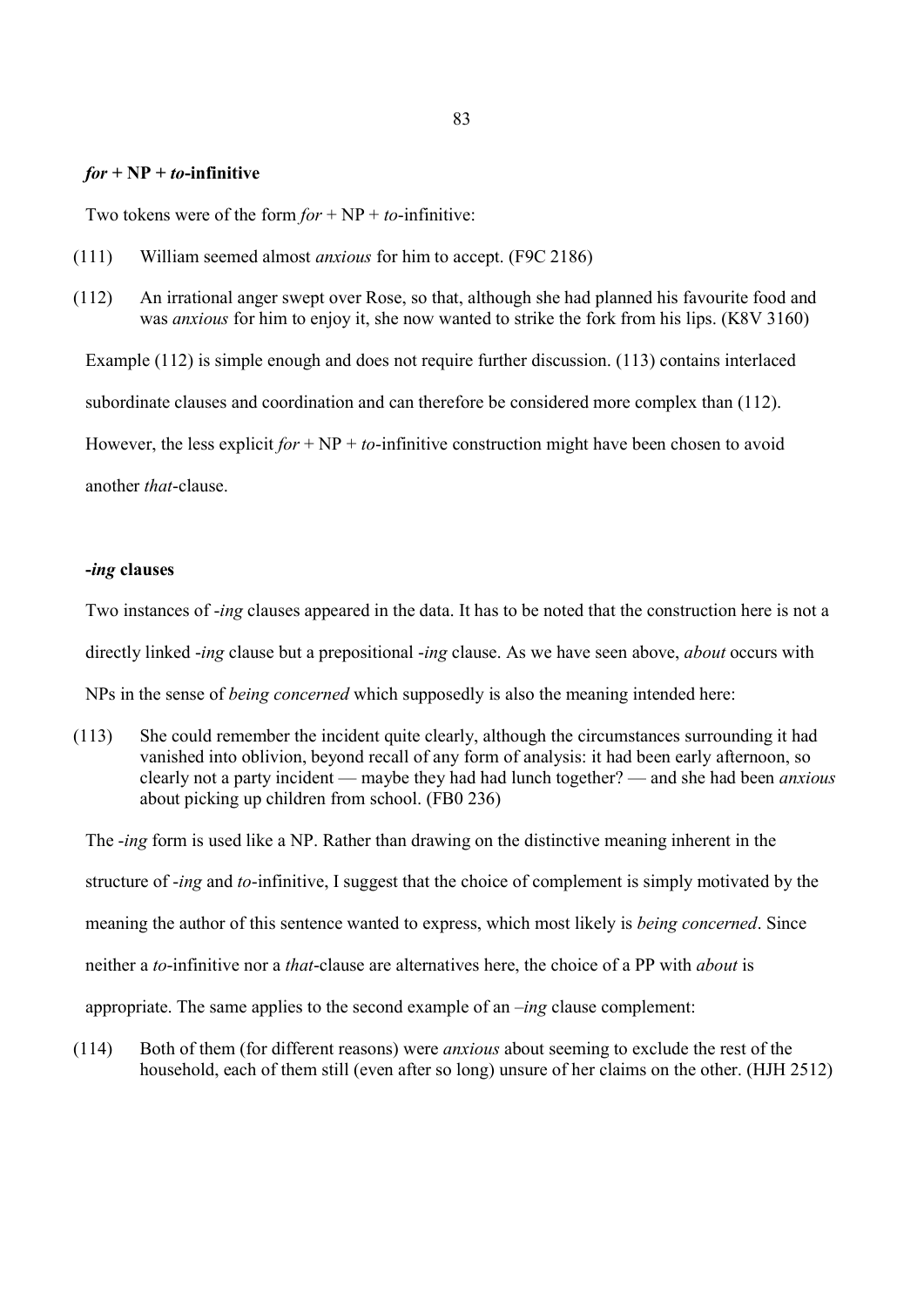### *for* + NP + *to*-infinitive

Two tokens were of the form *for* + NP + *to*-infinitive:

(111) William seemed almost *anxious* for him to accept. (F9C 2186)

(112) An irrational anger swept over Rose, so that, although she had planned his favourite food and was *anxious* for him to enjoy it, she now wanted to strike the fork from his lips. (K8V 3160)

Example (112) is simple enough and does not require further discussion. (113) contains interlaced subordinate clauses and coordination and can therefore be considered more complex than (112). However, the less explicit *for* + NP + *to*-infinitive construction might have been chosen to avoid another *that*-clause.

### -*ing* clauses

Two instances of -*ing* clauses appeared in the data. It has to be noted that the construction here is not a directly linked -*ing* clause but a prepositional -*ing* clause. As we have seen above, *about* occurs with NPs in the sense of *being concerned* which supposedly is also the meaning intended here:

(113) She could remember the incident quite clearly, although the circumstances surrounding it had vanished into oblivion, beyond recall of any form of analysis: it had been early afternoon, so clearly not a party incident — maybe they had had lunch together? — and she had been *anxious* about picking up children from school. (FB0 236)

The -*ing* form is used like a NP. Rather than drawing on the distinctive meaning inherent in the structure of -*ing* and *to*-infinitive, I suggest that the choice of complement is simply motivated by the meaning the author of this sentence wanted to express, which most likely is *being concerned*. Since neither a *to*-infinitive nor a *that*-clause are alternatives here, the choice of a PP with *about* is appropriate. The same applies to the second example of an –*ing* clause complement:

(114) Both of them (for different reasons) were *anxious* about seeming to exclude the rest of the household, each of them still (even after so long) unsure of her claims on the other. (HJH 2512)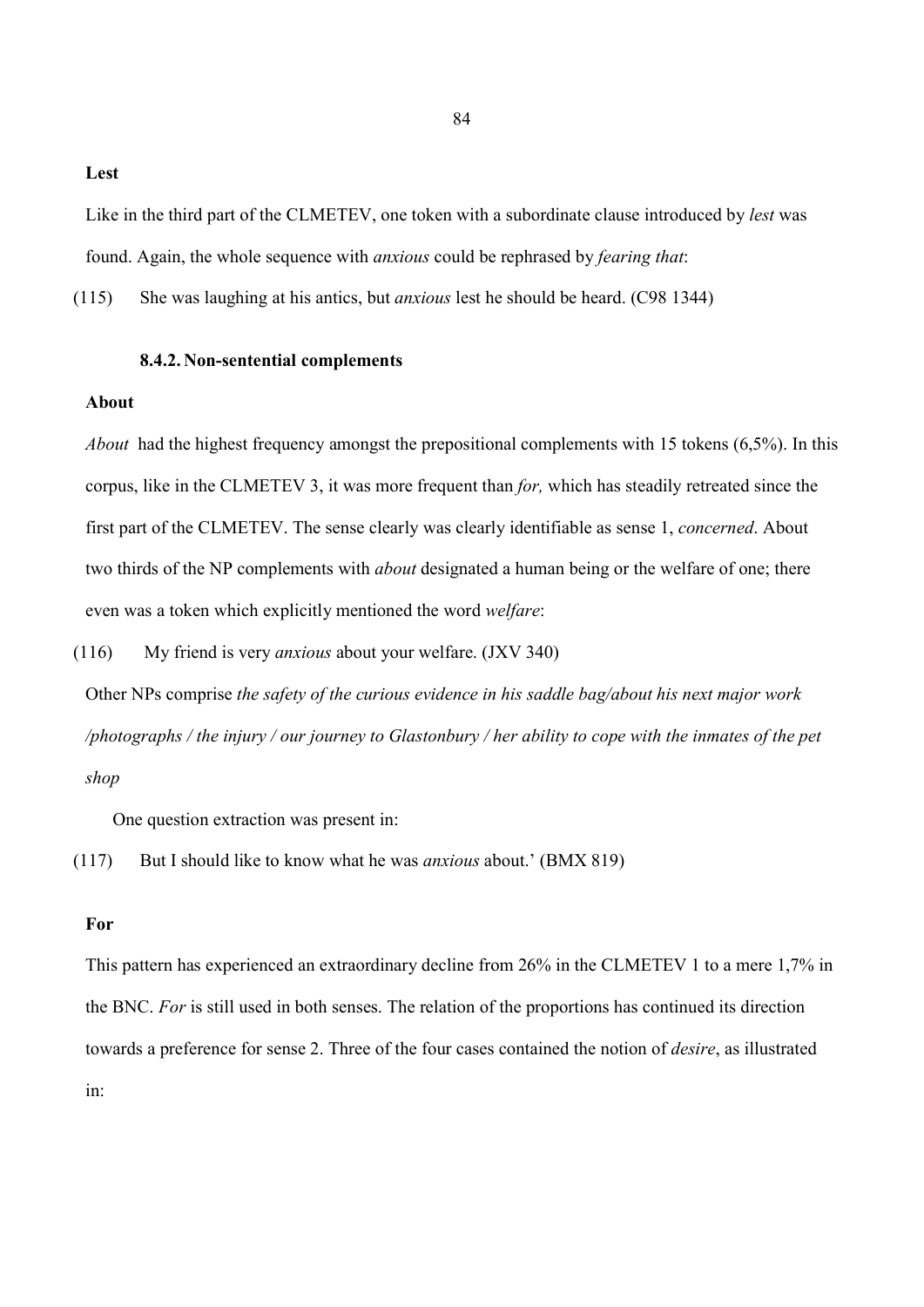**Lest**

Like in the third part of the CLMETEV, one token with a subordinate clause introduced by *lest* was found. Again, the whole sequence with *anxious* could be rephrased by *fearing that*:

(115) She was laughing at his antics, but *anxious* lest he should be heard. (C98 1344)

### 8.4.2. Non-sentential complements

**About**

*About* had the highest frequency amongst the prepositional complements with 15 tokens (6,5%). In this corpus, like in the CLMETEV 3, it was more frequent than *for,* which has steadily retreated since the first part of the CLMETEV. The sense clearly was clearly identifiable as sense 1, *concerned*. About two thirds of the NP complements with *about* designated a human being or the welfare of one; there even was a token which explicitly mentioned the word *welfare*:

(116) My friend is very *anxious* about your welfare. (JXV 340)

Other NPs comprise *the safety of the curious evidence in his saddle bag/about his next major work /photographs / the injury / our journey to Glastonbury / her ability to cope with the inmates of the pet shop*

One question extraction was present in:

(117) But I should like to know what he was *anxious* about.' (BMX 819)

**For**

This pattern has experienced an extraordinary decline from 26% in the CLMETEV 1 to a mere 1,7% in the BNC. *For* is still used in both senses. The relation of the proportions has continued its direction towards a preference for sense 2. Three of the four cases contained the notion of *desire*, as illustrated in: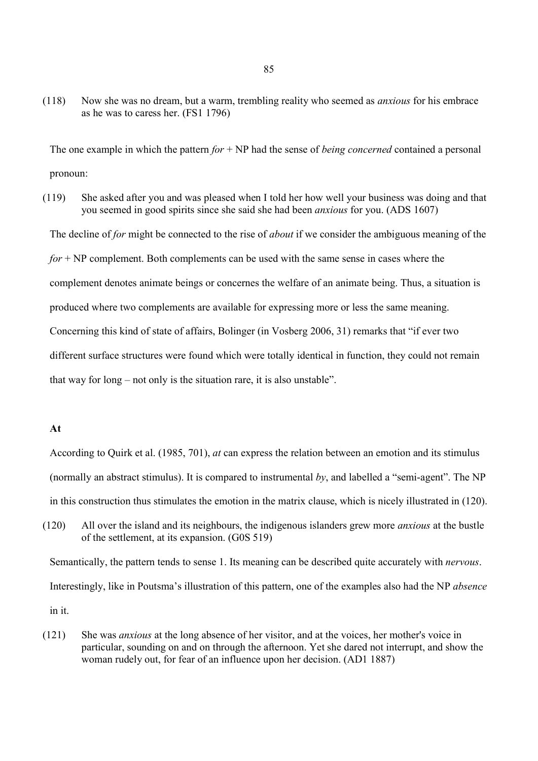(118) Now she was no dream, but a warm, trembling reality who seemed as *anxious* for his embrace as he was to caress her. (FS1 1796)

The one example in which the pattern *for* + NP had the sense of *being concerned* contained a personal pronoun:

(119) She asked after you and was pleased when I told her how well your business was doing and that you seemed in good spirits since she said she had been *anxious* for you. (ADS 1607)

The decline of *for* might be connected to the rise of *about* if we consider the ambiguous meaning of the *for* + NP complement. Both complements can be used with the same sense in cases where the complement denotes animate beings or concernes the welfare of an animate being. Thus, a situation is produced where two complements are available for expressing more or less the same meaning. Concerning this kind of state of affairs, Bolinger (in Vosberg 2006, 31) remarks that "if ever two different surface structures were found which were totally identical in function, they could not remain that way for long – not only is the situation rare, it is also unstable".

**At**

According to Quirk et al. (1985, 701), *at* can express the relation between an emotion and its stimulus (normally an abstract stimulus). It is compared to instrumental *by*, and labelled a "semi-agent". The NP in this construction thus stimulates the emotion in the matrix clause, which is nicely illustrated in (120).

(120) All over the island and its neighbours, the indigenous islanders grew more *anxious* at the bustle of the settlement, at its expansion. (G0S 519)

Semantically, the pattern tends to sense 1. Its meaning can be described quite accurately with *nervous*. Interestingly, like in Poutsma's illustration of this pattern, one of the examples also had the NP *absence* in it.

(121) She was *anxious* at the long absence of her visitor, and at the voices, her mother's voice in particular, sounding on and on through the afternoon. Yet she dared not interrupt, and show the woman rudely out, for fear of an influence upon her decision. (AD1 1887)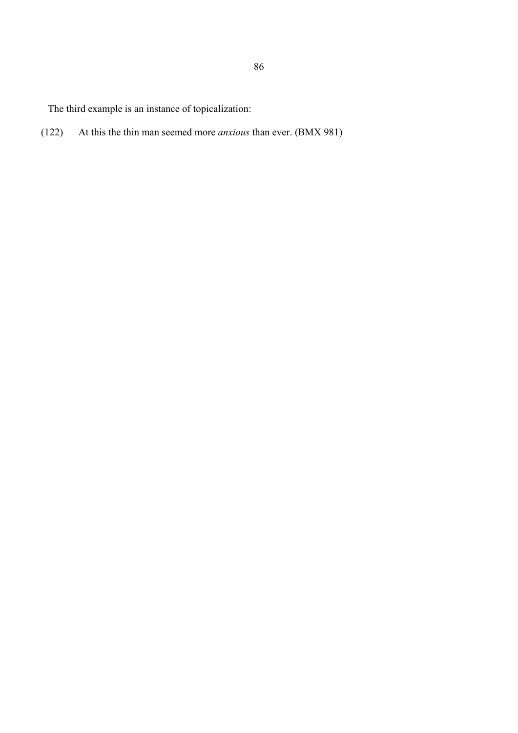The third example is an instance of topicalization:

(122) At this the thin man seemed more *anxious* than ever. (BMX 981)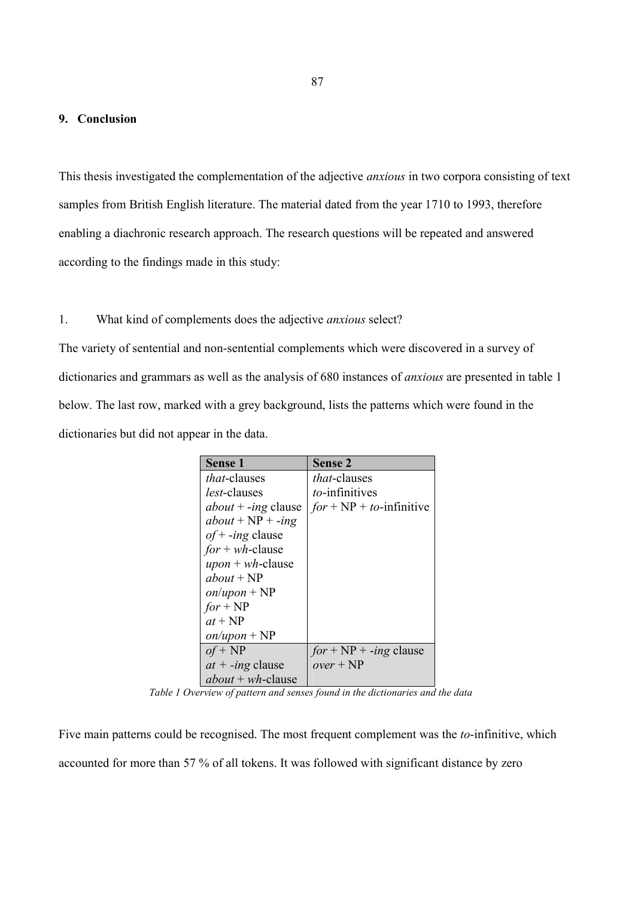## 9. Conclusion

This thesis investigated the complementation of the adjective *anxious* in two corpora consisting of text samples from British English literature. The material dated from the year 1710 to 1993, therefore enabling a diachronic research approach. The research questions will be repeated and answered according to the findings made in this study:

1. What kind of complements does the adjective *anxious* select?

The variety of sentential and non-sentential complements which were discovered in a survey of dictionaries and grammars as well as the analysis of 680 instances of *anxious* are presented in table 1 below. The last row, marked with a grey background, lists the patterns which were found in the dictionaries but did not appear in the data.

| Sense 1 | Sense 2 |
|---|---|
| *that*-clauses<br>*lest*-clauses<br>*about* + *-ing* clause<br>*about* + NP + *-ing*<br>*of* + *-ing* clause<br>*for* + *wh*-clause<br>*upon* + *wh*-clause<br>*about* + NP<br>*on*/*upon* + NP<br>*for* + NP<br>*at* + NP<br>*on/upon* + NP | *that*-clauses<br>*to*-infinitives<br>*for* + NP + *to*-infinitive |
| *of* + NP<br>*at* + *-ing* clause<br>*about* + *wh*-clause | *for* + NP + *-ing* clause<br>*over* + NP |

*Table 1 Overview of pattern and senses found in the dictionaries and the data*

Five main patterns could be recognised. The most frequent complement was the *to*-infinitive, which accounted for more than 57 % of all tokens. It was followed with significant distance by zero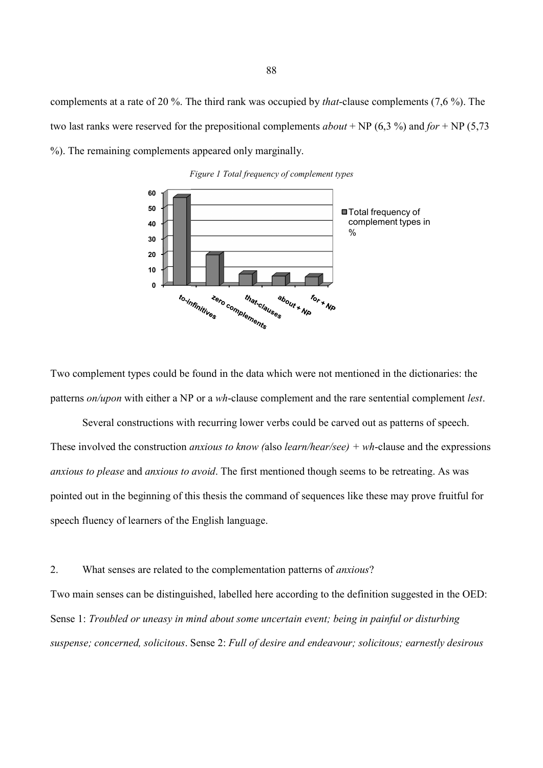complements at a rate of 20 %. The third rank was occupied by *that*-clause complements (7,6 %). The two last ranks were reserved for the prepositional complements *about* + NP (6,3 %) and *for* + NP (5,73 %). The remaining complements appeared only marginally.

*Figure 1 Total frequency of complement types*

60
50
40
30
20
10
0

to-infinitives
zero complements
that-clauses
about + NP
for + NP

Total frequency of complement types in %

Two complement types could be found in the data which were not mentioned in the dictionaries: the patterns *on/upon* with either a NP or a *wh*-clause complement and the rare sentential complement *lest*.

Several constructions with recurring lower verbs could be carved out as patterns of speech. These involved the construction *anxious to know (*also *learn/hear/see) + wh*-clause and the expressions *anxious to please* and *anxious to avoid*. The first mentioned though seems to be retreating. As was pointed out in the beginning of this thesis the command of sequences like these may prove fruitful for speech fluency of learners of the English language.

2. What senses are related to the complementation patterns of *anxious*?

Two main senses can be distinguished, labelled here according to the definition suggested in the OED: Sense 1: *Troubled or uneasy in mind about some uncertain event; being in painful or disturbing suspense; concerned, solicitous*. Sense 2: *Full of desire and endeavour; solicitous; earnestly desirous*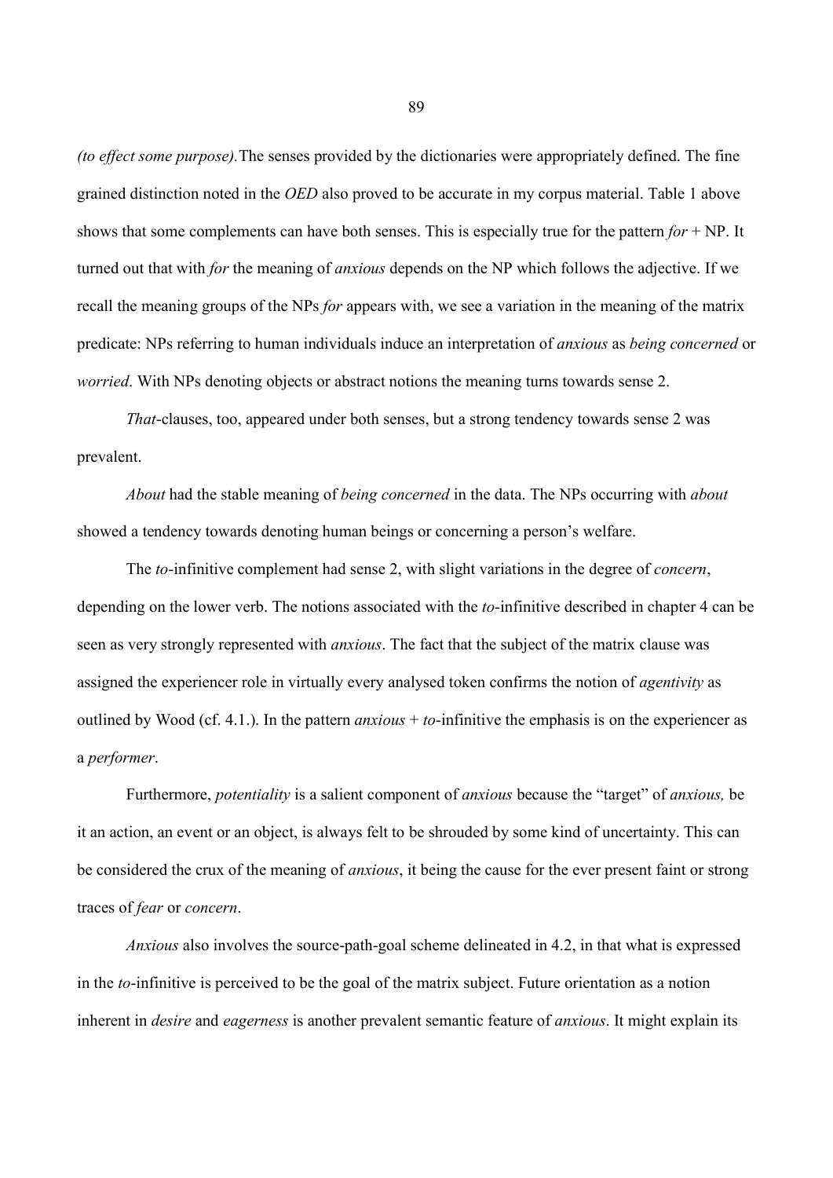*(to effect some purpose).*The senses provided by the dictionaries were appropriately defined. The fine grained distinction noted in the *OED* also proved to be accurate in my corpus material. Table 1 above shows that some complements can have both senses. This is especially true for the pattern *for* + NP. It turned out that with *for* the meaning of *anxious* depends on the NP which follows the adjective. If we recall the meaning groups of the NPs *for* appears with, we see a variation in the meaning of the matrix predicate: NPs referring to human individuals induce an interpretation of *anxious* as *being concerned* or *worried*. With NPs denoting objects or abstract notions the meaning turns towards sense 2.

*That*-clauses, too, appeared under both senses, but a strong tendency towards sense 2 was prevalent.

*About* had the stable meaning of *being concerned* in the data. The NPs occurring with *about* showed a tendency towards denoting human beings or concerning a person's welfare.

The *to*-infinitive complement had sense 2, with slight variations in the degree of *concern*, depending on the lower verb. The notions associated with the *to*-infinitive described in chapter 4 can be seen as very strongly represented with *anxious*. The fact that the subject of the matrix clause was assigned the experiencer role in virtually every analysed token confirms the notion of *agentivity* as outlined by Wood (cf. 4.1.). In the pattern *anxious* + *to*-infinitive the emphasis is on the experiencer as a *performer*.

Furthermore, *potentiality* is a salient component of *anxious* because the "target" of *anxious,* be it an action, an event or an object, is always felt to be shrouded by some kind of uncertainty. This can be considered the crux of the meaning of *anxious*, it being the cause for the ever present faint or strong traces of *fear* or *concern*.

*Anxious* also involves the source-path-goal scheme delineated in 4.2, in that what is expressed in the *to*-infinitive is perceived to be the goal of the matrix subject. Future orientation as a notion inherent in *desire* and *eagerness* is another prevalent semantic feature of *anxious*. It might explain its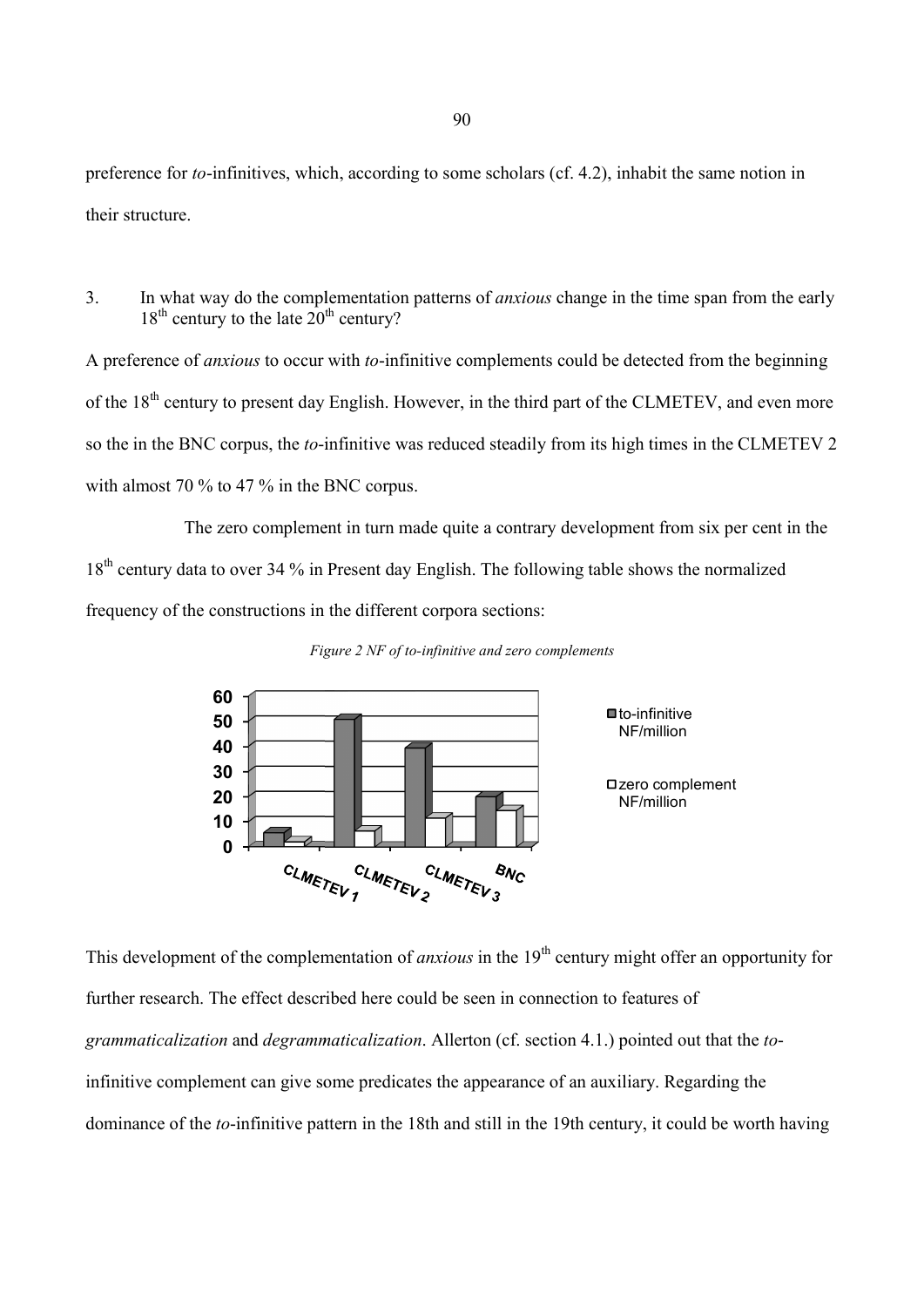preference for *to*-infinitives, which, according to some scholars (cf. 4.2), inhabit the same notion in their structure.

3. In what way do the complementation patterns of *anxious* change in the time span from the early 18th century to the late 20th century?

A preference of *anxious* to occur with *to*-infinitive complements could be detected from the beginning of the 18th century to present day English. However, in the third part of the CLMETEV, and even more so the in the BNC corpus, the *to*-infinitive was reduced steadily from its high times in the CLMETEV 2 with almost 70 % to 47 % in the BNC corpus.

The zero complement in turn made quite a contrary development from six per cent in the 18th century data to over 34 % in Present day English. The following table shows the normalized frequency of the constructions in the different corpora sections:

*Figure 2 NF of to-infinitive and zero complements*

60
50
40
30
20
10
0

CLMETEV 1
CLMETEV 2
CLMETEV 3
BNC

to-infinitive NF/million
zero complement NF/million

This development of the complementation of *anxious* in the 19th century might offer an opportunity for further research. The effect described here could be seen in connection to features of *grammaticalization* and *degrammaticalization*. Allerton (cf. section 4.1.) pointed out that the *to*-infinitive complement can give some predicates the appearance of an auxiliary. Regarding the dominance of the *to*-infinitive pattern in the 18th and still in the 19th century, it could be worth having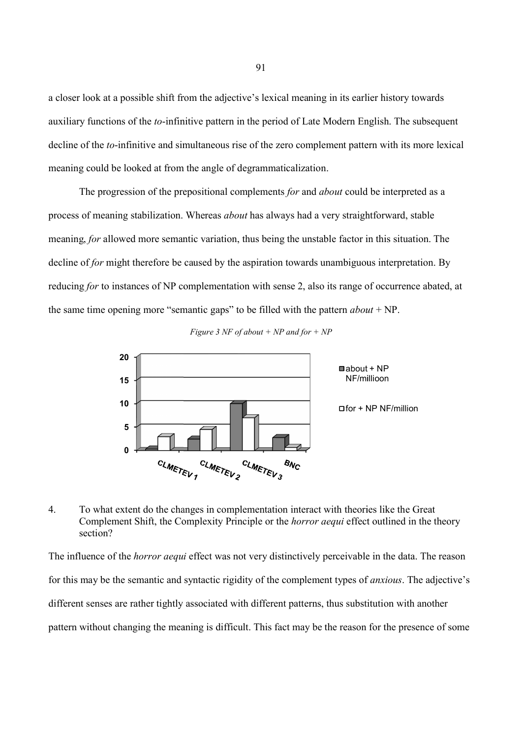a closer look at a possible shift from the adjective's lexical meaning in its earlier history towards auxiliary functions of the *to*-infinitive pattern in the period of Late Modern English. The subsequent decline of the *to*-infinitive and simultaneous rise of the zero complement pattern with its more lexical meaning could be looked at from the angle of degrammaticalization.

The progression of the prepositional complements *for* and *about* could be interpreted as a process of meaning stabilization. Whereas *about* has always had a very straightforward, stable meaning, *for* allowed more semantic variation, thus being the unstable factor in this situation. The decline of *for* might therefore be caused by the aspiration towards unambiguous interpretation. By reducing *for* to instances of NP complementation with sense 2, also its range of occurrence abated, at the same time opening more "semantic gaps" to be filled with the pattern *about* + NP.

*Figure 3 NF of about + NP and for + NP*

20
15
10
5
0
CLMETEV 1
CLMETEV 2
CLMETEV 3
BNC
about + NP NF/millioon
for + NP NF/million

4. To what extent do the changes in complementation interact with theories like the Great Complement Shift, the Complexity Principle or the *horror aequi* effect outlined in the theory section?

The influence of the *horror aequi* effect was not very distinctively perceivable in the data. The reason for this may be the semantic and syntactic rigidity of the complement types of *anxious*. The adjective's different senses are rather tightly associated with different patterns, thus substitution with another pattern without changing the meaning is difficult. This fact may be the reason for the presence of some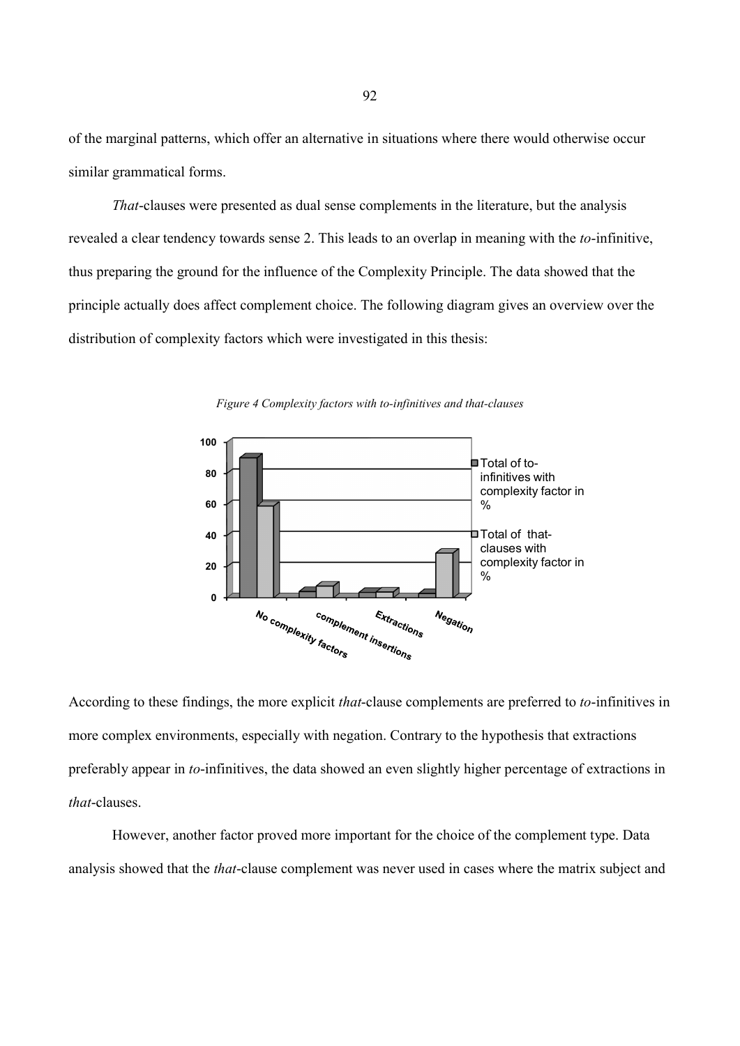of the marginal patterns, which offer an alternative in situations where there would otherwise occur similar grammatical forms.

*That*-clauses were presented as dual sense complements in the literature, but the analysis revealed a clear tendency towards sense 2. This leads to an overlap in meaning with the *to*-infinitive, thus preparing the ground for the influence of the Complexity Principle. The data showed that the principle actually does affect complement choice. The following diagram gives an overview over the distribution of complexity factors which were investigated in this thesis:

*Figure 4 Complexity factors with to-infinitives and that-clauses*

100
80
60
40
20
0

No complexity factors
complement insertions
Extractions
Negation

Total of to-infinitives with complexity factor in %
Total of that-clauses with complexity factor in %

According to these findings, the more explicit *that*-clause complements are preferred to *to*-infinitives in more complex environments, especially with negation. Contrary to the hypothesis that extractions preferably appear in *to*-infinitives, the data showed an even slightly higher percentage of extractions in *that*-clauses.

However, another factor proved more important for the choice of the complement type. Data analysis showed that the *that*-clause complement was never used in cases where the matrix subject and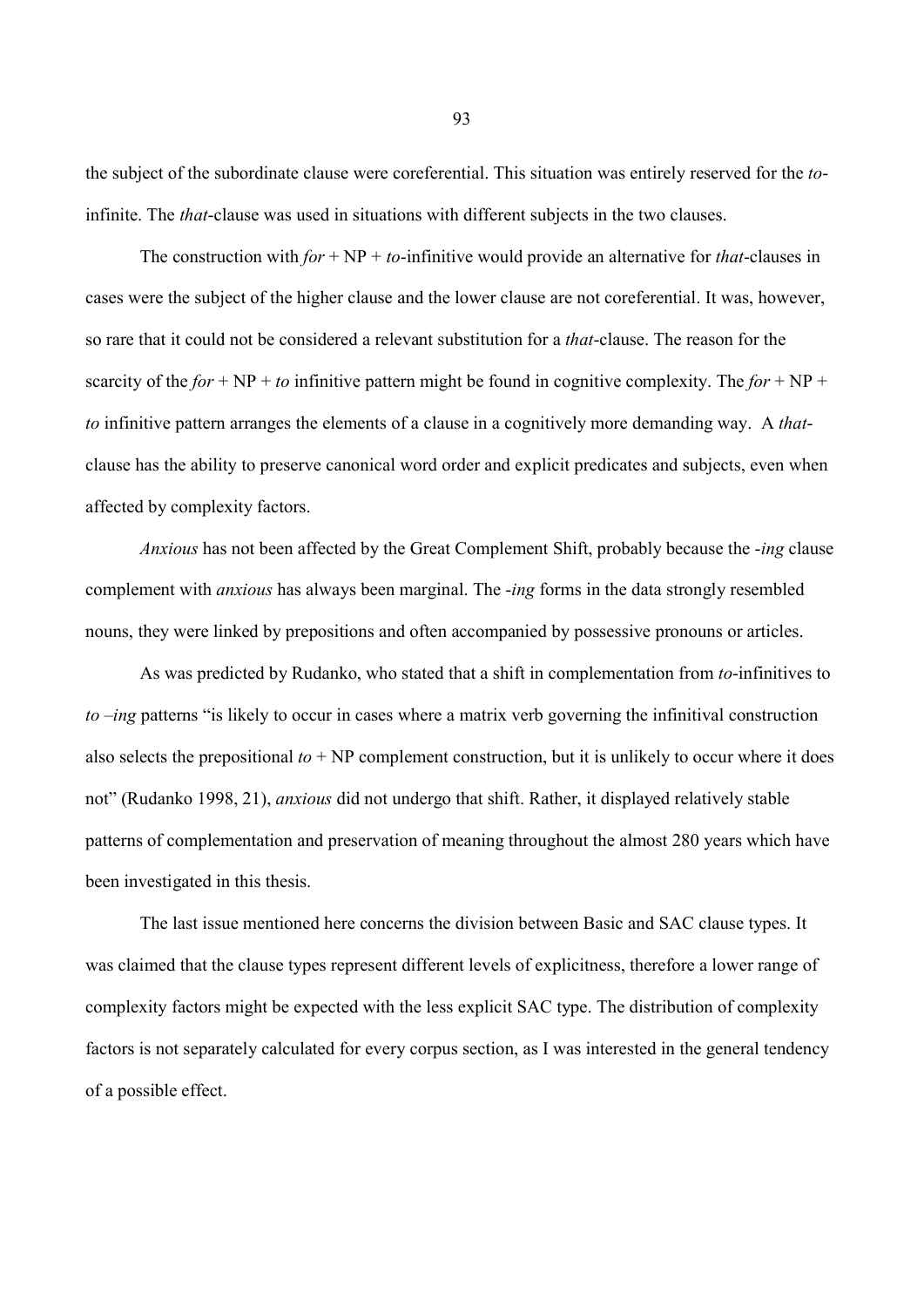the subject of the subordinate clause were coreferential. This situation was entirely reserved for the *to*-infinite. The *that*-clause was used in situations with different subjects in the two clauses.

The construction with *for* + NP + *to*-infinitive would provide an alternative for *that*-clauses in cases were the subject of the higher clause and the lower clause are not coreferential. It was, however, so rare that it could not be considered a relevant substitution for a *that*-clause. The reason for the scarcity of the *for* + NP + *to* infinitive pattern might be found in cognitive complexity. The *for* + NP + *to* infinitive pattern arranges the elements of a clause in a cognitively more demanding way. A *that*-clause has the ability to preserve canonical word order and explicit predicates and subjects, even when affected by complexity factors.

*Anxious* has not been affected by the Great Complement Shift, probably because the -*ing* clause complement with *anxious* has always been marginal. The -*ing* forms in the data strongly resembled nouns, they were linked by prepositions and often accompanied by possessive pronouns or articles.

As was predicted by Rudanko, who stated that a shift in complementation from *to*-infinitives to *to* –*ing* patterns "is likely to occur in cases where a matrix verb governing the infinitival construction also selects the prepositional *to* + NP complement construction, but it is unlikely to occur where it does not" (Rudanko 1998, 21), *anxious* did not undergo that shift. Rather, it displayed relatively stable patterns of complementation and preservation of meaning throughout the almost 280 years which have been investigated in this thesis.

The last issue mentioned here concerns the division between Basic and SAC clause types. It was claimed that the clause types represent different levels of explicitness, therefore a lower range of complexity factors might be expected with the less explicit SAC type. The distribution of complexity factors is not separately calculated for every corpus section, as I was interested in the general tendency of a possible effect.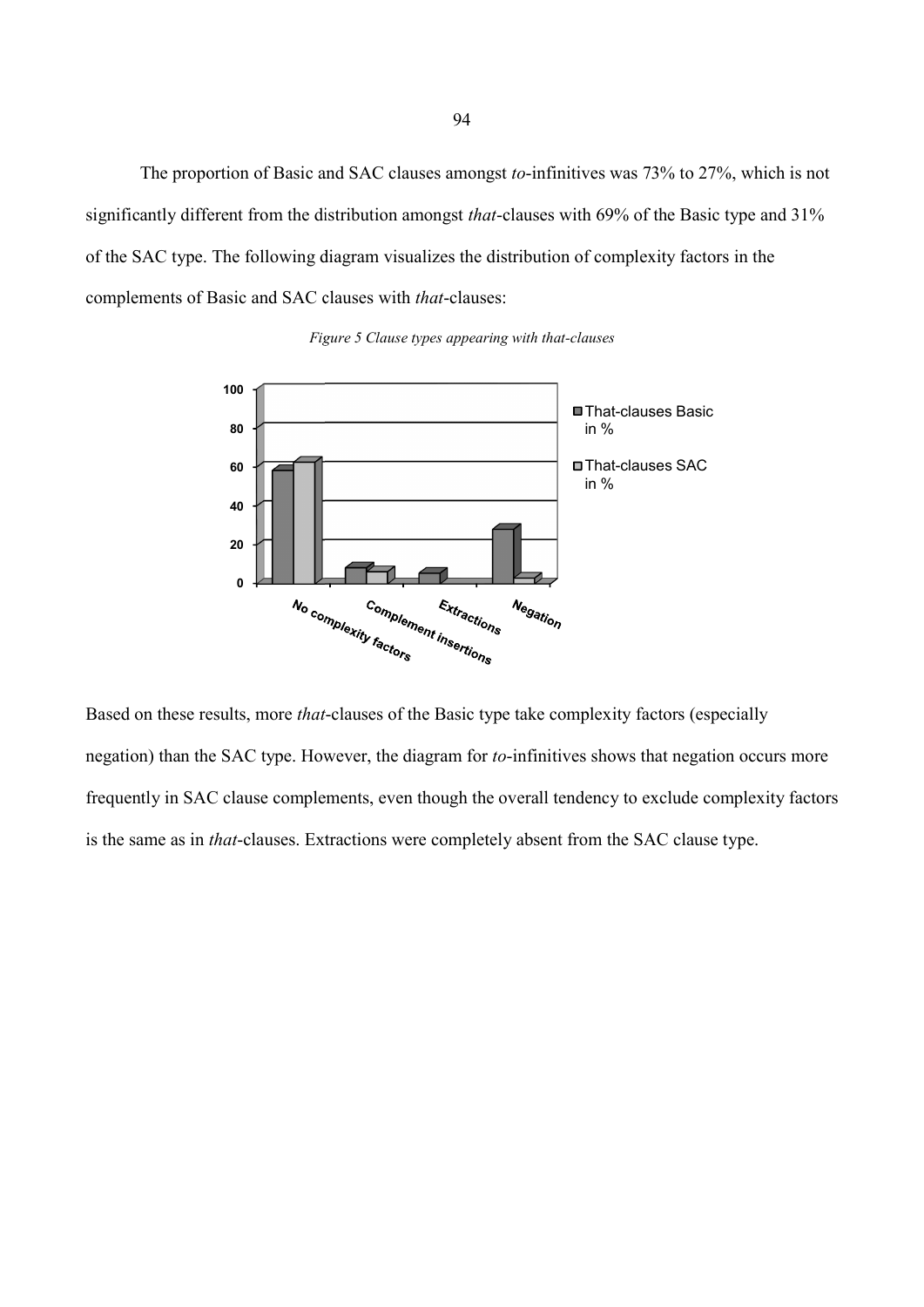The proportion of Basic and SAC clauses amongst *to*-infinitives was 73% to 27%, which is not significantly different from the distribution amongst *that*-clauses with 69% of the Basic type and 31% of the SAC type. The following diagram visualizes the distribution of complexity factors in the complements of Basic and SAC clauses with *that*-clauses:

*Figure 5 Clause types appearing with that-clauses*

Based on these results, more *that*-clauses of the Basic type take complexity factors (especially negation) than the SAC type. However, the diagram for *to*-infinitives shows that negation occurs more frequently in SAC clause complements, even though the overall tendency to exclude complexity factors is the same as in *that*-clauses. Extractions were completely absent from the SAC clause type.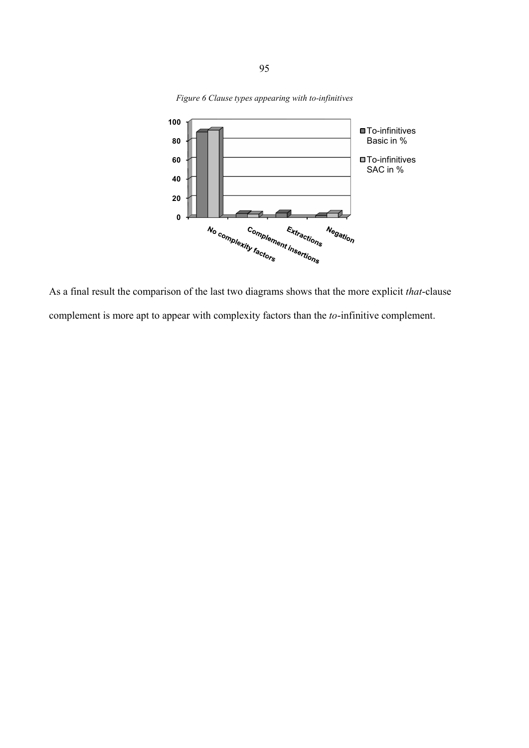*Figure 6 Clause types appearing with to-infinitives*

100
80
60
40
20
0

No complexity factors
Complement insertions
Extractions
Negation

To-infinitives Basic in %
To-infinitives SAC in %

As a final result the comparison of the last two diagrams shows that the more explicit *that*-clause complement is more apt to appear with complexity factors than the *to*-infinitive complement.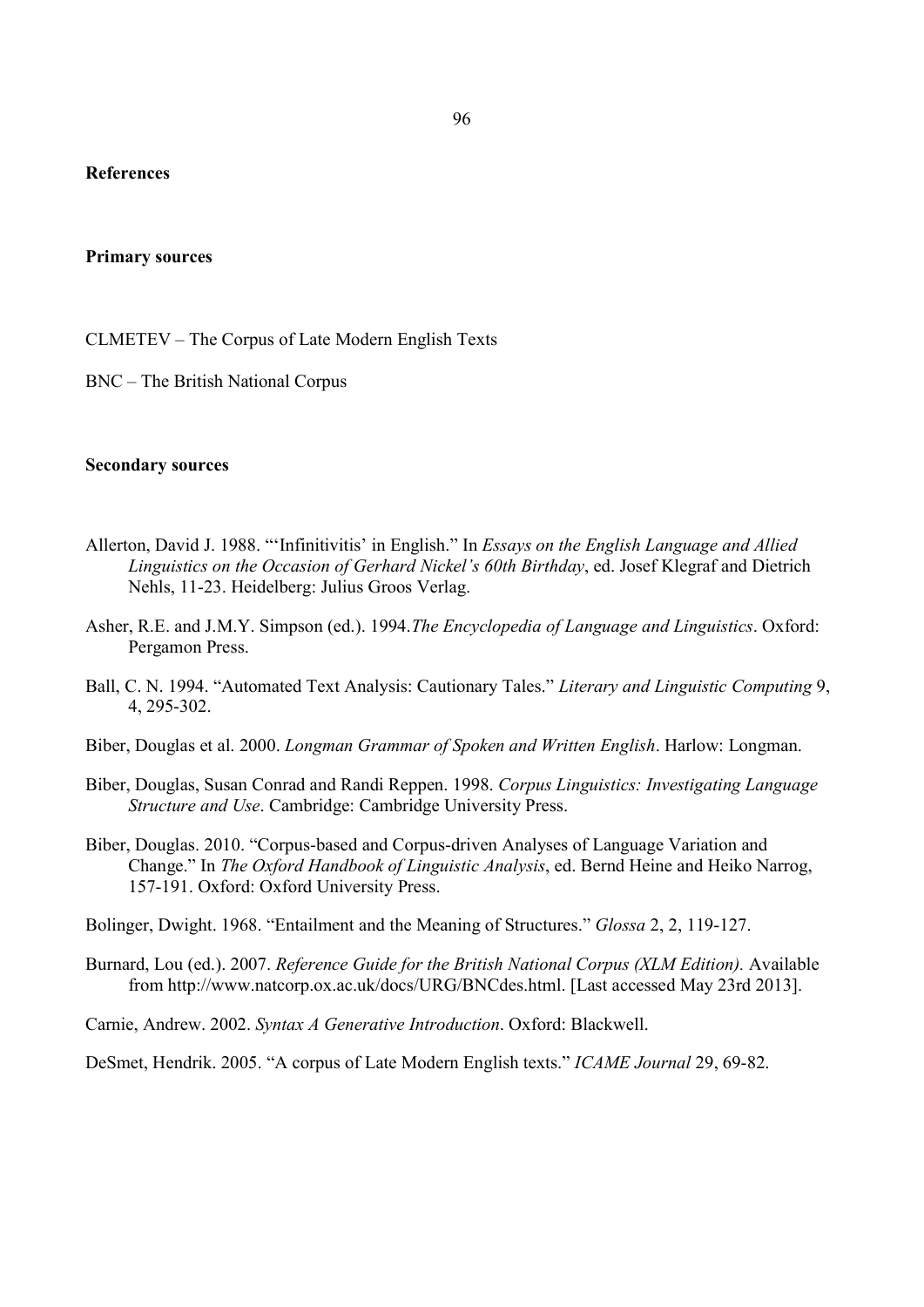## References

### Primary sources

CLMETEV – The Corpus of Late Modern English Texts

BNC – The British National Corpus

### Secondary sources

Allerton, David J. 1988. "'Infinitivitis' in English." In *Essays on the English Language and Allied Linguistics on the Occasion of Gerhard Nickel's 60th Birthday*, ed. Josef Klegraf and Dietrich Nehls, 11-23. Heidelberg: Julius Groos Verlag.

Asher, R.E. and J.M.Y. Simpson (ed.). 1994.*The Encyclopedia of Language and Linguistics*. Oxford: Pergamon Press.

Ball, C. N. 1994. "Automated Text Analysis: Cautionary Tales." *Literary and Linguistic Computing* 9, 4, 295-302.

Biber, Douglas et al. 2000. *Longman Grammar of Spoken and Written English*. Harlow: Longman.

Biber, Douglas, Susan Conrad and Randi Reppen. 1998. *Corpus Linguistics: Investigating Language Structure and Use*. Cambridge: Cambridge University Press.

Biber, Douglas. 2010. "Corpus-based and Corpus-driven Analyses of Language Variation and Change." In *The Oxford Handbook of Linguistic Analysis*, ed. Bernd Heine and Heiko Narrog, 157-191. Oxford: Oxford University Press.

Bolinger, Dwight. 1968. "Entailment and the Meaning of Structures." *Glossa* 2, 2, 119-127.

Burnard, Lou (ed.). 2007. *Reference Guide for the British National Corpus (XLM Edition).* Available from http://www.natcorp.ox.ac.uk/docs/URG/BNCdes.html. [Last accessed May 23rd 2013].

Carnie, Andrew. 2002. *Syntax A Generative Introduction*. Oxford: Blackwell.

DeSmet, Hendrik. 2005. "A corpus of Late Modern English texts." *ICAME Journal* 29, 69-82.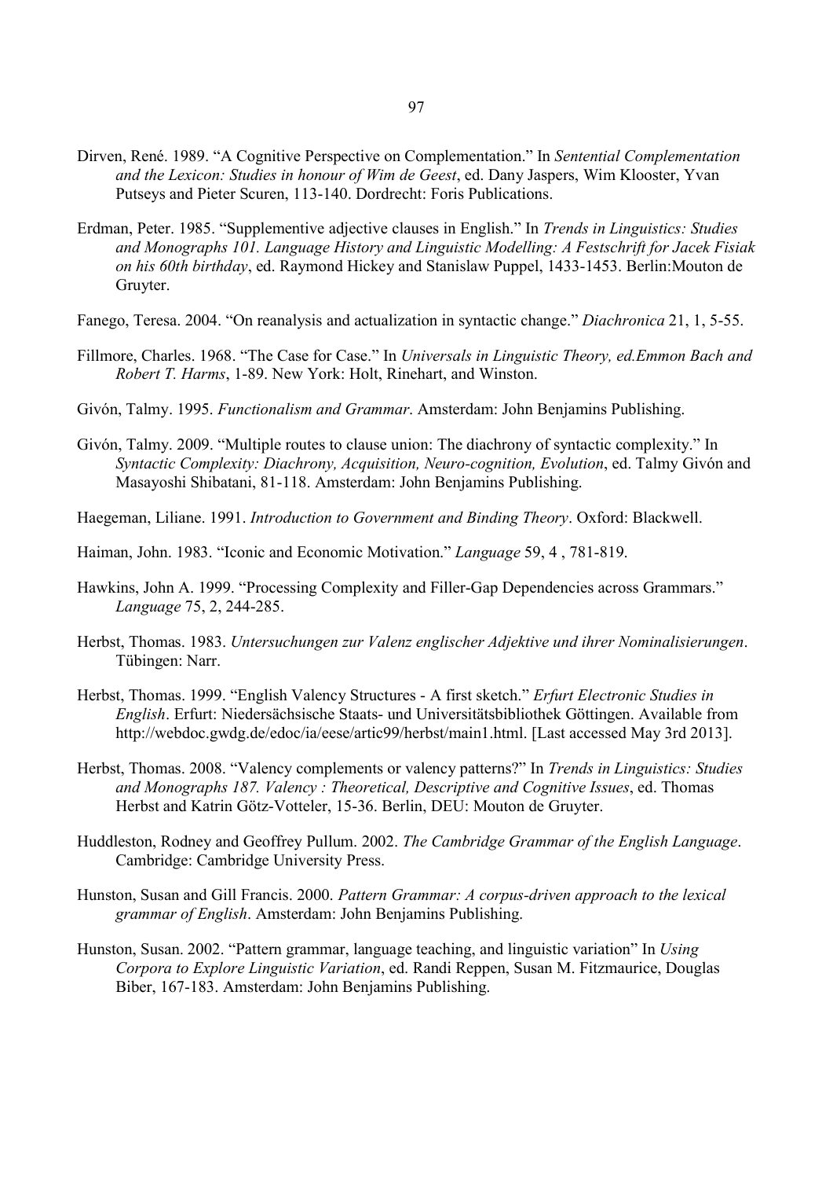Dirven, René. 1989. "A Cognitive Perspective on Complementation." In *Sentential Complementation and the Lexicon: Studies in honour of Wim de Geest*, ed. Dany Jaspers, Wim Klooster, Yvan Putseys and Pieter Scuren, 113-140. Dordrecht: Foris Publications.

Erdman, Peter. 1985. "Supplementive adjective clauses in English." In *Trends in Linguistics: Studies and Monographs 101. Language History and Linguistic Modelling: A Festschrift for Jacek Fisiak on his 60th birthday*, ed. Raymond Hickey and Stanislaw Puppel, 1433-1453. Berlin:Mouton de Gruyter.

Fanego, Teresa. 2004. "On reanalysis and actualization in syntactic change." *Diachronica* 21, 1, 5-55.

Fillmore, Charles. 1968. "The Case for Case." In *Universals in Linguistic Theory, ed.Emmon Bach and Robert T. Harms*, 1-89. New York: Holt, Rinehart, and Winston.

Givón, Talmy. 1995. *Functionalism and Grammar*. Amsterdam: John Benjamins Publishing.

Givón, Talmy. 2009. "Multiple routes to clause union: The diachrony of syntactic complexity." In *Syntactic Complexity: Diachrony, Acquisition, Neuro-cognition, Evolution*, ed. Talmy Givón and Masayoshi Shibatani, 81-118. Amsterdam: John Benjamins Publishing.

Haegeman, Liliane. 1991. *Introduction to Government and Binding Theory*. Oxford: Blackwell.

Haiman, John. 1983. "Iconic and Economic Motivation." *Language* 59, 4 , 781-819.

Hawkins, John A. 1999. "Processing Complexity and Filler-Gap Dependencies across Grammars." *Language* 75, 2, 244-285.

Herbst, Thomas. 1983. *Untersuchungen zur Valenz englischer Adjektive und ihrer Nominalisierungen*. Tübingen: Narr.

Herbst, Thomas. 1999. "English Valency Structures - A first sketch." *Erfurt Electronic Studies in English*. Erfurt: Niedersächsische Staats- und Universitätsbibliothek Göttingen. Available from http://webdoc.gwdg.de/edoc/ia/eese/artic99/herbst/main1.html. [Last accessed May 3rd 2013].

Herbst, Thomas. 2008. "Valency complements or valency patterns?" In *Trends in Linguistics: Studies and Monographs 187. Valency : Theoretical, Descriptive and Cognitive Issues*, ed. Thomas Herbst and Katrin Götz-Votteler, 15-36. Berlin, DEU: Mouton de Gruyter.

Huddleston, Rodney and Geoffrey Pullum. 2002. *The Cambridge Grammar of the English Language*. Cambridge: Cambridge University Press.

Hunston, Susan and Gill Francis. 2000. *Pattern Grammar: A corpus-driven approach to the lexical grammar of English*. Amsterdam: John Benjamins Publishing.

Hunston, Susan. 2002. "Pattern grammar, language teaching, and linguistic variation" In *Using Corpora to Explore Linguistic Variation*, ed. Randi Reppen, Susan M. Fitzmaurice, Douglas Biber, 167-183. Amsterdam: John Benjamins Publishing.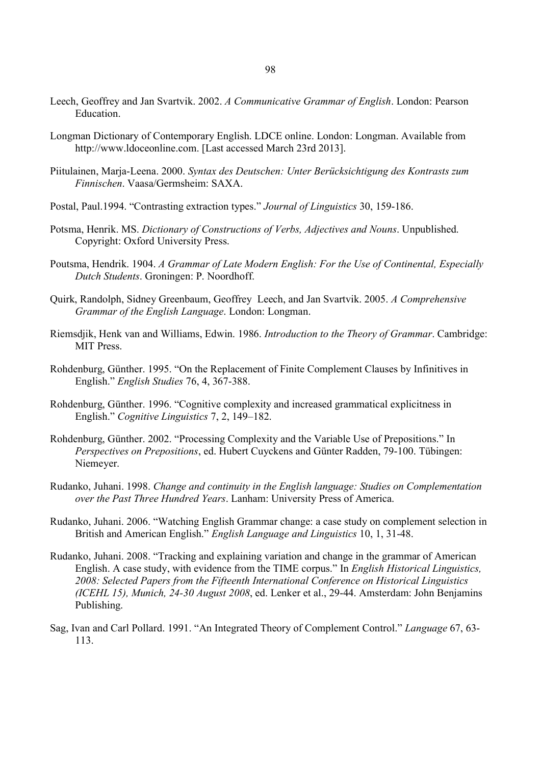Leech, Geoffrey and Jan Svartvik. 2002. *A Communicative Grammar of English*. London: Pearson Education.

Longman Dictionary of Contemporary English. LDCE online. London: Longman. Available from http://www.ldoceonline.com. [Last accessed March 23rd 2013].

Piitulainen, Marja-Leena. 2000. *Syntax des Deutschen: Unter Berücksichtigung des Kontrasts zum Finnischen*. Vaasa/Germsheim: SAXA.

Postal, Paul.1994. "Contrasting extraction types." *Journal of Linguistics* 30, 159-186.

Potsma, Henrik. MS. *Dictionary of Constructions of Verbs, Adjectives and Nouns*. Unpublished. Copyright: Oxford University Press.

Poutsma, Hendrik. 1904. *A Grammar of Late Modern English: For the Use of Continental, Especially Dutch Students*. Groningen: P. Noordhoff.

Quirk, Randolph, Sidney Greenbaum, Geoffrey Leech, and Jan Svartvik. 2005. *A Comprehensive Grammar of the English Language*. London: Longman.

Riemsdjik, Henk van and Williams, Edwin. 1986. *Introduction to the Theory of Grammar*. Cambridge: MIT Press.

Rohdenburg, Günther. 1995. "On the Replacement of Finite Complement Clauses by Infinitives in English." *English Studies* 76, 4, 367-388.

Rohdenburg, Günther. 1996. "Cognitive complexity and increased grammatical explicitness in English." *Cognitive Linguistics* 7, 2, 149–182.

Rohdenburg, Günther. 2002. "Processing Complexity and the Variable Use of Prepositions." In *Perspectives on Prepositions*, ed. Hubert Cuyckens and Günter Radden, 79-100. Tübingen: Niemeyer.

Rudanko, Juhani. 1998. *Change and continuity in the English language: Studies on Complementation over the Past Three Hundred Years*. Lanham: University Press of America.

Rudanko, Juhani. 2006. "Watching English Grammar change: a case study on complement selection in British and American English." *English Language and Linguistics* 10, 1, 31-48.

Rudanko, Juhani. 2008. "Tracking and explaining variation and change in the grammar of American English. A case study, with evidence from the TIME corpus." In *English Historical Linguistics, 2008: Selected Papers from the Fifteenth International Conference on Historical Linguistics (ICEHL 15), Munich, 24-30 August 2008*, ed. Lenker et al., 29-44. Amsterdam: John Benjamins Publishing.

Sag, Ivan and Carl Pollard. 1991. "An Integrated Theory of Complement Control." *Language* 67, 63-113.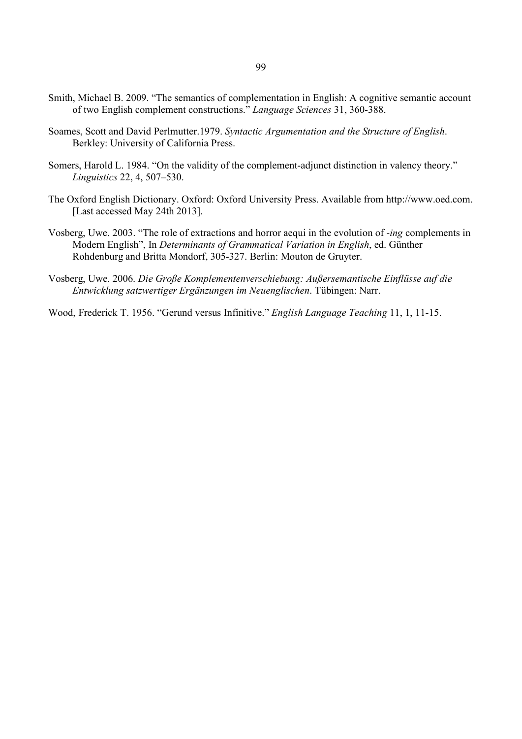Smith, Michael B. 2009. “The semantics of complementation in English: A cognitive semantic account of two English complement constructions.” *Language Sciences* 31, 360-388.

Soames, Scott and David Perlmutter.1979. *Syntactic Argumentation and the Structure of English*. Berkley: University of California Press.

Somers, Harold L. 1984. “On the validity of the complement-adjunct distinction in valency theory.” *Linguistics* 22, 4, 507–530.

The Oxford English Dictionary. Oxford: Oxford University Press. Available from http://www.oed.com. [Last accessed May 24th 2013].

Vosberg, Uwe. 2003. “The role of extractions and horror aequi in the evolution of *-ing* complements in Modern English”, In *Determinants of Grammatical Variation in English*, ed. Günther Rohdenburg and Britta Mondorf, 305-327. Berlin: Mouton de Gruyter.

Vosberg, Uwe. 2006. *Die Große Komplementenverschiebung: Außersemantische Einflüsse auf die Entwicklung satzwertiger Ergänzungen im Neuenglischen*. Tübingen: Narr.

Wood, Frederick T. 1956. “Gerund versus Infinitive.” *English Language Teaching* 11, 1, 11-15.